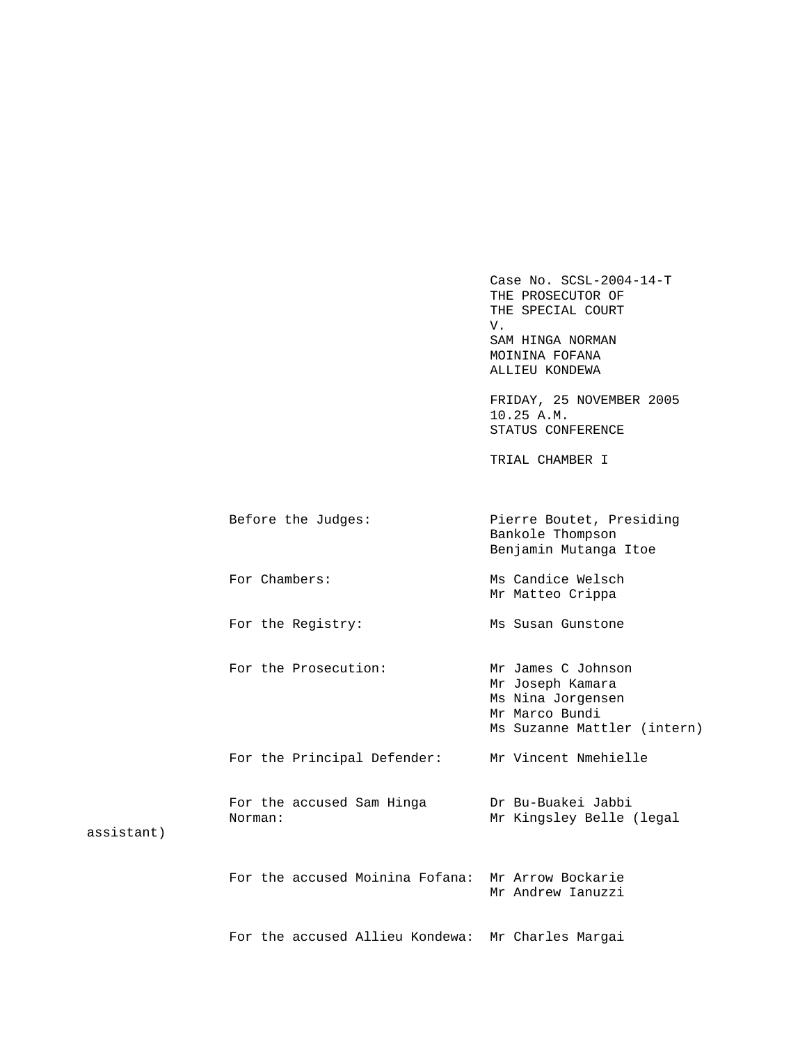Case No. SCSL-2004-14-T
THE PROSECUTOR OF
THE SPECIAL COURT
V.
SAM HINGA NORMAN
MOININA FOFANA
ALLIEU KONDEWA

FRIDAY, 25 NOVEMBER 2005
10.25 A.M.
STATUS CONFERENCE

TRIAL CHAMBER I

| | |
|---|---|
| Before the Judges: | Pierre Boutet, Presiding<br>Bankole Thompson<br>Benjamin Mutanga Itoe |
| For Chambers: | Ms Candice Welsch<br>Mr Matteo Crippa |
| For the Registry: | Ms Susan Gunstone |
| For the Prosecution: | Mr James C Johnson<br>Mr Joseph Kamara<br>Ms Nina Jorgensen<br>Mr Marco Bundi<br>Ms Suzanne Mattler (intern) |
| For the Principal Defender: | Mr Vincent Nmehielle |
| For the accused Sam Hinga Norman: | Dr Bu-Buakei Jabbi<br>Mr Kingsley Belle (legal assistant) |
| For the accused Moinina Fofana: | Mr Arrow Bockarie<br>Mr Andrew Ianuzzi |
| For the accused Allieu Kondewa: | Mr Charles Margai |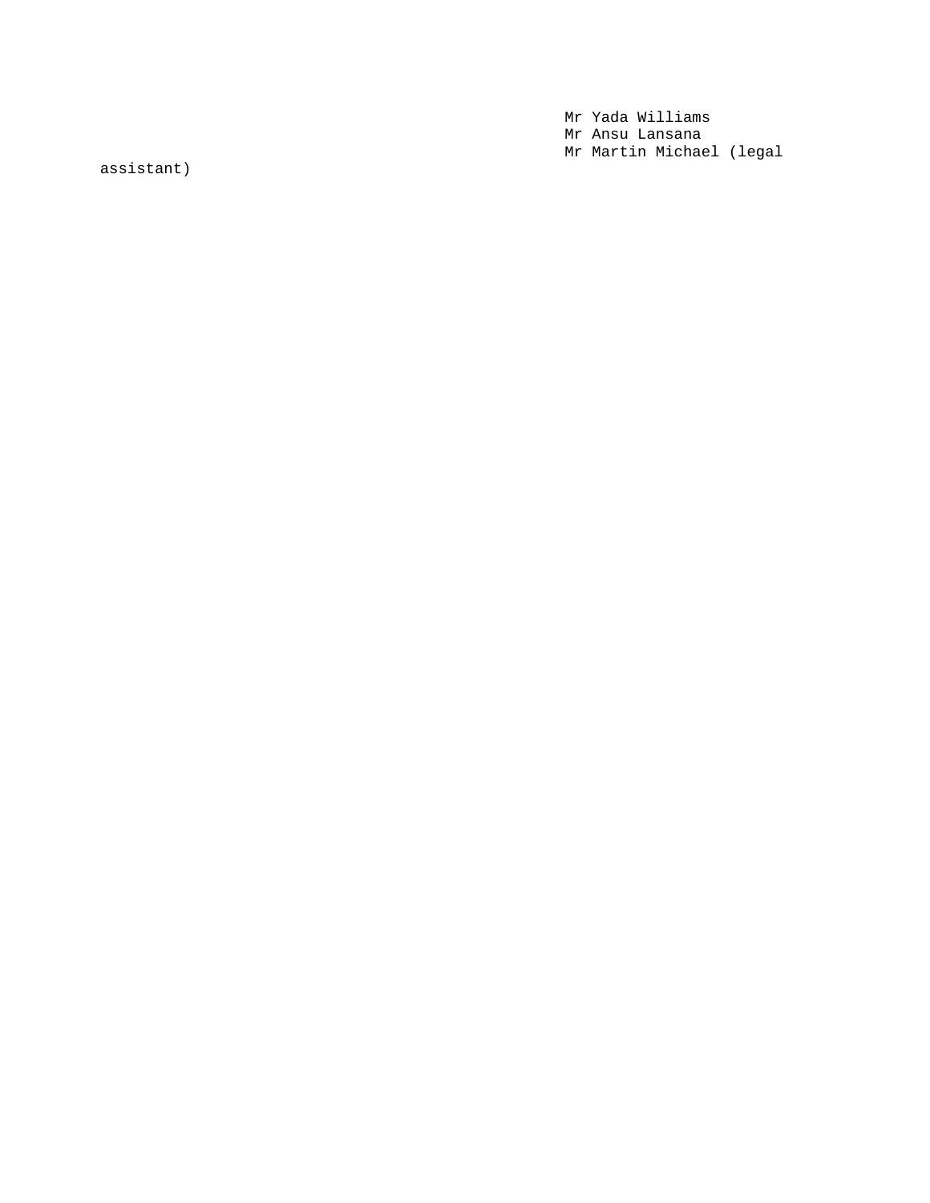Mr Yada Williams
Mr Ansu Lansana
Mr Martin Michael (legal
assistant)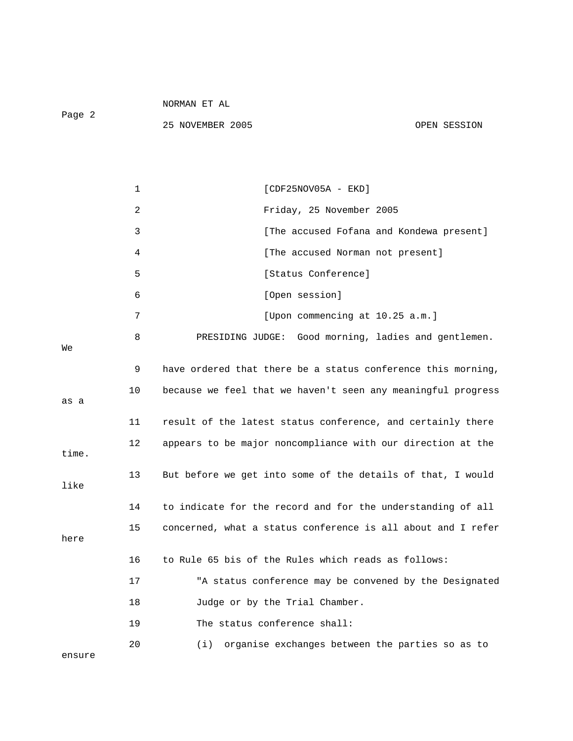[CDF25NOV05A - EKD]

Friday, 25 November 2005

[The accused Fofana and Kondewa present]

[The accused Norman not present]

[Status Conference]

[Open session]

[Upon commencing at 10.25 a.m.]

PRESIDING JUDGE: Good morning, ladies and gentlemen. We have ordered that there be a status conference this morning, because we feel that we haven't seen any meaningful progress as a result of the latest status conference, and certainly there appears to be major noncompliance with our direction at the time. But before we get into some of the details of that, I would like to indicate for the record and for the understanding of all concerned, what a status conference is all about and I refer here to Rule 65 bis of the Rules which reads as follows:

"A status conference may be convened by the Designated Judge or by the Trial Chamber.

The status conference shall:

(i) organise exchanges between the parties so as to ensure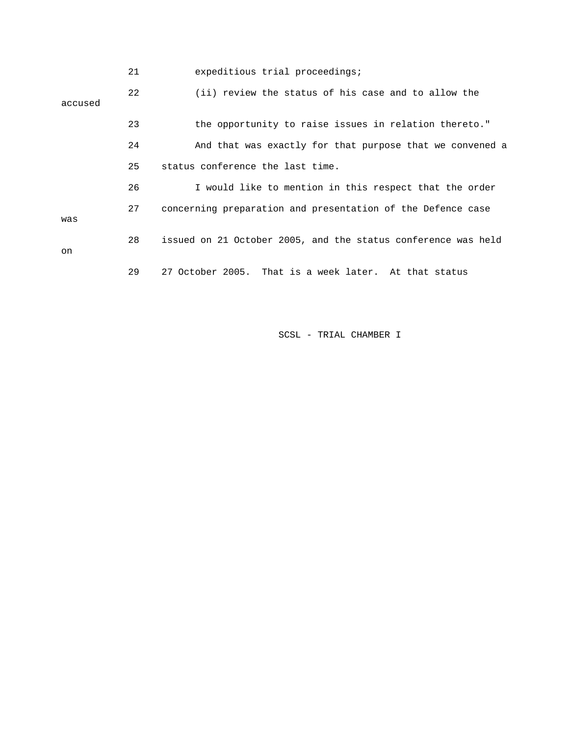21 expeditious trial proceedings;

22 (ii) review the status of his case and to allow the accused

23 the opportunity to raise issues in relation thereto."

24 And that was exactly for that purpose that we convened a

25 status conference the last time.

26 I would like to mention in this respect that the order

27 concerning preparation and presentation of the Defence case was

28 issued on 21 October 2005, and the status conference was held on

29 27 October 2005. That is a week later. At that status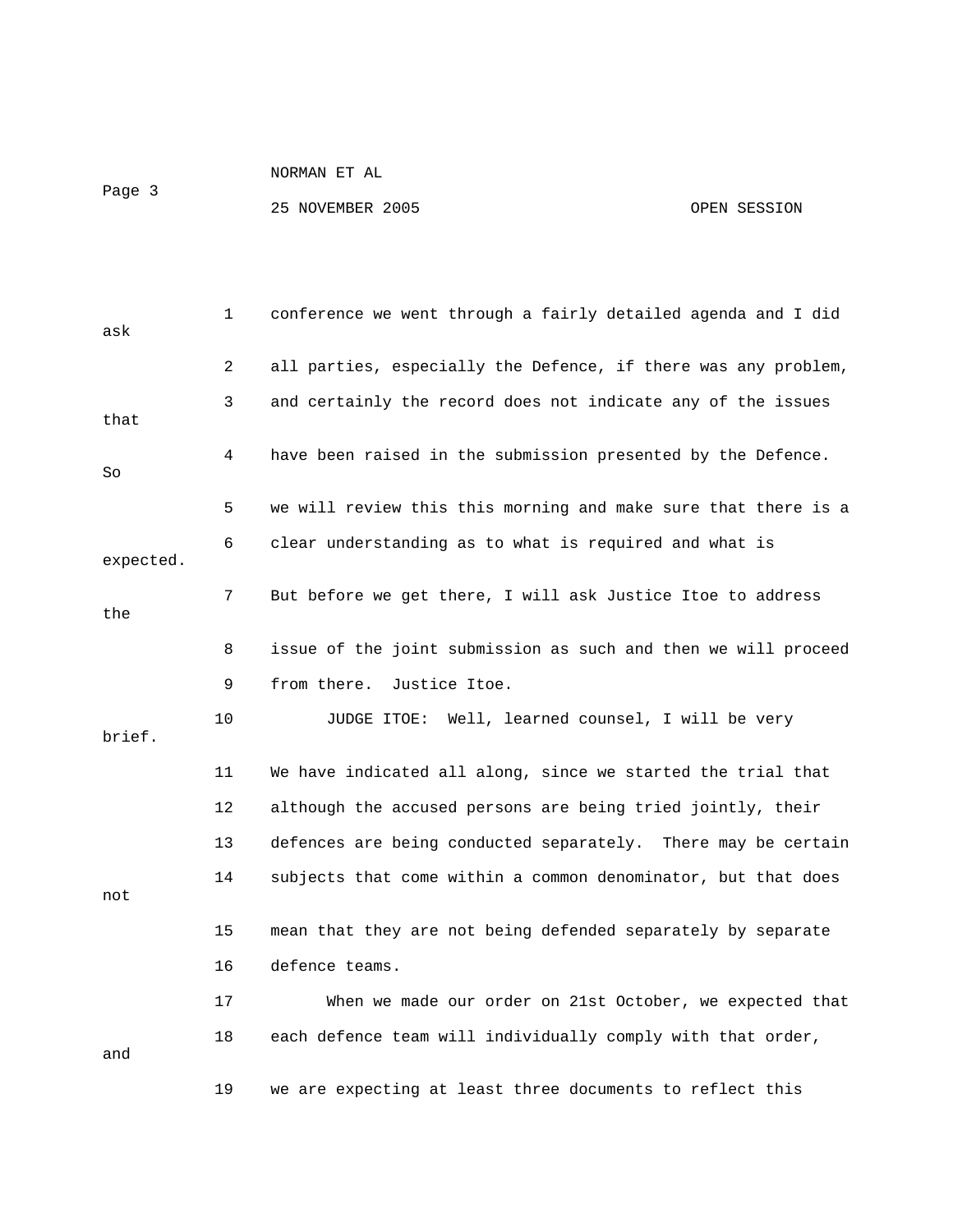conference we went through a fairly detailed agenda and I did ask all parties, especially the Defence, if there was any problem, and certainly the record does not indicate any of the issues that have been raised in the submission presented by the Defence. So we will review this this morning and make sure that there is a clear understanding as to what is required and what is expected. But before we get there, I will ask Justice Itoe to address the issue of the joint submission as such and then we will proceed from there. Justice Itoe.

JUDGE ITOE: Well, learned counsel, I will be very brief. We have indicated all along, since we started the trial that although the accused persons are being tried jointly, their defences are being conducted separately. There may be certain subjects that come within a common denominator, but that does not mean that they are not being defended separately by separate defence teams.

When we made our order on 21st October, we expected that each defence team will individually comply with that order, and we are expecting at least three documents to reflect this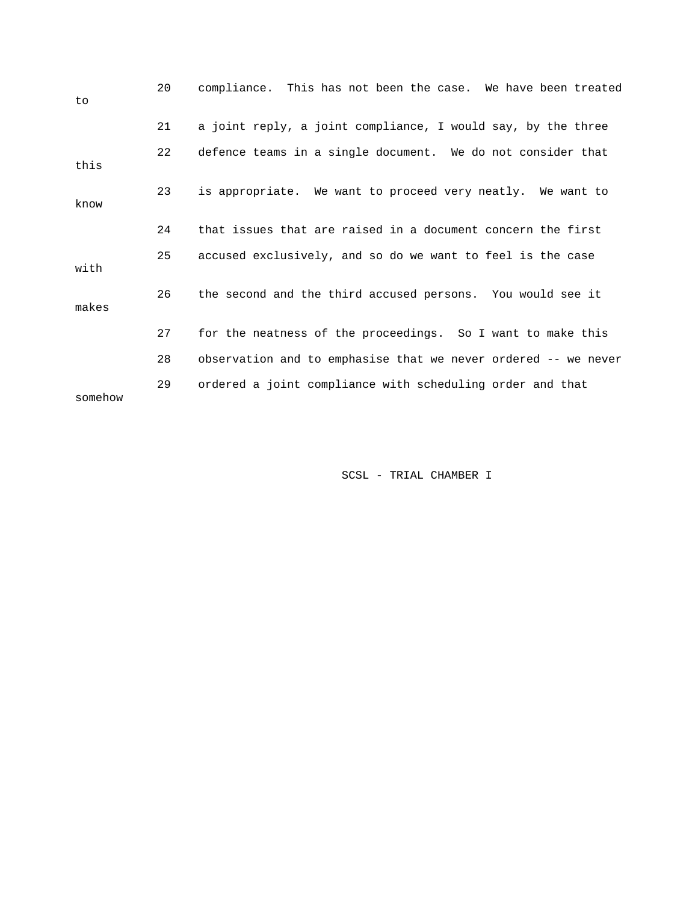20 compliance. This has not been the case. We have been treated to

21 a joint reply, a joint compliance, I would say, by the three

22 defence teams in a single document. We do not consider that this

23 is appropriate. We want to proceed very neatly. We want to know

24 that issues that are raised in a document concern the first

25 accused exclusively, and so do we want to feel is the case with

26 the second and the third accused persons. You would see it makes

27 for the neatness of the proceedings. So I want to make this

28 observation and to emphasise that we never ordered -- we never

29 ordered a joint compliance with scheduling order and that somehow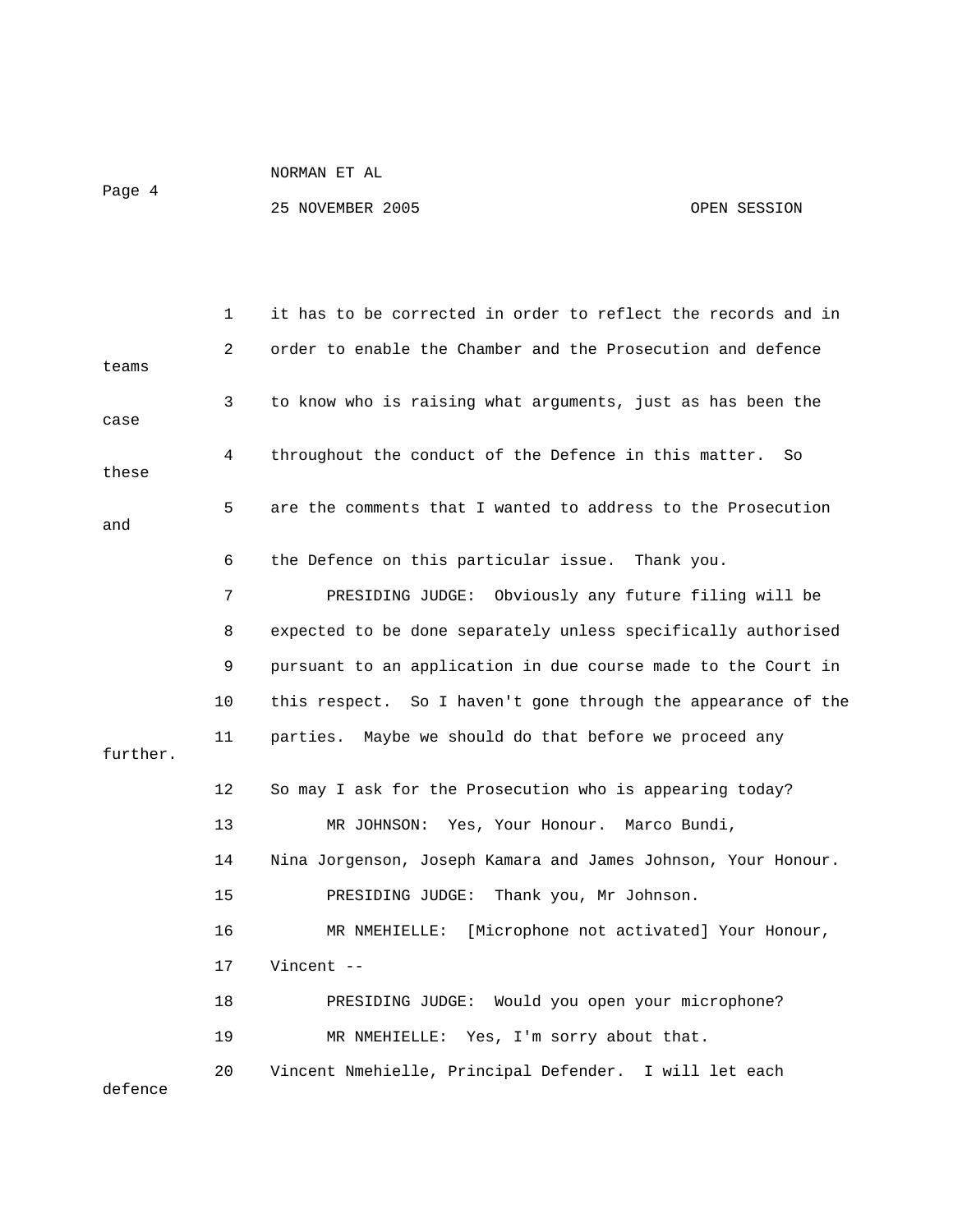1 it has to be corrected in order to reflect the records and in

2 order to enable the Chamber and the Prosecution and defence teams

3 to know who is raising what arguments, just as has been the case

4 throughout the conduct of the Defence in this matter. So these

5 are the comments that I wanted to address to the Prosecution and

6 the Defence on this particular issue. Thank you.

7 PRESIDING JUDGE: Obviously any future filing will be

8 expected to be done separately unless specifically authorised

9 pursuant to an application in due course made to the Court in

10 this respect. So I haven't gone through the appearance of the

11 parties. Maybe we should do that before we proceed any further.

12 So may I ask for the Prosecution who is appearing today?

13 MR JOHNSON: Yes, Your Honour. Marco Bundi,

14 Nina Jorgenson, Joseph Kamara and James Johnson, Your Honour.

15 PRESIDING JUDGE: Thank you, Mr Johnson.

16 MR NMEHIELLE: [Microphone not activated] Your Honour,

17 Vincent --

18 PRESIDING JUDGE: Would you open your microphone?

19 MR NMEHIELLE: Yes, I'm sorry about that.

20 Vincent Nmehielle, Principal Defender. I will let each defence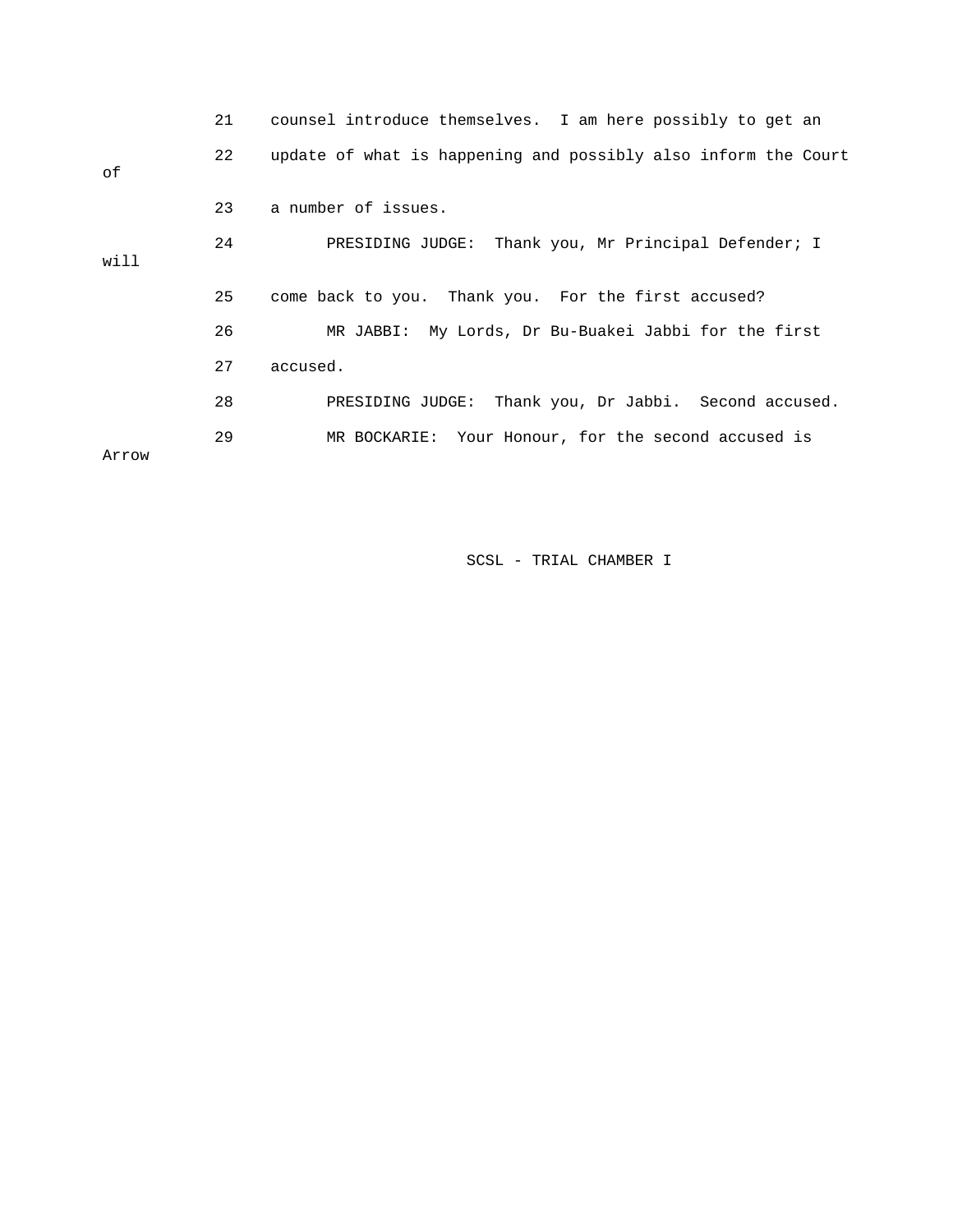21 counsel introduce themselves. I am here possibly to get an

22 update of what is happening and possibly also inform the Court of

23 a number of issues.

24 PRESIDING JUDGE: Thank you, Mr Principal Defender; I will

25 come back to you. Thank you. For the first accused?

26 MR JABBI: My Lords, Dr Bu-Buakei Jabbi for the first

27 accused.

28 PRESIDING JUDGE: Thank you, Dr Jabbi. Second accused.

29 MR BOCKARIE: Your Honour, for the second accused is Arrow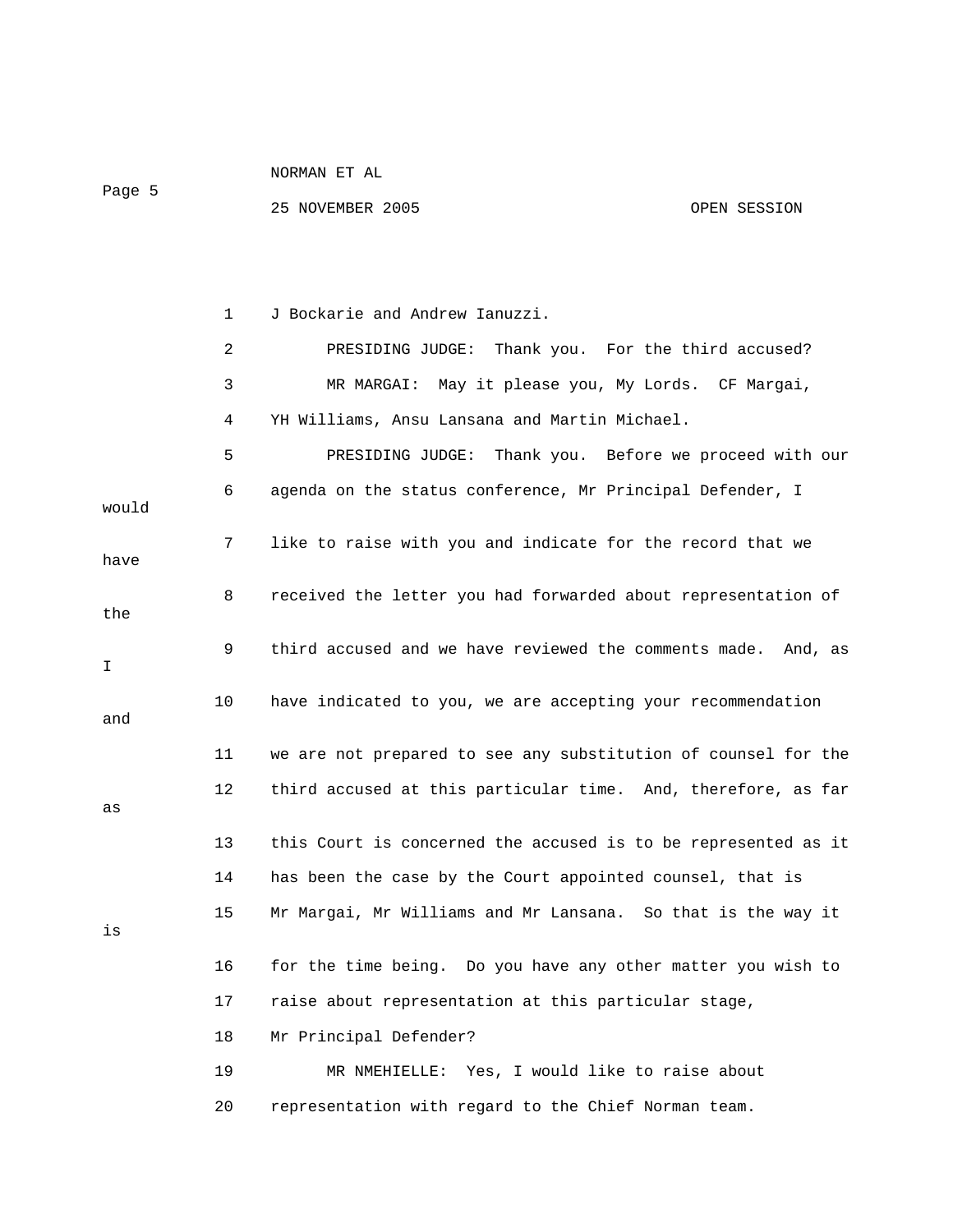J Bockarie and Andrew Ianuzzi.

PRESIDING JUDGE: Thank you. For the third accused?

MR MARGAI: May it please you, My Lords. CF Margai, YH Williams, Ansu Lansana and Martin Michael.

PRESIDING JUDGE: Thank you. Before we proceed with our agenda on the status conference, Mr Principal Defender, I would like to raise with you and indicate for the record that we have received the letter you had forwarded about representation of the third accused and we have reviewed the comments made. And, as I have indicated to you, we are accepting your recommendation and we are not prepared to see any substitution of counsel for the third accused at this particular time. And, therefore, as far as this Court is concerned the accused is to be represented as it has been the case by the Court appointed counsel, that is Mr Margai, Mr Williams and Mr Lansana. So that is the way it is for the time being. Do you have any other matter you wish to raise about representation at this particular stage, Mr Principal Defender?

MR NMEHIELLE: Yes, I would like to raise about representation with regard to the Chief Norman team.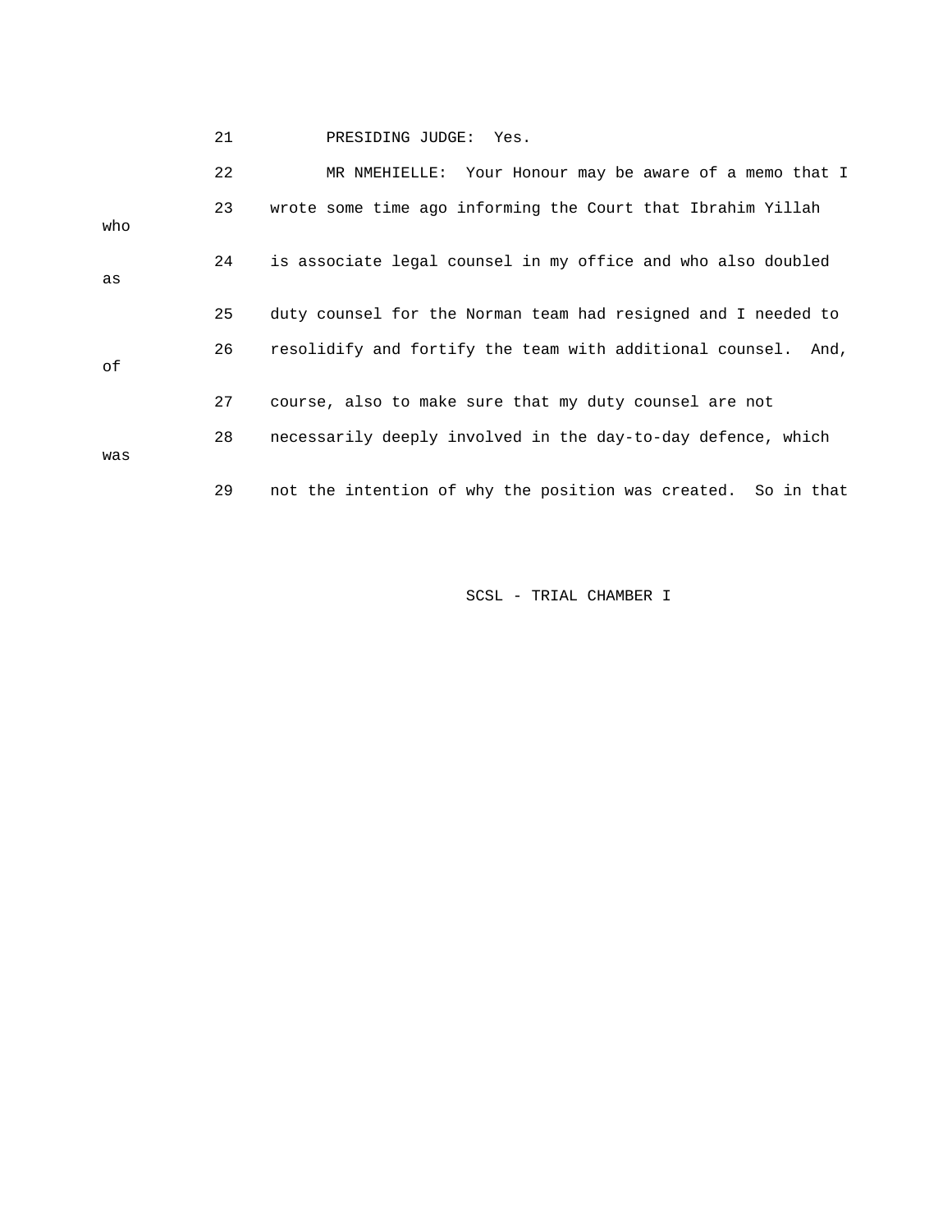21 PRESIDING JUDGE: Yes.

22 MR NMEHIELLE: Your Honour may be aware of a memo that I

23 wrote some time ago informing the Court that Ibrahim Yillah who

24 is associate legal counsel in my office and who also doubled as

25 duty counsel for the Norman team had resigned and I needed to

26 resolidify and fortify the team with additional counsel. And, of

27 course, also to make sure that my duty counsel are not

28 necessarily deeply involved in the day-to-day defence, which was

29 not the intention of why the position was created. So in that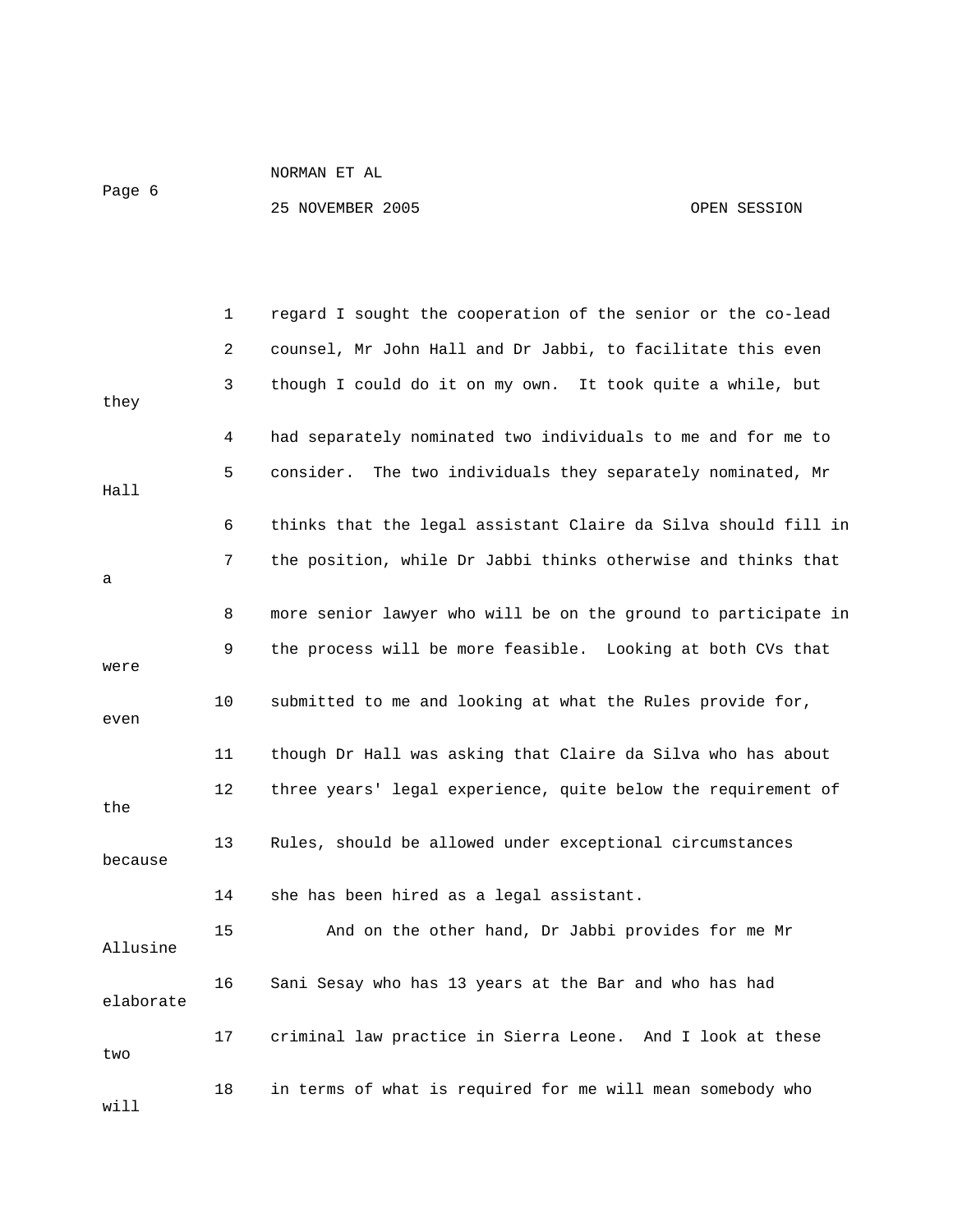1 regard I sought the cooperation of the senior or the co-lead
2 counsel, Mr John Hall and Dr Jabbi, to facilitate this even
3 though I could do it on my own. It took quite a while, but they
4 had separately nominated two individuals to me and for me to
5 consider. The two individuals they separately nominated, Mr Hall
6 thinks that the legal assistant Claire da Silva should fill in
7 the position, while Dr Jabbi thinks otherwise and thinks that a
8 more senior lawyer who will be on the ground to participate in
9 the process will be more feasible. Looking at both CVs that were
10 submitted to me and looking at what the Rules provide for, even
11 though Dr Hall was asking that Claire da Silva who has about
12 three years' legal experience, quite below the requirement of the
13 Rules, should be allowed under exceptional circumstances because
14 she has been hired as a legal assistant.
15 And on the other hand, Dr Jabbi provides for me Mr Allusine
16 Sani Sesay who has 13 years at the Bar and who has had elaborate
17 criminal law practice in Sierra Leone. And I look at these two
18 in terms of what is required for me will mean somebody who will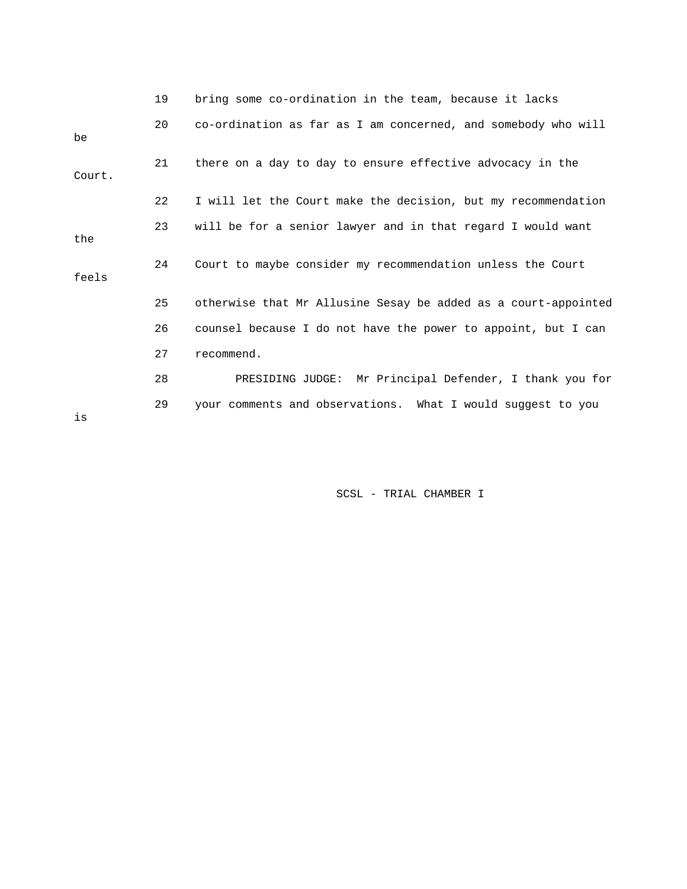19 bring some co-ordination in the team, because it lacks

20 co-ordination as far as I am concerned, and somebody who will be

21 there on a day to day to ensure effective advocacy in the Court.

22 I will let the Court make the decision, but my recommendation

23 will be for a senior lawyer and in that regard I would want the

24 Court to maybe consider my recommendation unless the Court feels

25 otherwise that Mr Allusine Sesay be added as a court-appointed

26 counsel because I do not have the power to appoint, but I can

27 recommend.

28 PRESIDING JUDGE: Mr Principal Defender, I thank you for

29 your comments and observations. What I would suggest to you is

SCSL - TRIAL CHAMBER I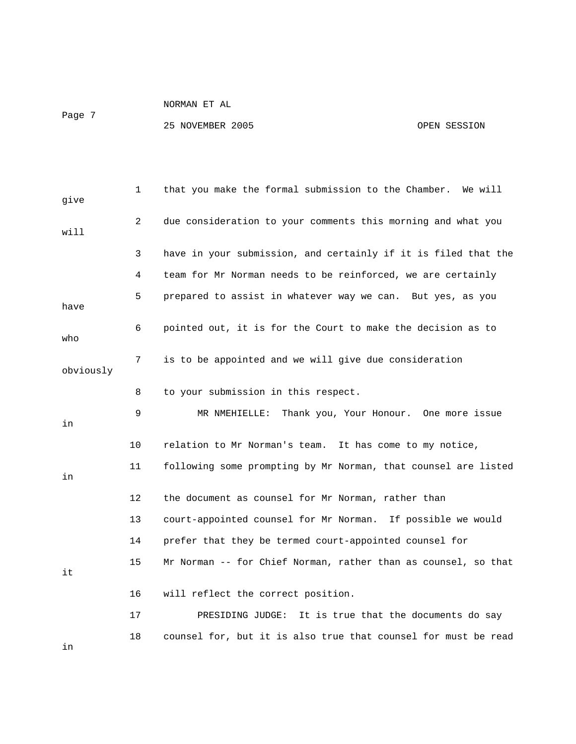1 that you make the formal submission to the Chamber. We will give

2 due consideration to your comments this morning and what you will

3 have in your submission, and certainly if it is filed that the

4 team for Mr Norman needs to be reinforced, we are certainly

5 prepared to assist in whatever way we can. But yes, as you have

6 pointed out, it is for the Court to make the decision as to who

7 is to be appointed and we will give due consideration obviously

8 to your submission in this respect.

9 MR NMEHIELLE: Thank you, Your Honour. One more issue in

10 relation to Mr Norman's team. It has come to my notice,

11 following some prompting by Mr Norman, that counsel are listed in

12 the document as counsel for Mr Norman, rather than

13 court-appointed counsel for Mr Norman. If possible we would

14 prefer that they be termed court-appointed counsel for

15 Mr Norman -- for Chief Norman, rather than as counsel, so that it

16 will reflect the correct position.

17 PRESIDING JUDGE: It is true that the documents do say

18 counsel for, but it is also true that counsel for must be read in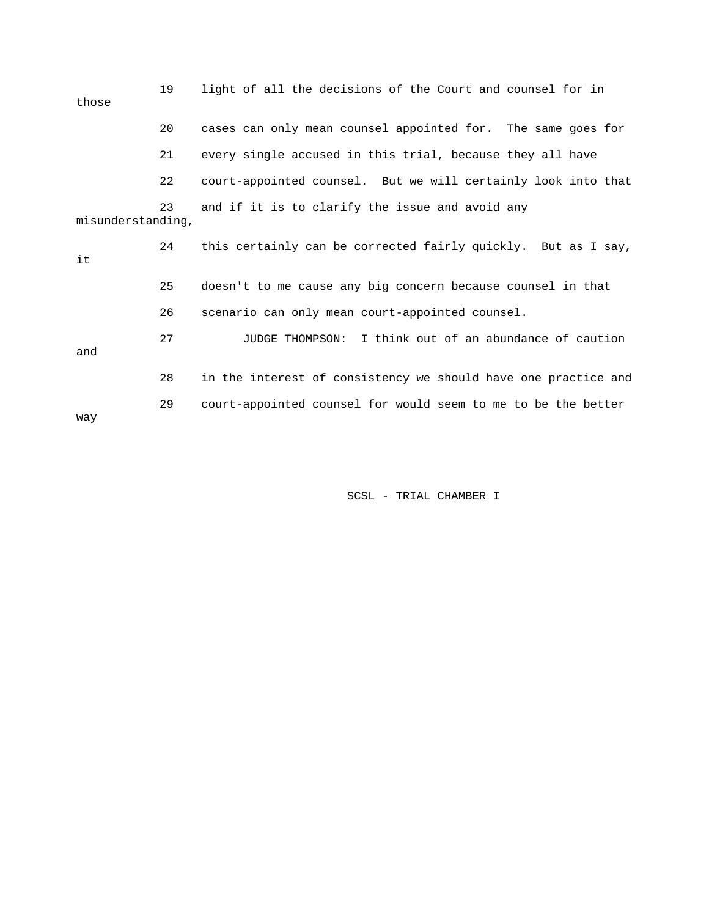19 light of all the decisions of the Court and counsel for in those

20 cases can only mean counsel appointed for. The same goes for

21 every single accused in this trial, because they all have

22 court-appointed counsel. But we will certainly look into that

23 and if it is to clarify the issue and avoid any misunderstanding,

24 this certainly can be corrected fairly quickly. But as I say, it

25 doesn't to me cause any big concern because counsel in that

26 scenario can only mean court-appointed counsel.

27 JUDGE THOMPSON: I think out of an abundance of caution and

28 in the interest of consistency we should have one practice and

29 court-appointed counsel for would seem to me to be the better way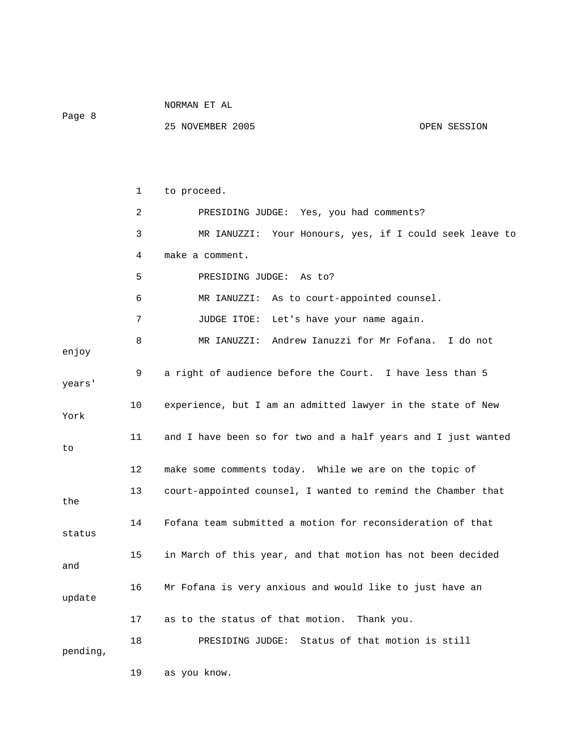1 to proceed.

2 PRESIDING JUDGE: Yes, you had comments?

3 MR IANUZZI: Your Honours, yes, if I could seek leave to

4 make a comment.

5 PRESIDING JUDGE: As to?

6 MR IANUZZI: As to court-appointed counsel.

7 JUDGE ITOE: Let's have your name again.

8 MR IANUZZI: Andrew Ianuzzi for Mr Fofana. I do not enjoy

9 a right of audience before the Court. I have less than 5 years'

10 experience, but I am an admitted lawyer in the state of New York

11 and I have been so for two and a half years and I just wanted to

12 make some comments today. While we are on the topic of

13 court-appointed counsel, I wanted to remind the Chamber that the

14 Fofana team submitted a motion for reconsideration of that status

15 in March of this year, and that motion has not been decided and

16 Mr Fofana is very anxious and would like to just have an update

17 as to the status of that motion. Thank you.

18 PRESIDING JUDGE: Status of that motion is still pending,

19 as you know.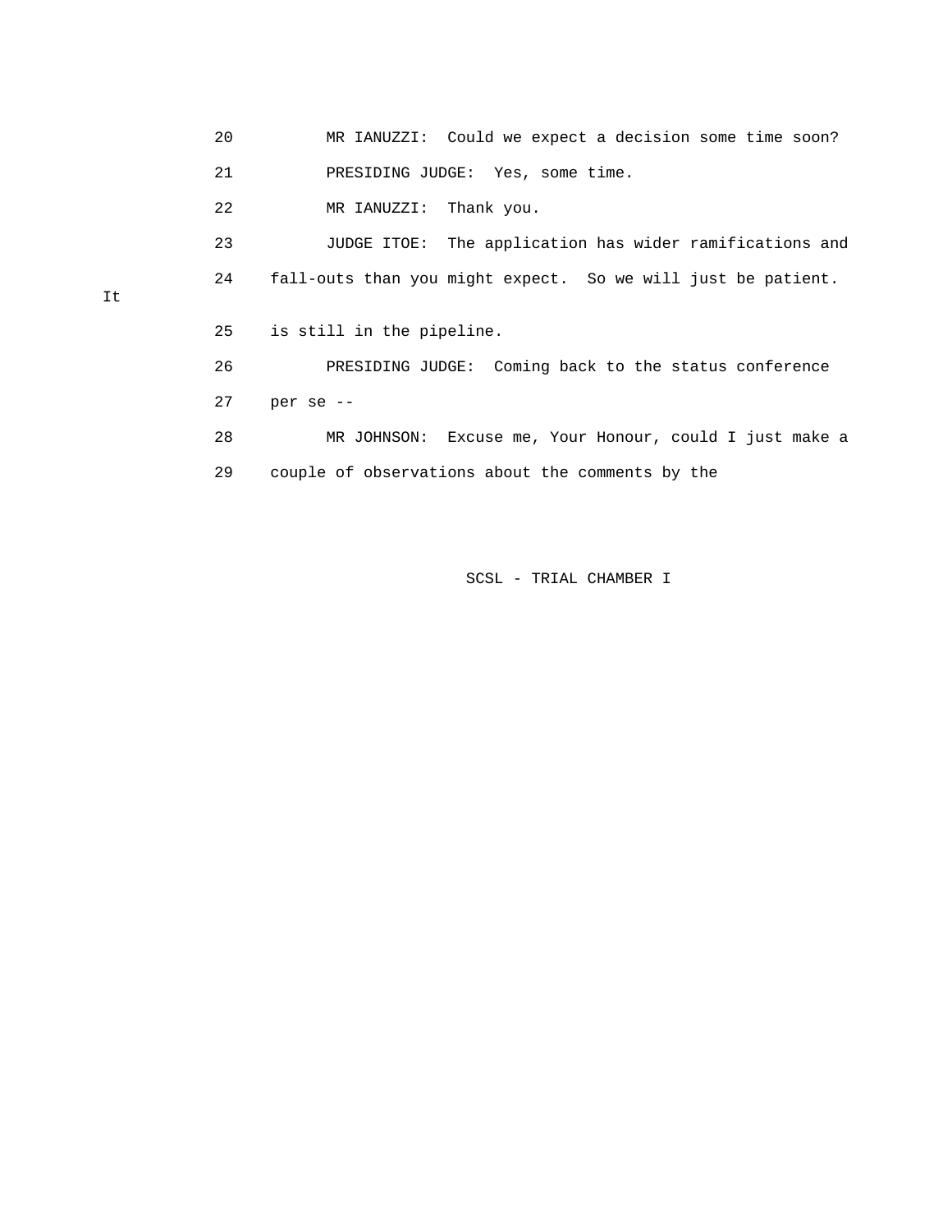20 MR IANUZZI: Could we expect a decision some time soon?

21 PRESIDING JUDGE: Yes, some time.

22 MR IANUZZI: Thank you.

23 JUDGE ITOE: The application has wider ramifications and

24 fall-outs than you might expect. So we will just be patient. It

25 is still in the pipeline.

26 PRESIDING JUDGE: Coming back to the status conference

27 per se --

28 MR JOHNSON: Excuse me, Your Honour, could I just make a

29 couple of observations about the comments by the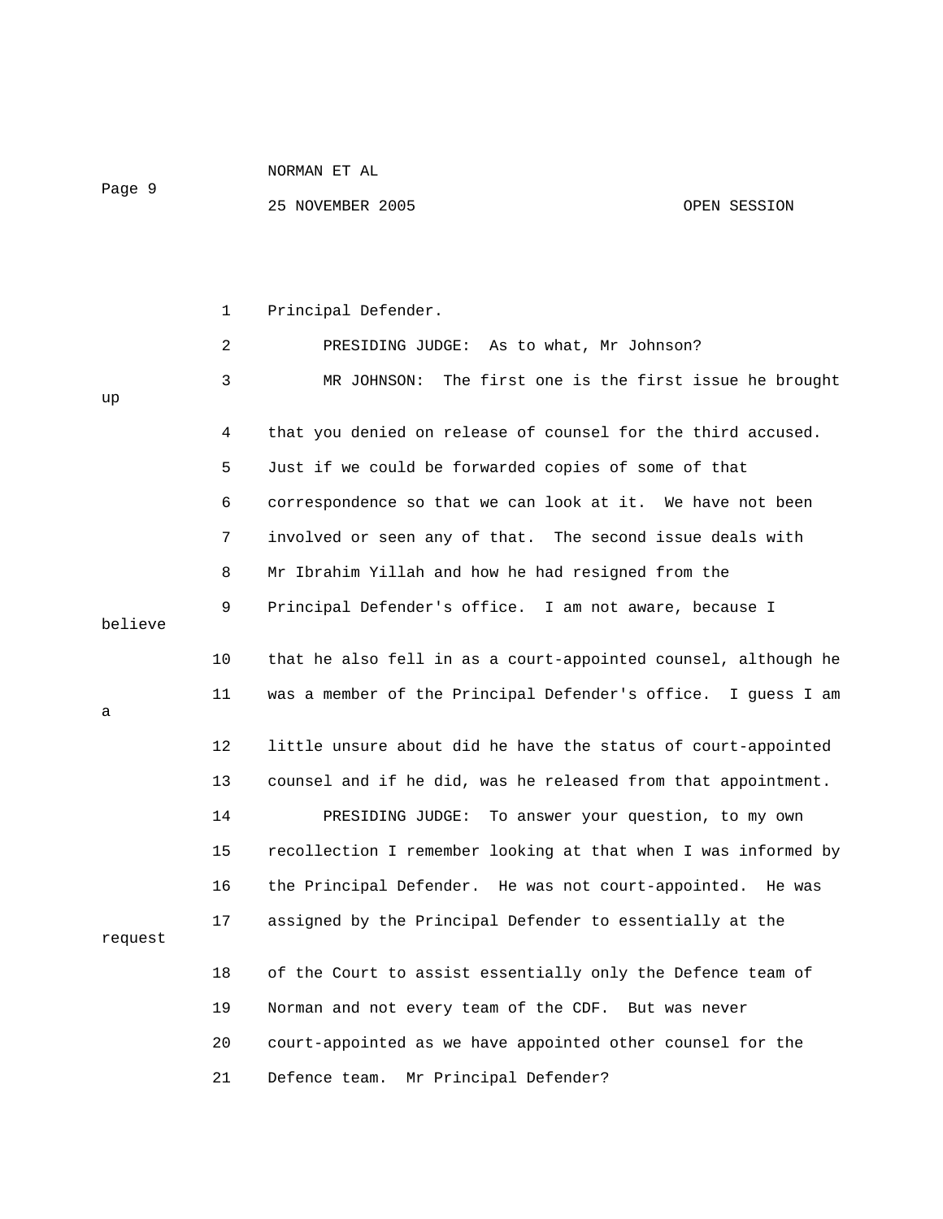1 Principal Defender.

2 PRESIDING JUDGE: As to what, Mr Johnson?

3 MR JOHNSON: The first one is the first issue he brought up

4 that you denied on release of counsel for the third accused.

5 Just if we could be forwarded copies of some of that

6 correspondence so that we can look at it. We have not been

7 involved or seen any of that. The second issue deals with

8 Mr Ibrahim Yillah and how he had resigned from the

9 Principal Defender's office. I am not aware, because I believe

10 that he also fell in as a court-appointed counsel, although he

11 was a member of the Principal Defender's office. I guess I am a

12 little unsure about did he have the status of court-appointed

13 counsel and if he did, was he released from that appointment.

14 PRESIDING JUDGE: To answer your question, to my own

15 recollection I remember looking at that when I was informed by

16 the Principal Defender. He was not court-appointed. He was

17 assigned by the Principal Defender to essentially at the request

18 of the Court to assist essentially only the Defence team of

19 Norman and not every team of the CDF. But was never

20 court-appointed as we have appointed other counsel for the

21 Defence team. Mr Principal Defender?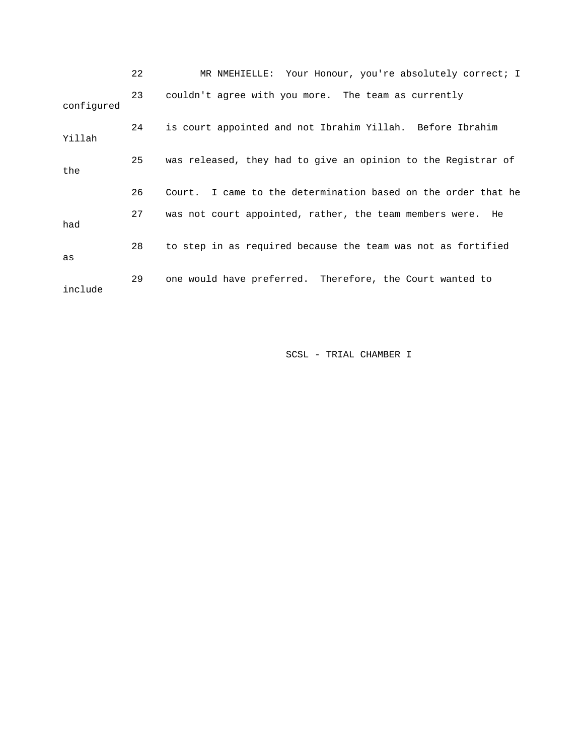22 MR NMEHIELLE: Your Honour, you're absolutely correct; I

23 couldn't agree with you more. The team as currently configured

24 is court appointed and not Ibrahim Yillah. Before Ibrahim Yillah

25 was released, they had to give an opinion to the Registrar of the

26 Court. I came to the determination based on the order that he

27 was not court appointed, rather, the team members were. He had

28 to step in as required because the team was not as fortified as

29 one would have preferred. Therefore, the Court wanted to include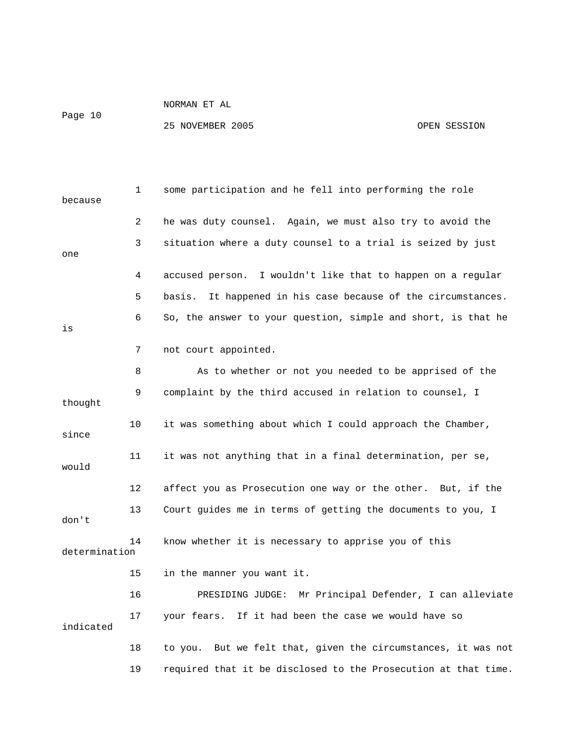some participation and he fell into performing the role because he was duty counsel. Again, we must also try to avoid the situation where a duty counsel to a trial is seized by just one accused person. I wouldn't like that to happen on a regular basis. It happened in his case because of the circumstances. So, the answer to your question, simple and short, is that he is not court appointed.

As to whether or not you needed to be apprised of the complaint by the third accused in relation to counsel, I thought it was something about which I could approach the Chamber, since it was not anything that in a final determination, per se, would affect you as Prosecution one way or the other. But, if the Court guides me in terms of getting the documents to you, I don't know whether it is necessary to apprise you of this determination in the manner you want it.

PRESIDING JUDGE: Mr Principal Defender, I can alleviate your fears. If it had been the case we would have so indicated to you. But we felt that, given the circumstances, it was not required that it be disclosed to the Prosecution at that time.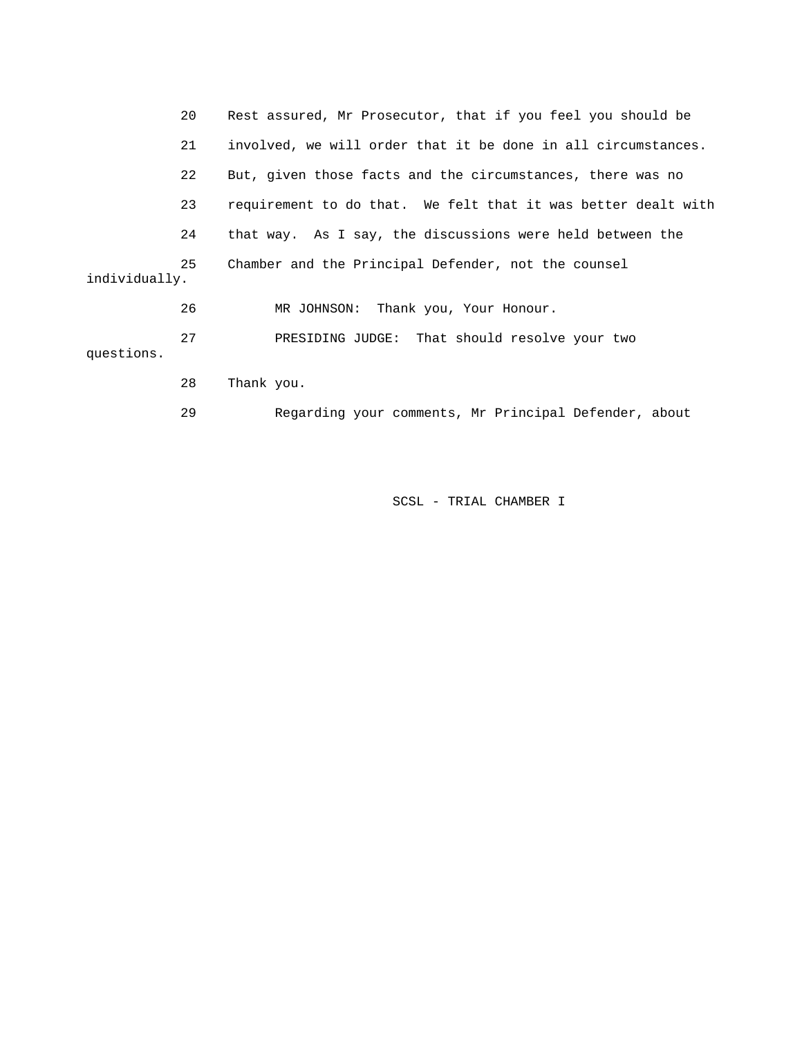20 Rest assured, Mr Prosecutor, that if you feel you should be

21 involved, we will order that it be done in all circumstances.

22 But, given those facts and the circumstances, there was no

23 requirement to do that. We felt that it was better dealt with

24 that way. As I say, the discussions were held between the

25 Chamber and the Principal Defender, not the counsel individually.

26 MR JOHNSON: Thank you, Your Honour.

27 PRESIDING JUDGE: That should resolve your two questions.

28 Thank you.

29 Regarding your comments, Mr Principal Defender, about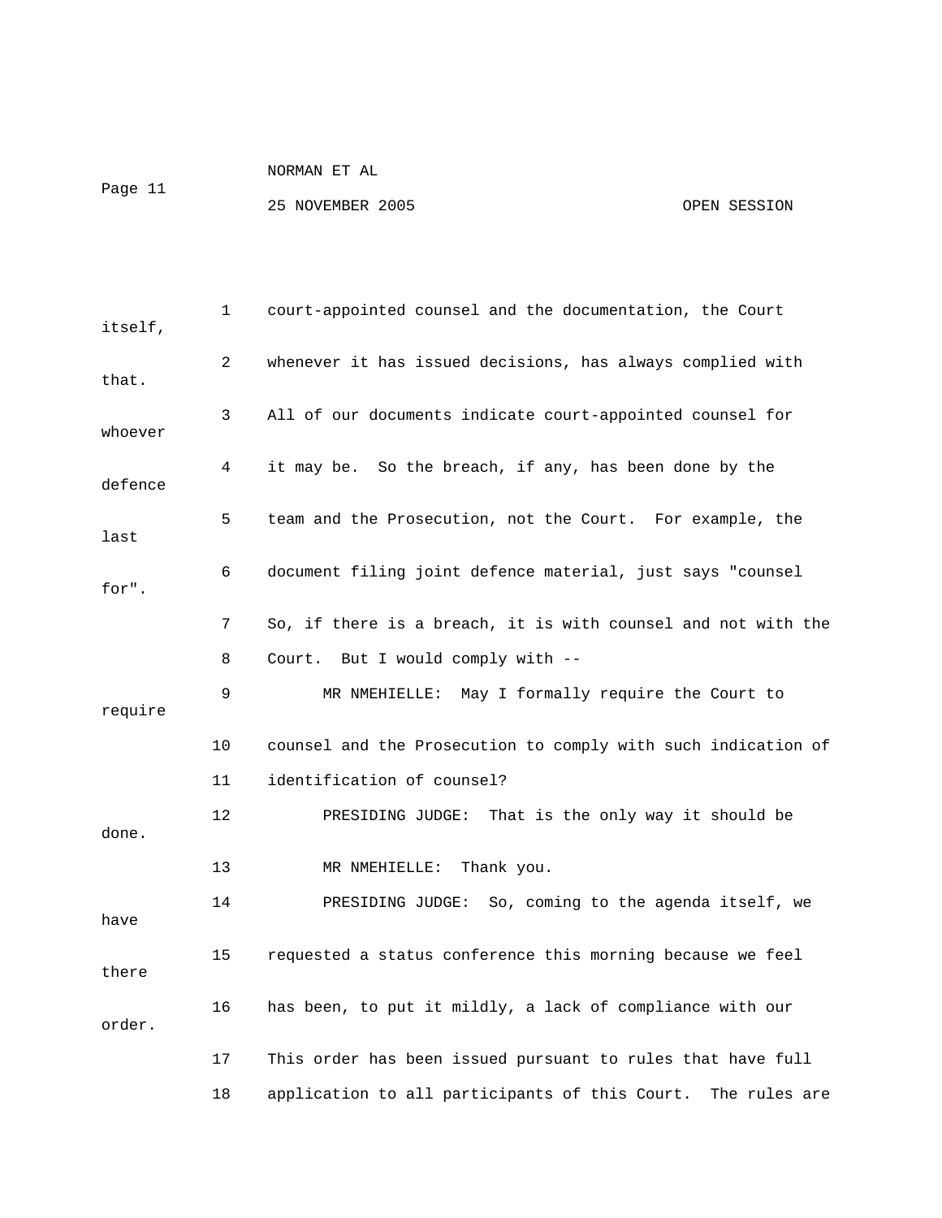1 court-appointed counsel and the documentation, the Court itself,

2 whenever it has issued decisions, has always complied with that.

3 All of our documents indicate court-appointed counsel for whoever

4 it may be. So the breach, if any, has been done by the defence

5 team and the Prosecution, not the Court. For example, the last

6 document filing joint defence material, just says "counsel for".

7 So, if there is a breach, it is with counsel and not with the

8 Court. But I would comply with --

9 MR NMEHIELLE: May I formally require the Court to require

10 counsel and the Prosecution to comply with such indication of

11 identification of counsel?

12 PRESIDING JUDGE: That is the only way it should be done.

13 MR NMEHIELLE: Thank you.

14 PRESIDING JUDGE: So, coming to the agenda itself, we have

15 requested a status conference this morning because we feel there

16 has been, to put it mildly, a lack of compliance with our order.

17 This order has been issued pursuant to rules that have full

18 application to all participants of this Court. The rules are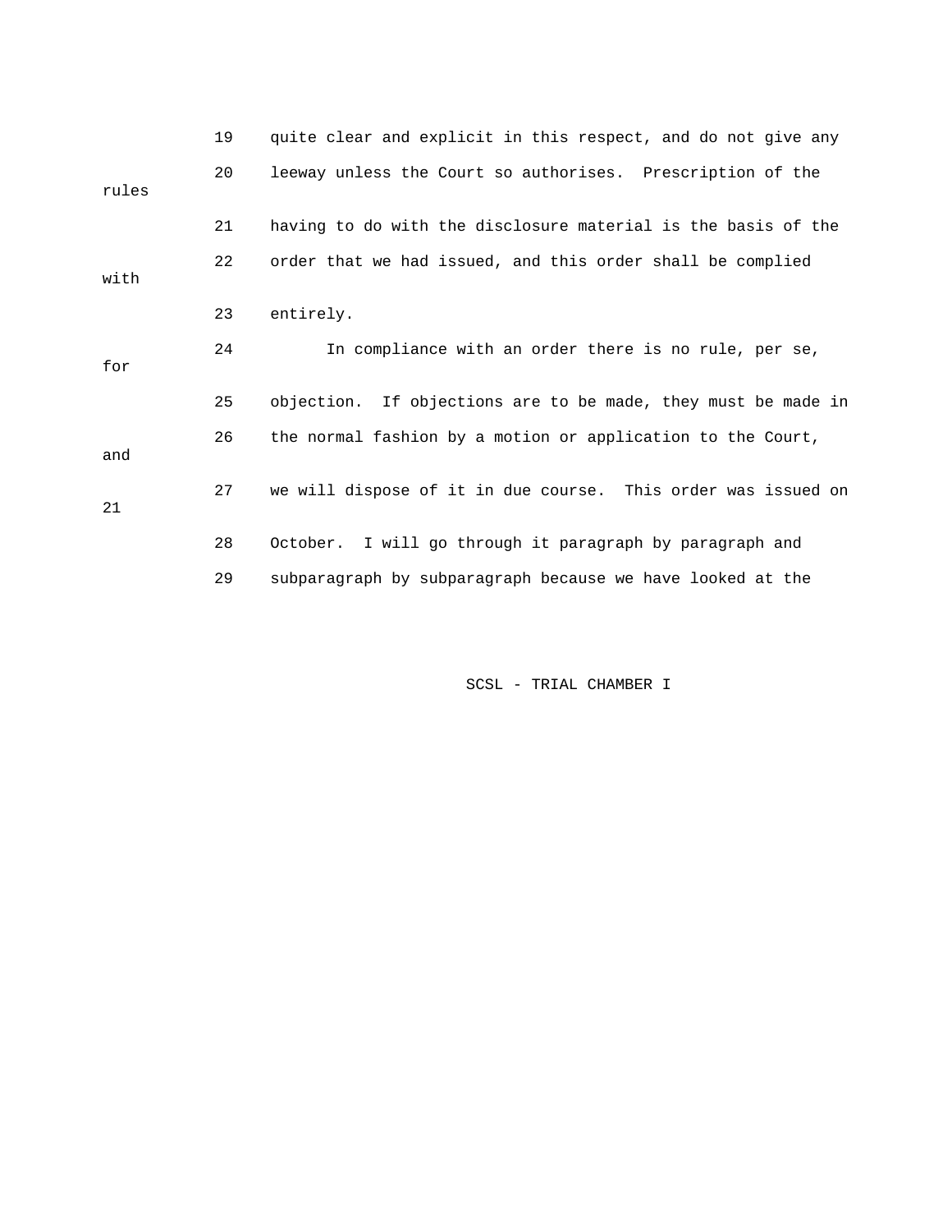19 quite clear and explicit in this respect, and do not give any

20 leeway unless the Court so authorises. Prescription of the rules

21 having to do with the disclosure material is the basis of the

22 order that we had issued, and this order shall be complied with

23 entirely.

24 In compliance with an order there is no rule, per se, for

25 objection. If objections are to be made, they must be made in

26 the normal fashion by a motion or application to the Court, and

27 we will dispose of it in due course. This order was issued on 21

28 October. I will go through it paragraph by paragraph and

29 subparagraph by subparagraph because we have looked at the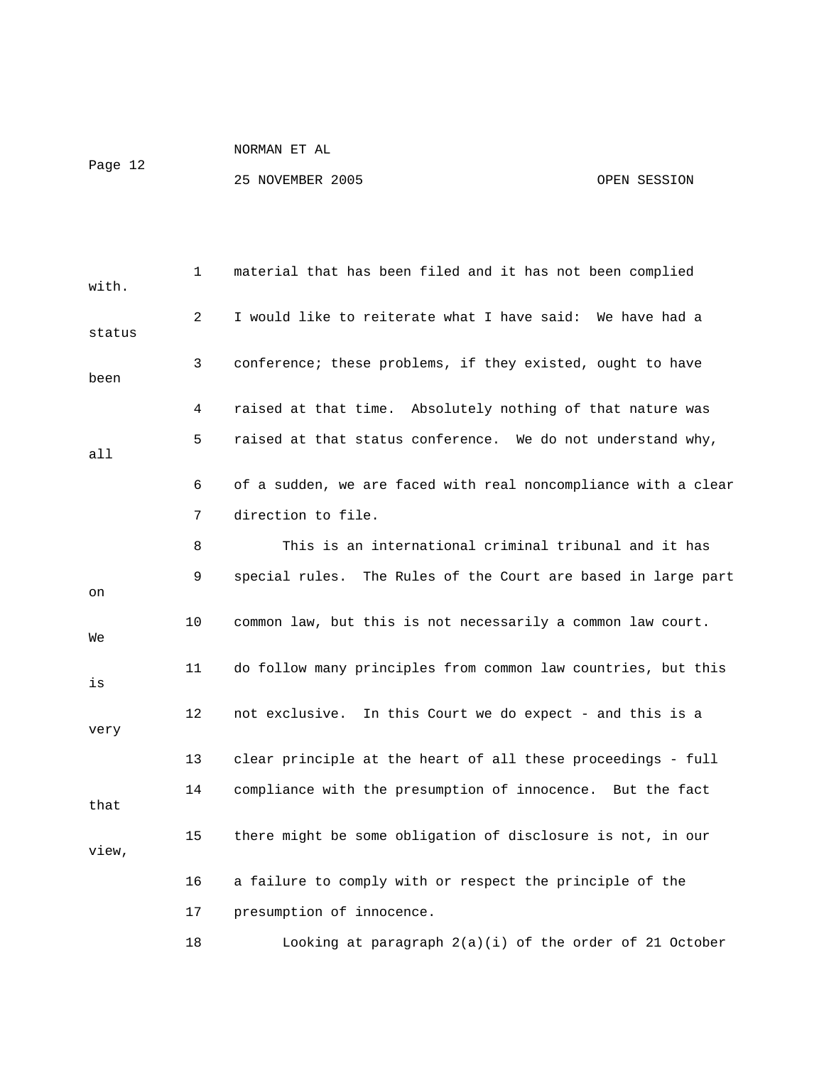material that has been filed and it has not been complied with.

I would like to reiterate what I have said: We have had a status conference; these problems, if they existed, ought to have been raised at that time. Absolutely nothing of that nature was raised at that status conference. We do not understand why, all of a sudden, we are faced with real noncompliance with a clear direction to file.

This is an international criminal tribunal and it has special rules. The Rules of the Court are based in large part on common law, but this is not necessarily a common law court. We do follow many principles from common law countries, but this is not exclusive. In this Court we do expect - and this is a very clear principle at the heart of all these proceedings - full compliance with the presumption of innocence. But the fact that there might be some obligation of disclosure is not, in our view, a failure to comply with or respect the principle of the presumption of innocence.

Looking at paragraph 2(a)(i) of the order of 21 October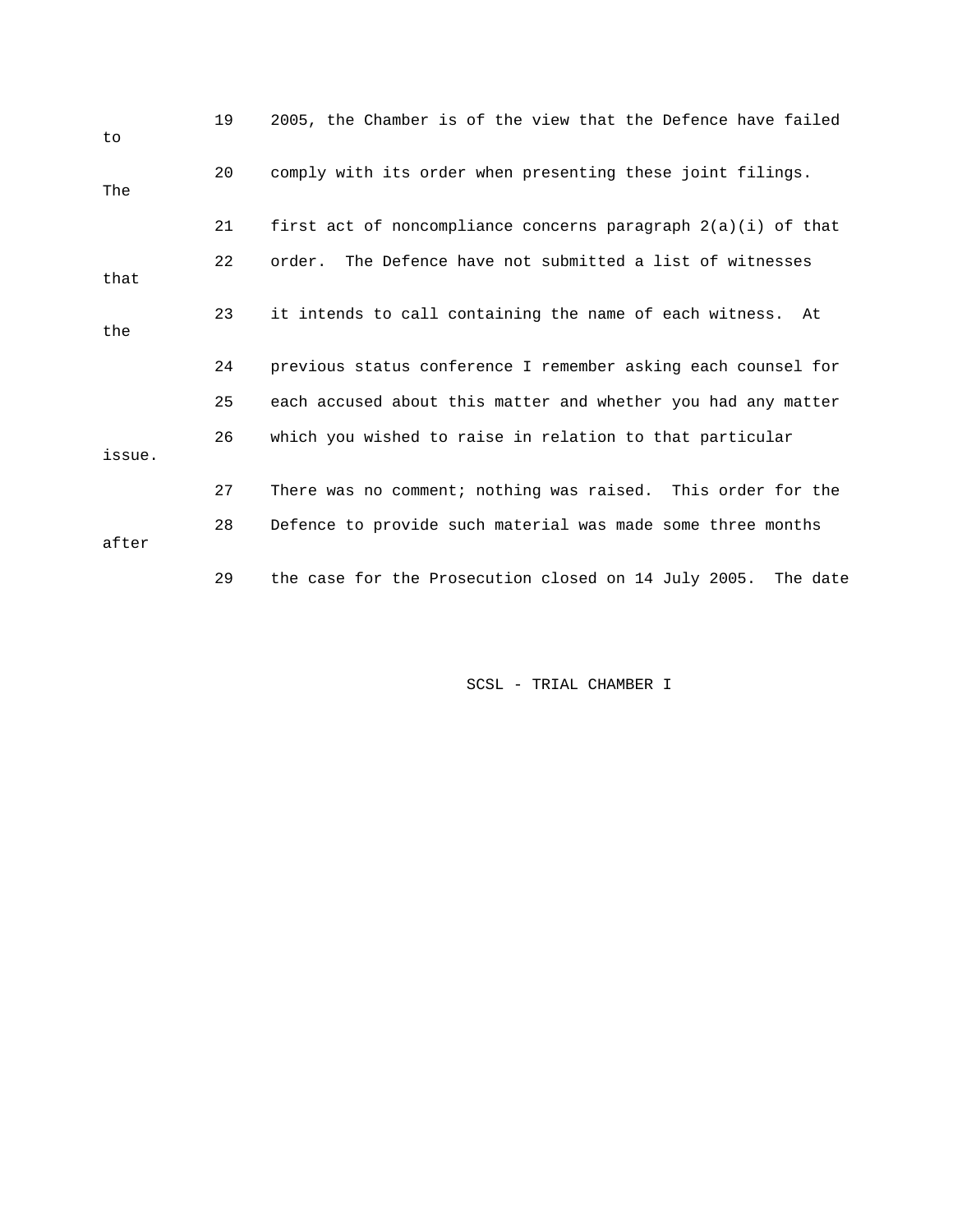19 2005, the Chamber is of the view that the Defence have failed to

20 comply with its order when presenting these joint filings. The

21 first act of noncompliance concerns paragraph 2(a)(i) of that

22 order. The Defence have not submitted a list of witnesses that

23 it intends to call containing the name of each witness. At the

24 previous status conference I remember asking each counsel for

25 each accused about this matter and whether you had any matter

26 which you wished to raise in relation to that particular issue.

27 There was no comment; nothing was raised. This order for the

28 Defence to provide such material was made some three months after

29 the case for the Prosecution closed on 14 July 2005. The date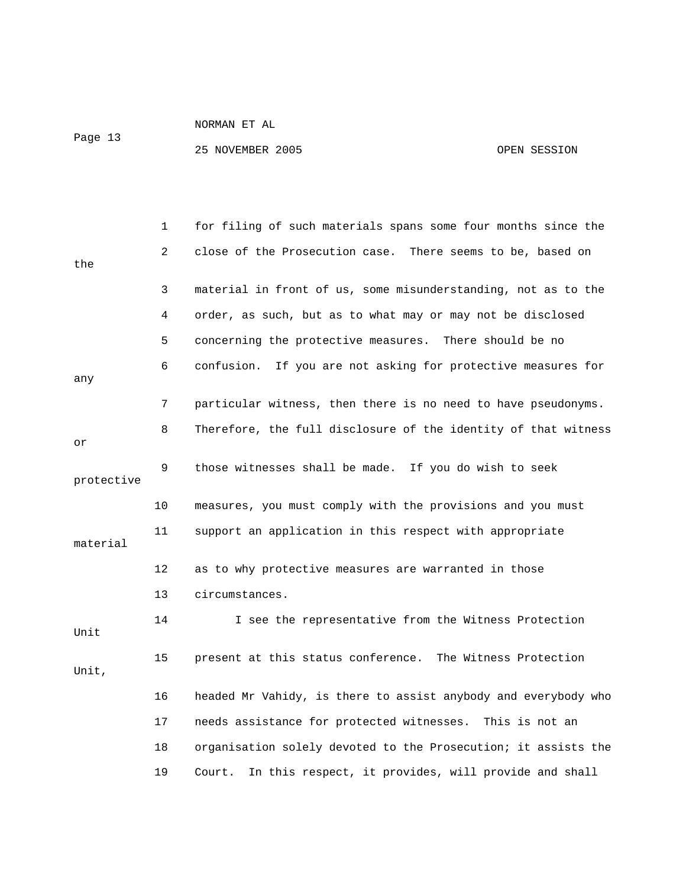for filing of such materials spans some four months since the close of the Prosecution case. There seems to be, based on the material in front of us, some misunderstanding, not as to the order, as such, but as to what may or may not be disclosed concerning the protective measures. There should be no confusion. If you are not asking for protective measures for any particular witness, then there is no need to have pseudonyms. Therefore, the full disclosure of the identity of that witness or those witnesses shall be made. If you do wish to seek protective measures, you must comply with the provisions and you must support an application in this respect with appropriate material as to why protective measures are warranted in those circumstances.

I see the representative from the Witness Protection Unit present at this status conference. The Witness Protection Unit, headed Mr Vahidy, is there to assist anybody and everybody who needs assistance for protected witnesses. This is not an organisation solely devoted to the Prosecution; it assists the Court. In this respect, it provides, will provide and shall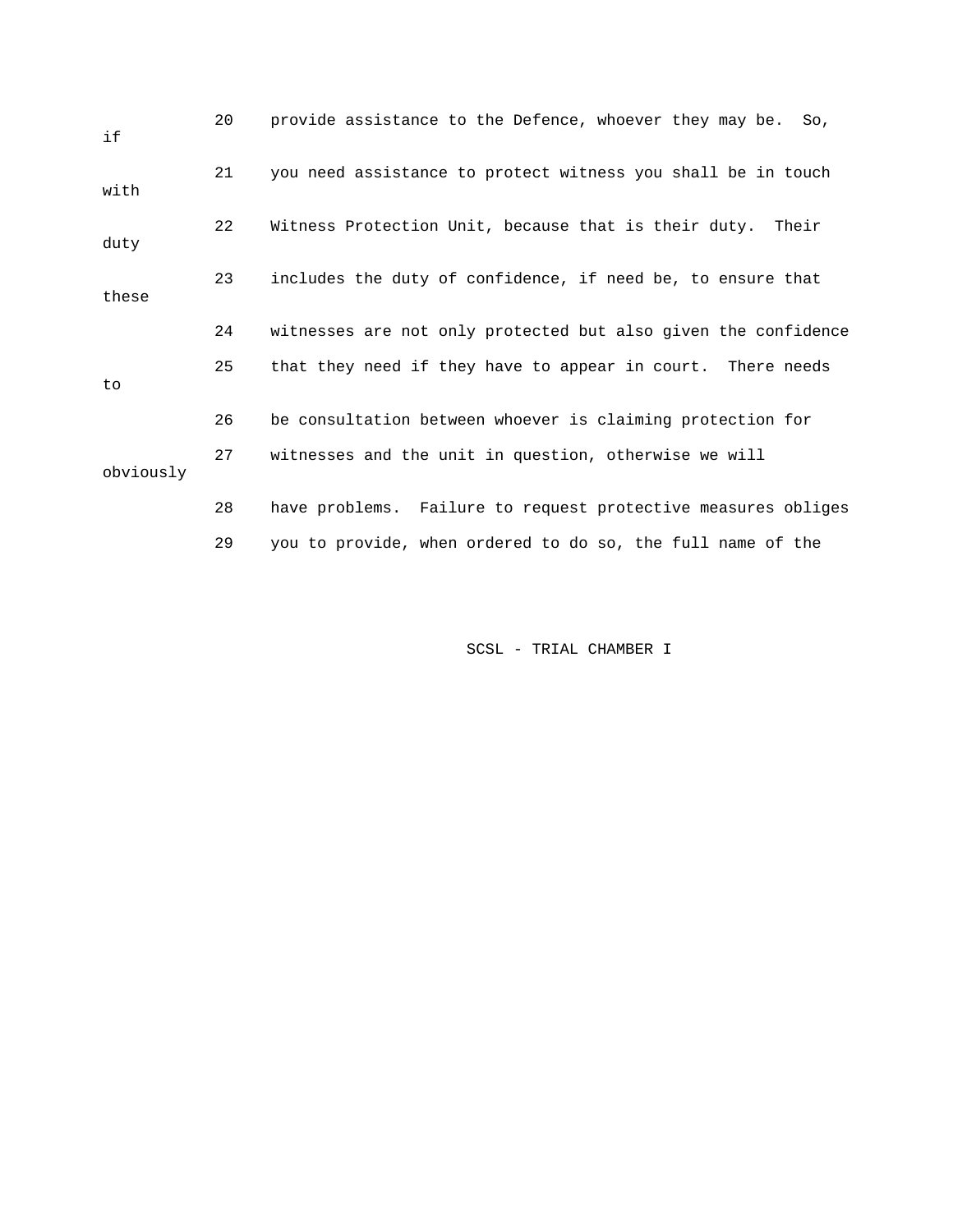20 provide assistance to the Defence, whoever they may be. So, if

21 you need assistance to protect witness you shall be in touch with

22 Witness Protection Unit, because that is their duty. Their duty

23 includes the duty of confidence, if need be, to ensure that these

24 witnesses are not only protected but also given the confidence

25 that they need if they have to appear in court. There needs to

26 be consultation between whoever is claiming protection for

27 witnesses and the unit in question, otherwise we will obviously

28 have problems. Failure to request protective measures obliges

29 you to provide, when ordered to do so, the full name of the

SCSL - TRIAL CHAMBER I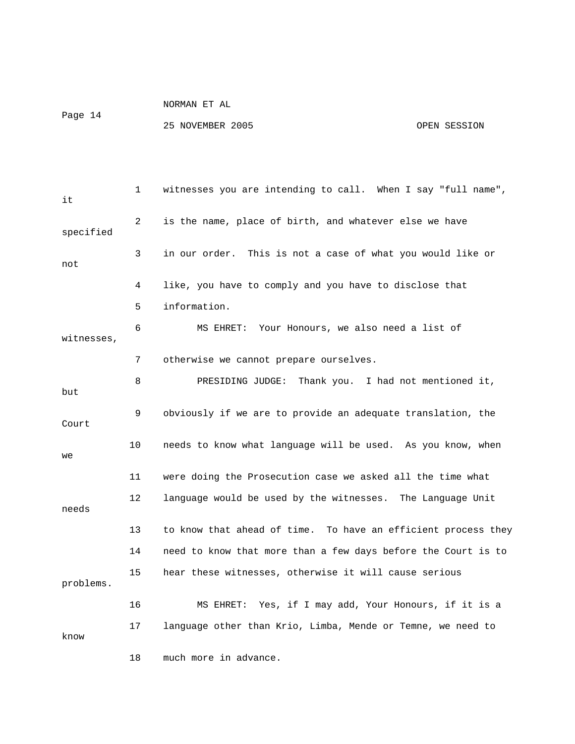1 witnesses you are intending to call. When I say "full name", it

2 is the name, place of birth, and whatever else we have specified

3 in our order. This is not a case of what you would like or not

4 like, you have to comply and you have to disclose that

5 information.

6 MS EHRET: Your Honours, we also need a list of witnesses,

7 otherwise we cannot prepare ourselves.

8 PRESIDING JUDGE: Thank you. I had not mentioned it, but

9 obviously if we are to provide an adequate translation, the Court

10 needs to know what language will be used. As you know, when we

11 were doing the Prosecution case we asked all the time what

12 language would be used by the witnesses. The Language Unit needs

13 to know that ahead of time. To have an efficient process they

14 need to know that more than a few days before the Court is to

15 hear these witnesses, otherwise it will cause serious problems.

16 MS EHRET: Yes, if I may add, Your Honours, if it is a

17 language other than Krio, Limba, Mende or Temne, we need to know

18 much more in advance.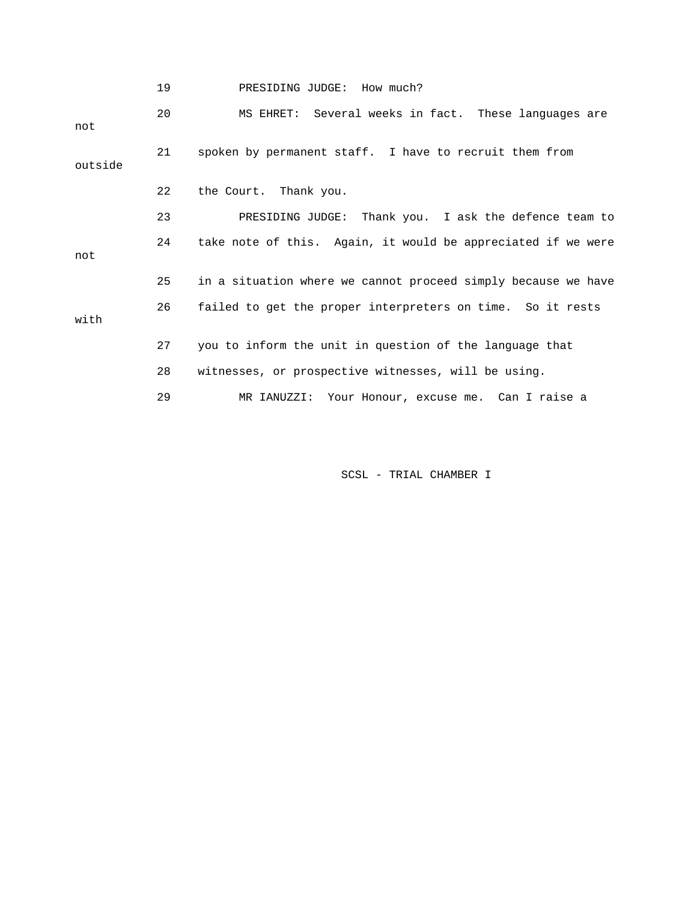19 PRESIDING JUDGE: How much?

20 MS EHRET: Several weeks in fact. These languages are not

21 spoken by permanent staff. I have to recruit them from outside

22 the Court. Thank you.

23 PRESIDING JUDGE: Thank you. I ask the defence team to

24 take note of this. Again, it would be appreciated if we were not

25 in a situation where we cannot proceed simply because we have

26 failed to get the proper interpreters on time. So it rests with

27 you to inform the unit in question of the language that

28 witnesses, or prospective witnesses, will be using.

29 MR IANUZZI: Your Honour, excuse me. Can I raise a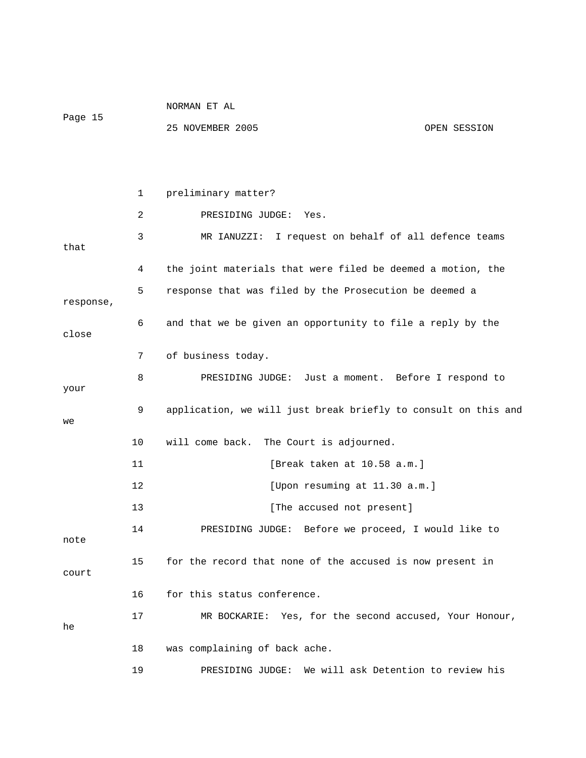1 preliminary matter?

2 PRESIDING JUDGE: Yes.

3 MR IANUZZI: I request on behalf of all defence teams that

4 the joint materials that were filed be deemed a motion, the

5 response that was filed by the Prosecution be deemed a response,

6 and that we be given an opportunity to file a reply by the close

7 of business today.

8 PRESIDING JUDGE: Just a moment. Before I respond to your

9 application, we will just break briefly to consult on this and we

10 will come back. The Court is adjourned.

11 [Break taken at 10.58 a.m.]

12 [Upon resuming at 11.30 a.m.]

13 [The accused not present]

14 PRESIDING JUDGE: Before we proceed, I would like to note

15 for the record that none of the accused is now present in court

16 for this status conference.

17 MR BOCKARIE: Yes, for the second accused, Your Honour, he

18 was complaining of back ache.

19 PRESIDING JUDGE: We will ask Detention to review his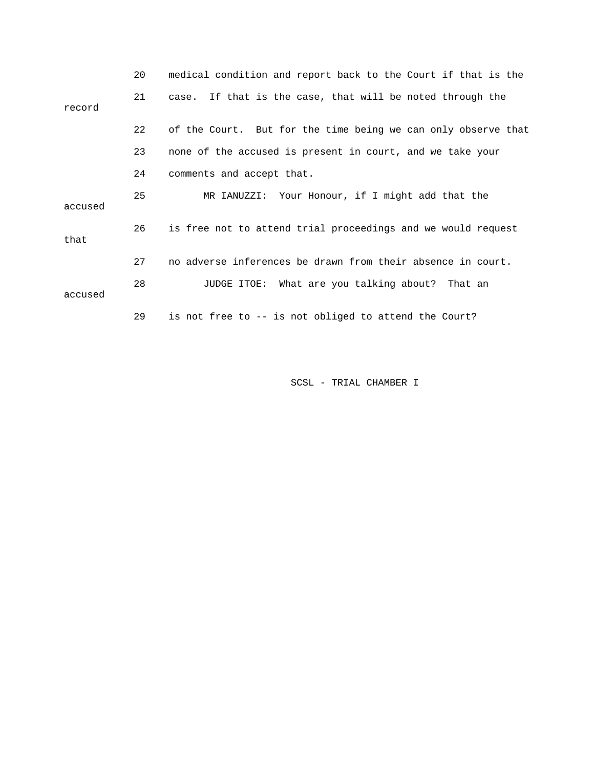20 medical condition and report back to the Court if that is the

21 case. If that is the case, that will be noted through the record

22 of the Court. But for the time being we can only observe that

23 none of the accused is present in court, and we take your

24 comments and accept that.

25 MR IANUZZI: Your Honour, if I might add that the accused

26 is free not to attend trial proceedings and we would request that

27 no adverse inferences be drawn from their absence in court.

28 JUDGE ITOE: What are you talking about? That an accused

29 is not free to -- is not obliged to attend the Court?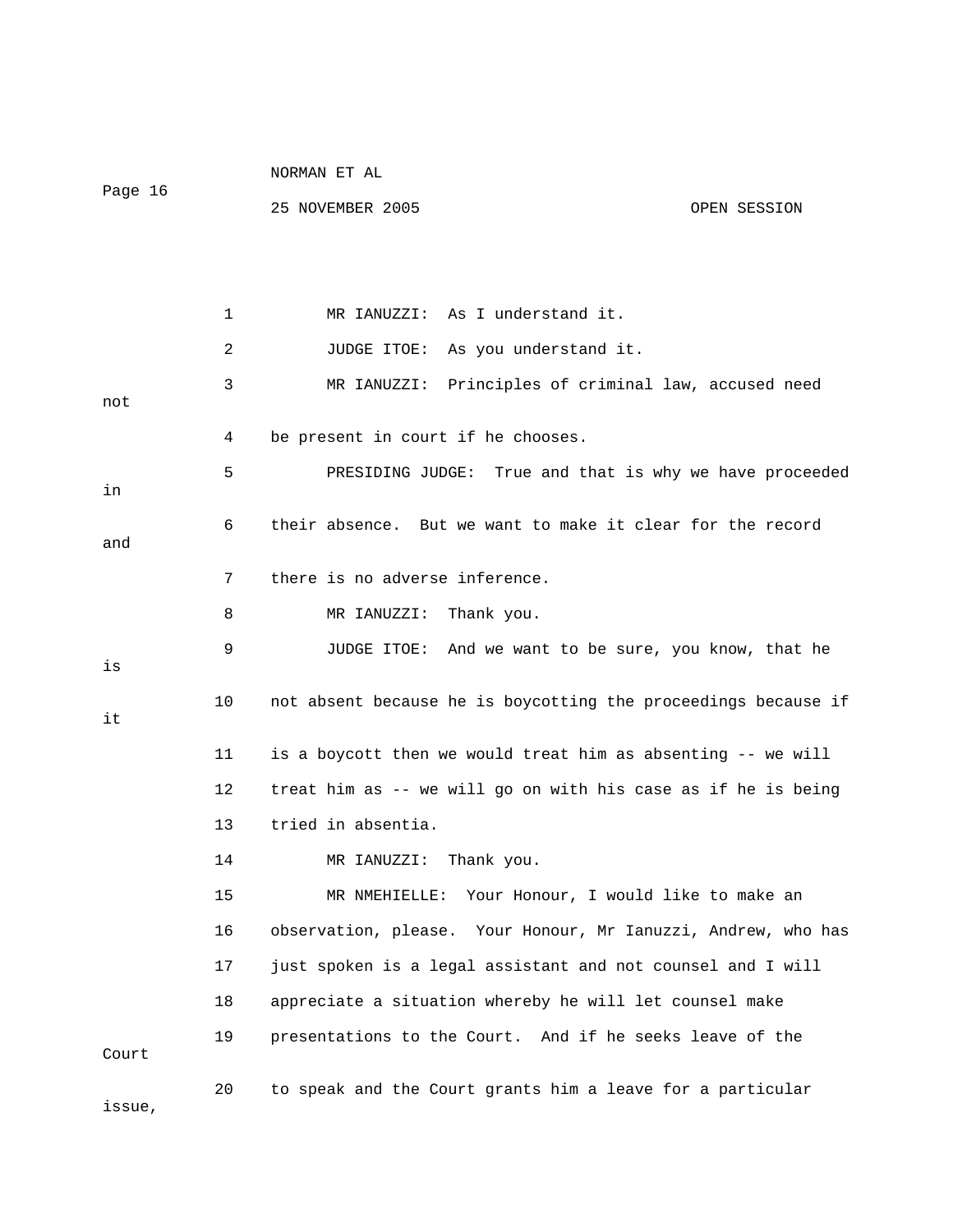1 MR IANUZZI: As I understand it.

2 JUDGE ITOE: As you understand it.

3 MR IANUZZI: Principles of criminal law, accused need not

4 be present in court if he chooses.

5 PRESIDING JUDGE: True and that is why we have proceeded in

6 their absence. But we want to make it clear for the record and

7 there is no adverse inference.

8 MR IANUZZI: Thank you.

9 JUDGE ITOE: And we want to be sure, you know, that he is

10 not absent because he is boycotting the proceedings because if it

11 is a boycott then we would treat him as absenting -- we will

12 treat him as -- we will go on with his case as if he is being

13 tried in absentia.

14 MR IANUZZI: Thank you.

15 MR NMEHIELLE: Your Honour, I would like to make an

16 observation, please. Your Honour, Mr Ianuzzi, Andrew, who has

17 just spoken is a legal assistant and not counsel and I will

18 appreciate a situation whereby he will let counsel make

19 presentations to the Court. And if he seeks leave of the Court

20 to speak and the Court grants him a leave for a particular issue,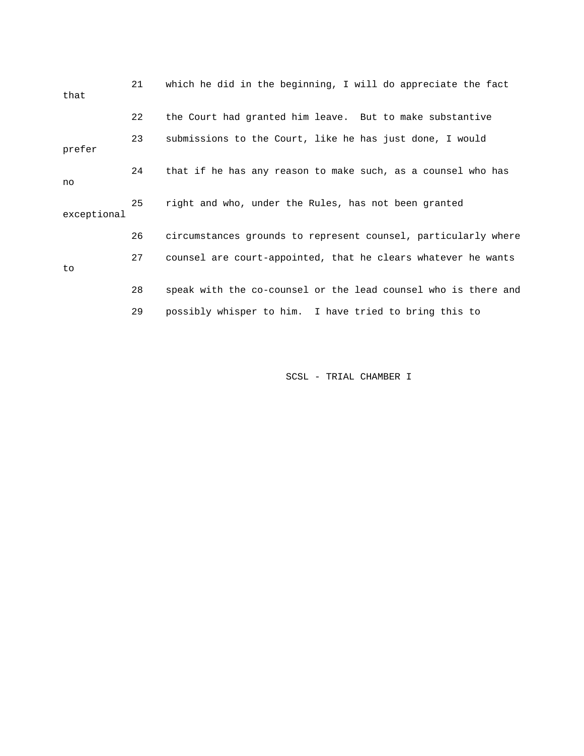21 which he did in the beginning, I will do appreciate the fact that

22 the Court had granted him leave. But to make substantive

23 submissions to the Court, like he has just done, I would prefer

24 that if he has any reason to make such, as a counsel who has no

25 right and who, under the Rules, has not been granted exceptional

26 circumstances grounds to represent counsel, particularly where

27 counsel are court-appointed, that he clears whatever he wants to

28 speak with the co-counsel or the lead counsel who is there and

29 possibly whisper to him. I have tried to bring this to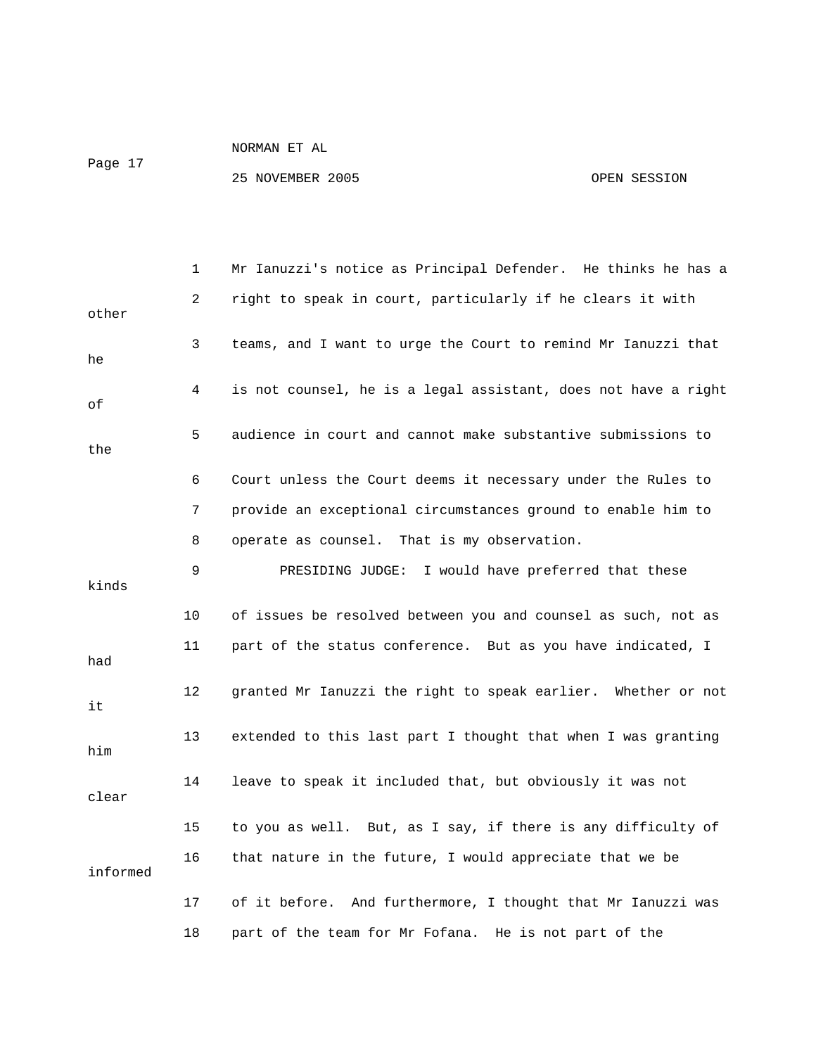Mr Ianuzzi's notice as Principal Defender. He thinks he has a right to speak in court, particularly if he clears it with other teams, and I want to urge the Court to remind Mr Ianuzzi that he is not counsel, he is a legal assistant, does not have a right of audience in court and cannot make substantive submissions to the Court unless the Court deems it necessary under the Rules to provide an exceptional circumstances ground to enable him to operate as counsel. That is my observation.

PRESIDING JUDGE: I would have preferred that these kinds of issues be resolved between you and counsel as such, not as part of the status conference. But as you have indicated, I had granted Mr Ianuzzi the right to speak earlier. Whether or not it extended to this last part I thought that when I was granting him leave to speak it included that, but obviously it was not clear to you as well. But, as I say, if there is any difficulty of that nature in the future, I would appreciate that we be informed of it before. And furthermore, I thought that Mr Ianuzzi was part of the team for Mr Fofana. He is not part of the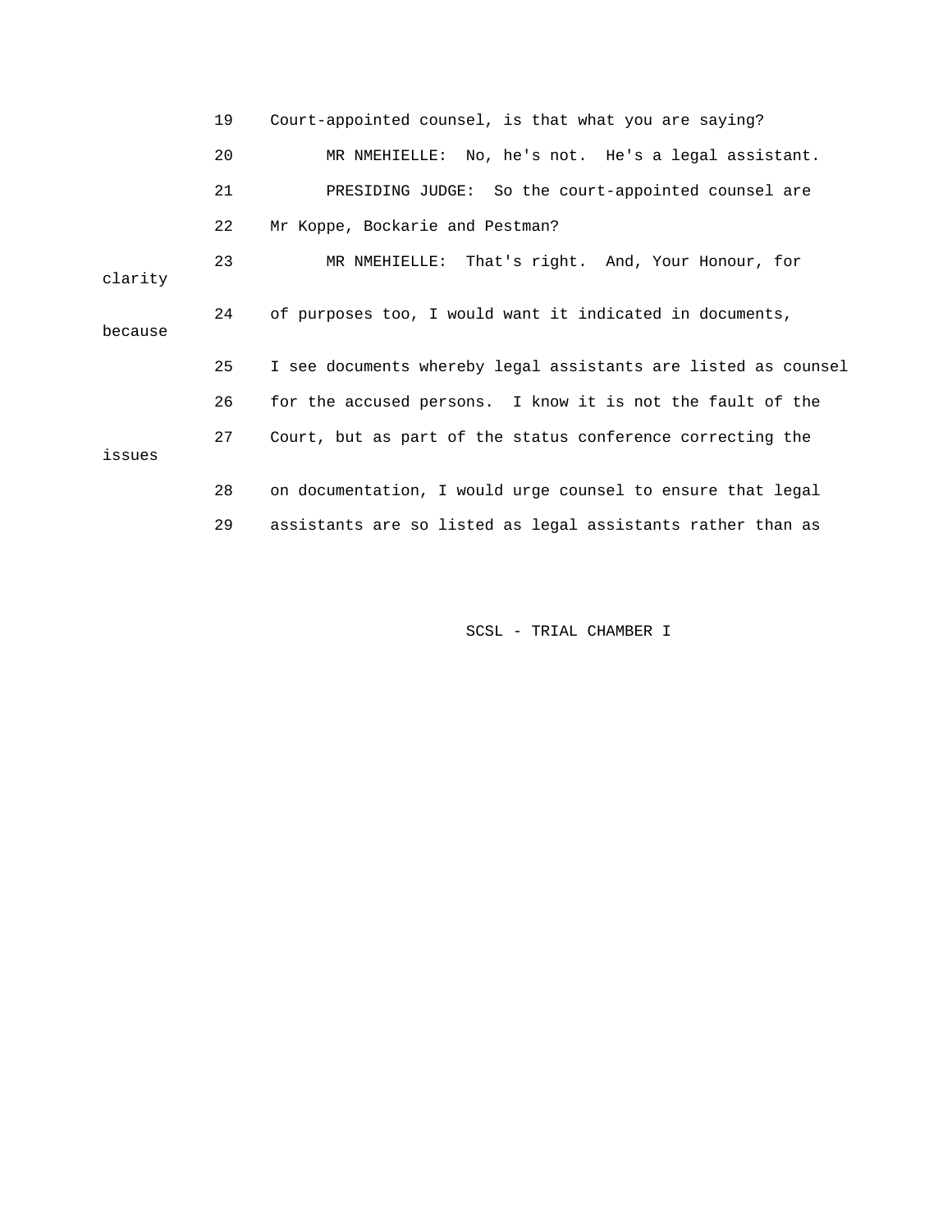19 Court-appointed counsel, is that what you are saying?

20 MR NMEHIELLE: No, he's not. He's a legal assistant.

21 PRESIDING JUDGE: So the court-appointed counsel are

22 Mr Koppe, Bockarie and Pestman?

23 MR NMEHIELLE: That's right. And, Your Honour, for clarity

24 of purposes too, I would want it indicated in documents, because

25 I see documents whereby legal assistants are listed as counsel

26 for the accused persons. I know it is not the fault of the

27 Court, but as part of the status conference correcting the issues

28 on documentation, I would urge counsel to ensure that legal

29 assistants are so listed as legal assistants rather than as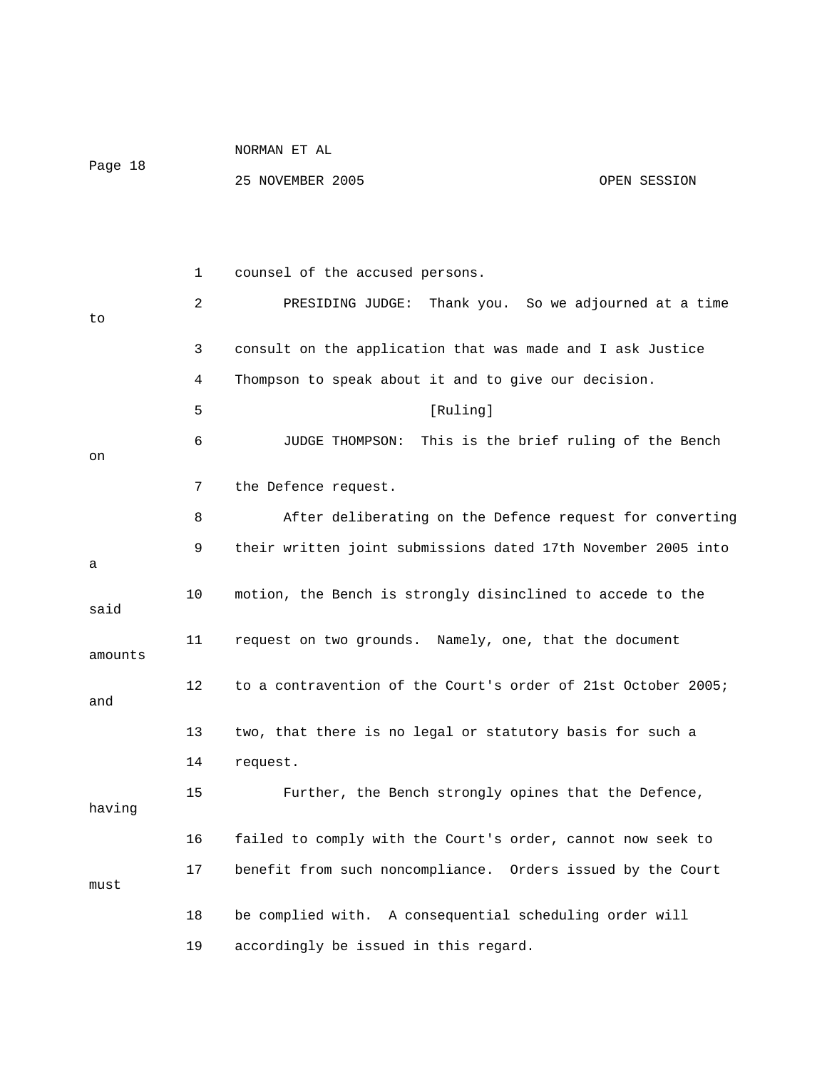1 counsel of the accused persons.

2 PRESIDING JUDGE: Thank you. So we adjourned at a time to

3 consult on the application that was made and I ask Justice

4 Thompson to speak about it and to give our decision.

5 [Ruling]

6 JUDGE THOMPSON: This is the brief ruling of the Bench on

7 the Defence request.

8 After deliberating on the Defence request for converting

9 their written joint submissions dated 17th November 2005 into a

10 motion, the Bench is strongly disinclined to accede to the said

11 request on two grounds. Namely, one, that the document amounts

12 to a contravention of the Court's order of 21st October 2005; and

13 two, that there is no legal or statutory basis for such a

14 request.

15 Further, the Bench strongly opines that the Defence, having

16 failed to comply with the Court's order, cannot now seek to

17 benefit from such noncompliance. Orders issued by the Court must

18 be complied with. A consequential scheduling order will

19 accordingly be issued in this regard.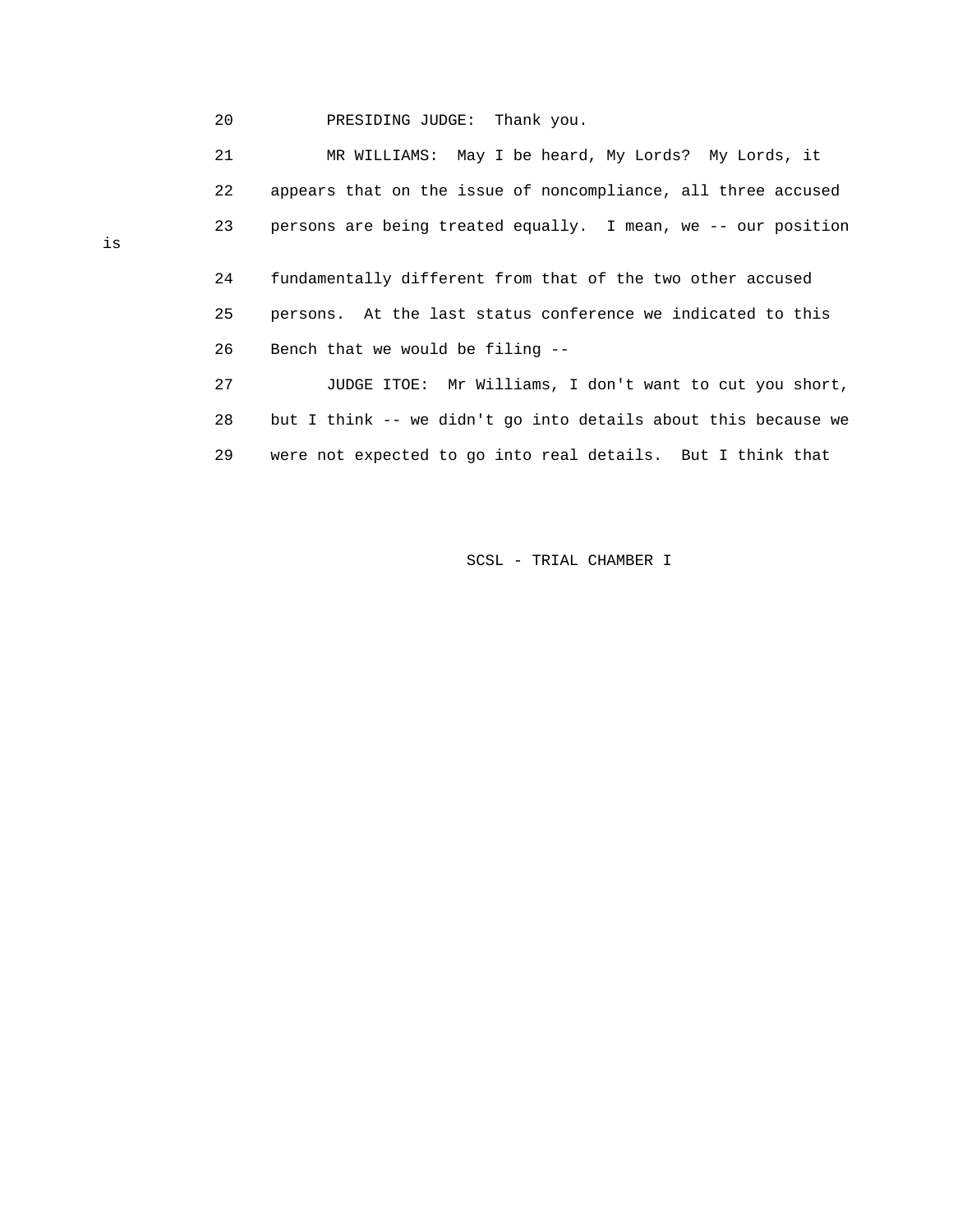20 PRESIDING JUDGE: Thank you.

21 MR WILLIAMS: May I be heard, My Lords? My Lords, it

22 appears that on the issue of noncompliance, all three accused

23 persons are being treated equally. I mean, we -- our position is

24 fundamentally different from that of the two other accused

25 persons. At the last status conference we indicated to this

26 Bench that we would be filing --

27 JUDGE ITOE: Mr Williams, I don't want to cut you short,

28 but I think -- we didn't go into details about this because we

29 were not expected to go into real details. But I think that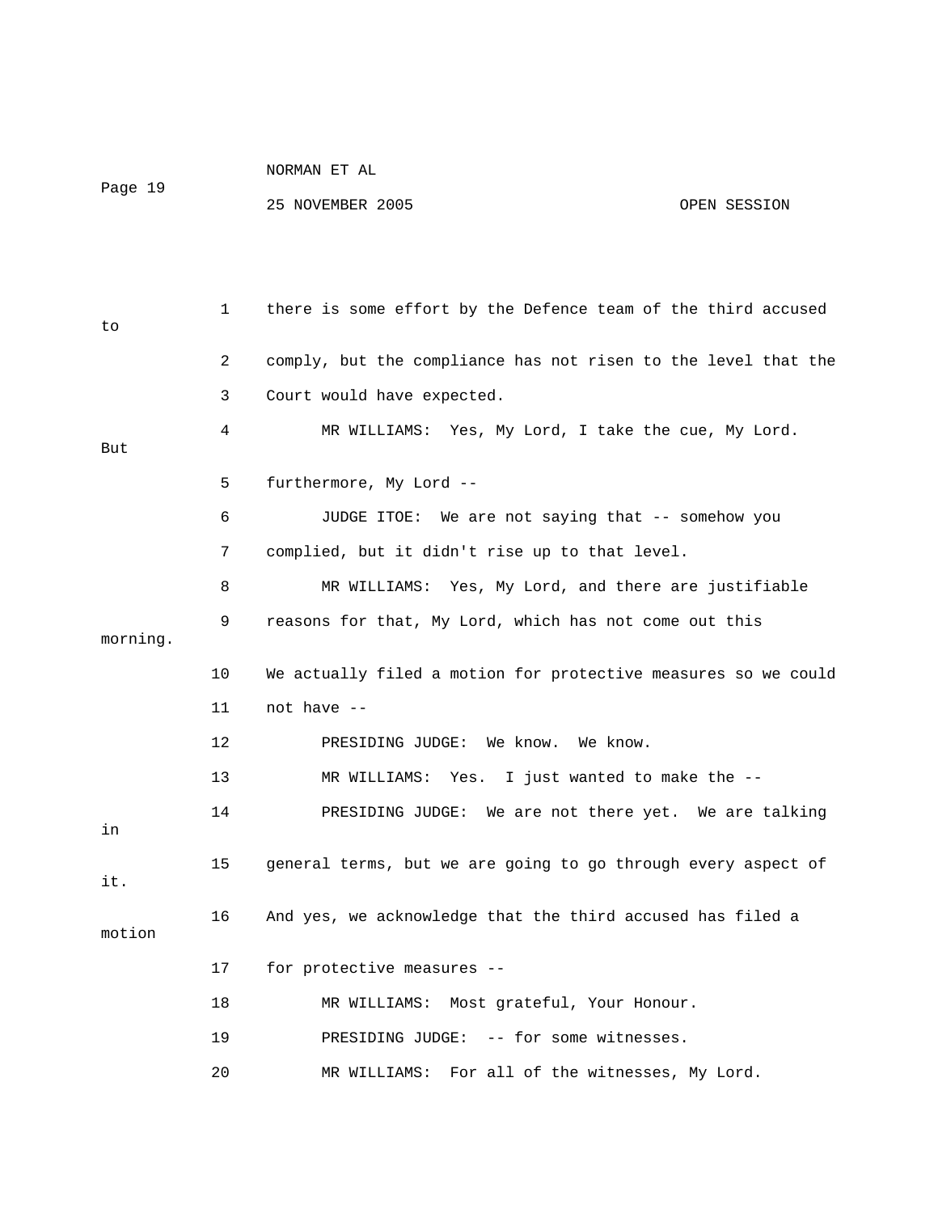1 there is some effort by the Defence team of the third accused to

2 comply, but the compliance has not risen to the level that the

3 Court would have expected.

4 MR WILLIAMS: Yes, My Lord, I take the cue, My Lord. But

5 furthermore, My Lord --

6 JUDGE ITOE: We are not saying that -- somehow you

7 complied, but it didn't rise up to that level.

8 MR WILLIAMS: Yes, My Lord, and there are justifiable

9 reasons for that, My Lord, which has not come out this morning.

10 We actually filed a motion for protective measures so we could

11 not have --

12 PRESIDING JUDGE: We know. We know.

13 MR WILLIAMS: Yes. I just wanted to make the --

14 PRESIDING JUDGE: We are not there yet. We are talking in

15 general terms, but we are going to go through every aspect of it.

16 And yes, we acknowledge that the third accused has filed a motion

17 for protective measures --

18 MR WILLIAMS: Most grateful, Your Honour.

19 PRESIDING JUDGE: -- for some witnesses.

20 MR WILLIAMS: For all of the witnesses, My Lord.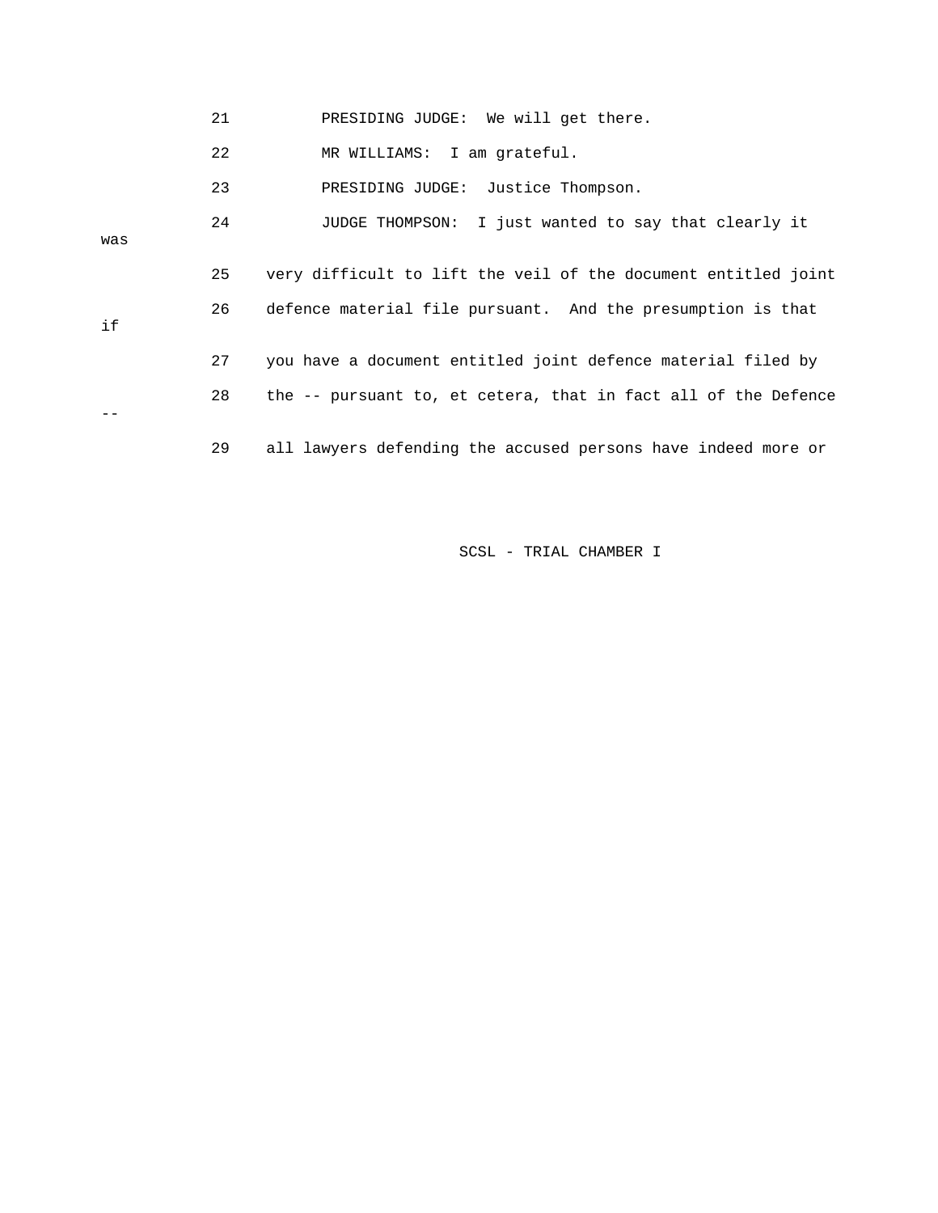21 PRESIDING JUDGE: We will get there.

22 MR WILLIAMS: I am grateful.

23 PRESIDING JUDGE: Justice Thompson.

24 JUDGE THOMPSON: I just wanted to say that clearly it was

25 very difficult to lift the veil of the document entitled joint

26 defence material file pursuant. And the presumption is that if

27 you have a document entitled joint defence material filed by

28 the -- pursuant to, et cetera, that in fact all of the Defence --

29 all lawyers defending the accused persons have indeed more or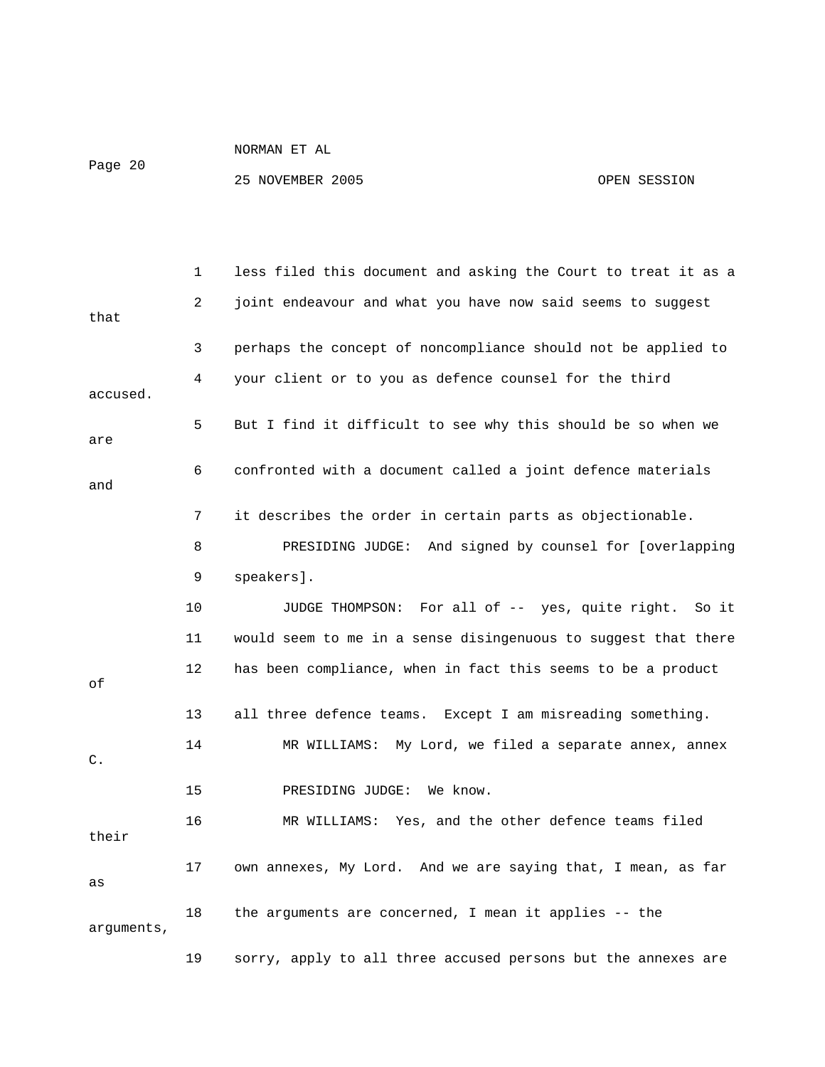1 less filed this document and asking the Court to treat it as a

2 joint endeavour and what you have now said seems to suggest that

3 perhaps the concept of noncompliance should not be applied to

4 your client or to you as defence counsel for the third accused.

5 But I find it difficult to see why this should be so when we are

6 confronted with a document called a joint defence materials and

7 it describes the order in certain parts as objectionable.

8 PRESIDING JUDGE: And signed by counsel for [overlapping

9 speakers].

10 JUDGE THOMPSON: For all of -- yes, quite right. So it

11 would seem to me in a sense disingenuous to suggest that there

12 has been compliance, when in fact this seems to be a product of

13 all three defence teams. Except I am misreading something.

14 MR WILLIAMS: My Lord, we filed a separate annex, annex C.

15 PRESIDING JUDGE: We know.

16 MR WILLIAMS: Yes, and the other defence teams filed their

17 own annexes, My Lord. And we are saying that, I mean, as far as

18 the arguments are concerned, I mean it applies -- the arguments,

19 sorry, apply to all three accused persons but the annexes are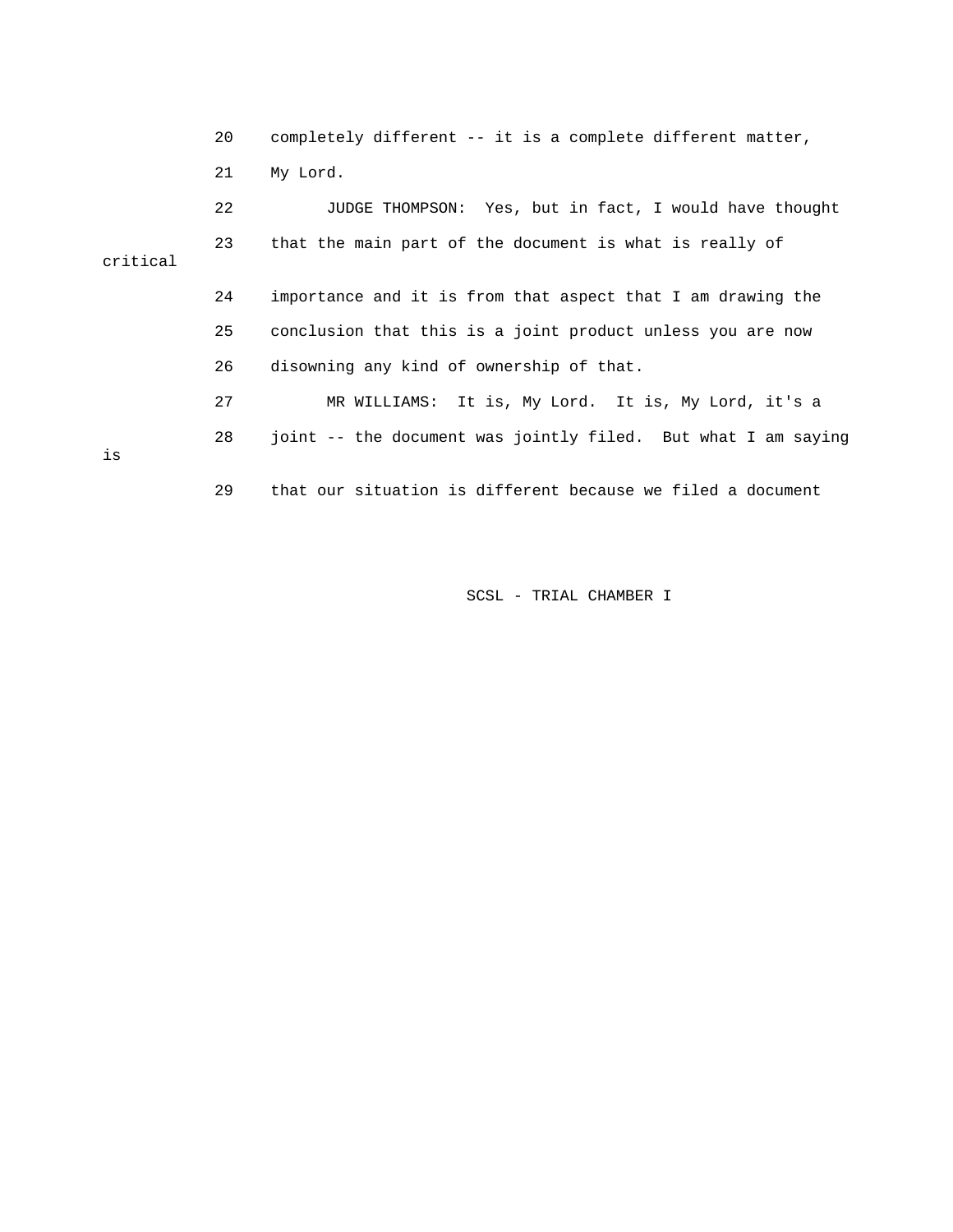20 completely different -- it is a complete different matter,

21 My Lord.

22 JUDGE THOMPSON: Yes, but in fact, I would have thought

23 that the main part of the document is what is really of critical

24 importance and it is from that aspect that I am drawing the

25 conclusion that this is a joint product unless you are now

26 disowning any kind of ownership of that.

27 MR WILLIAMS: It is, My Lord. It is, My Lord, it's a

28 joint -- the document was jointly filed. But what I am saying is

29 that our situation is different because we filed a document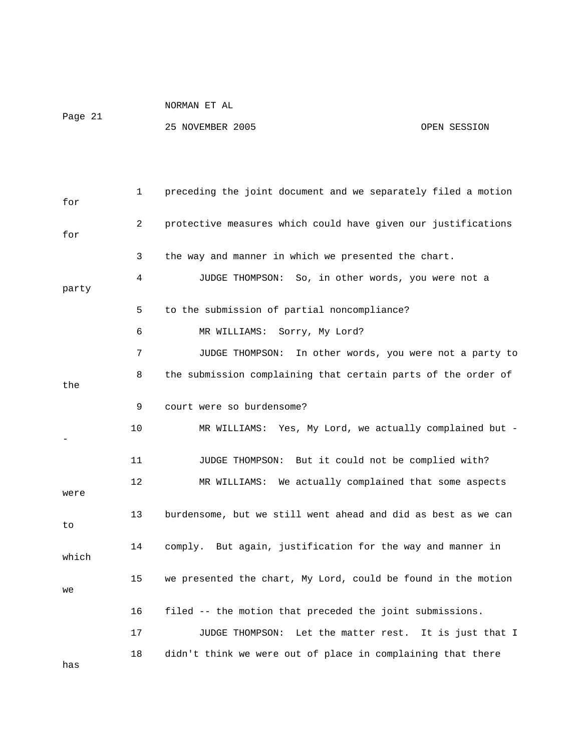1 preceding the joint document and we separately filed a motion for

2 protective measures which could have given our justifications for

3 the way and manner in which we presented the chart.

4 JUDGE THOMPSON: So, in other words, you were not a party

5 to the submission of partial noncompliance?

6 MR WILLIAMS: Sorry, My Lord?

7 JUDGE THOMPSON: In other words, you were not a party to

8 the submission complaining that certain parts of the order of the

9 court were so burdensome?

10 MR WILLIAMS: Yes, My Lord, we actually complained but --

11 JUDGE THOMPSON: But it could not be complied with?

12 MR WILLIAMS: We actually complained that some aspects were

13 burdensome, but we still went ahead and did as best as we can to

14 comply. But again, justification for the way and manner in which

15 we presented the chart, My Lord, could be found in the motion we

16 filed -- the motion that preceded the joint submissions.

17 JUDGE THOMPSON: Let the matter rest. It is just that I

18 didn't think we were out of place in complaining that there has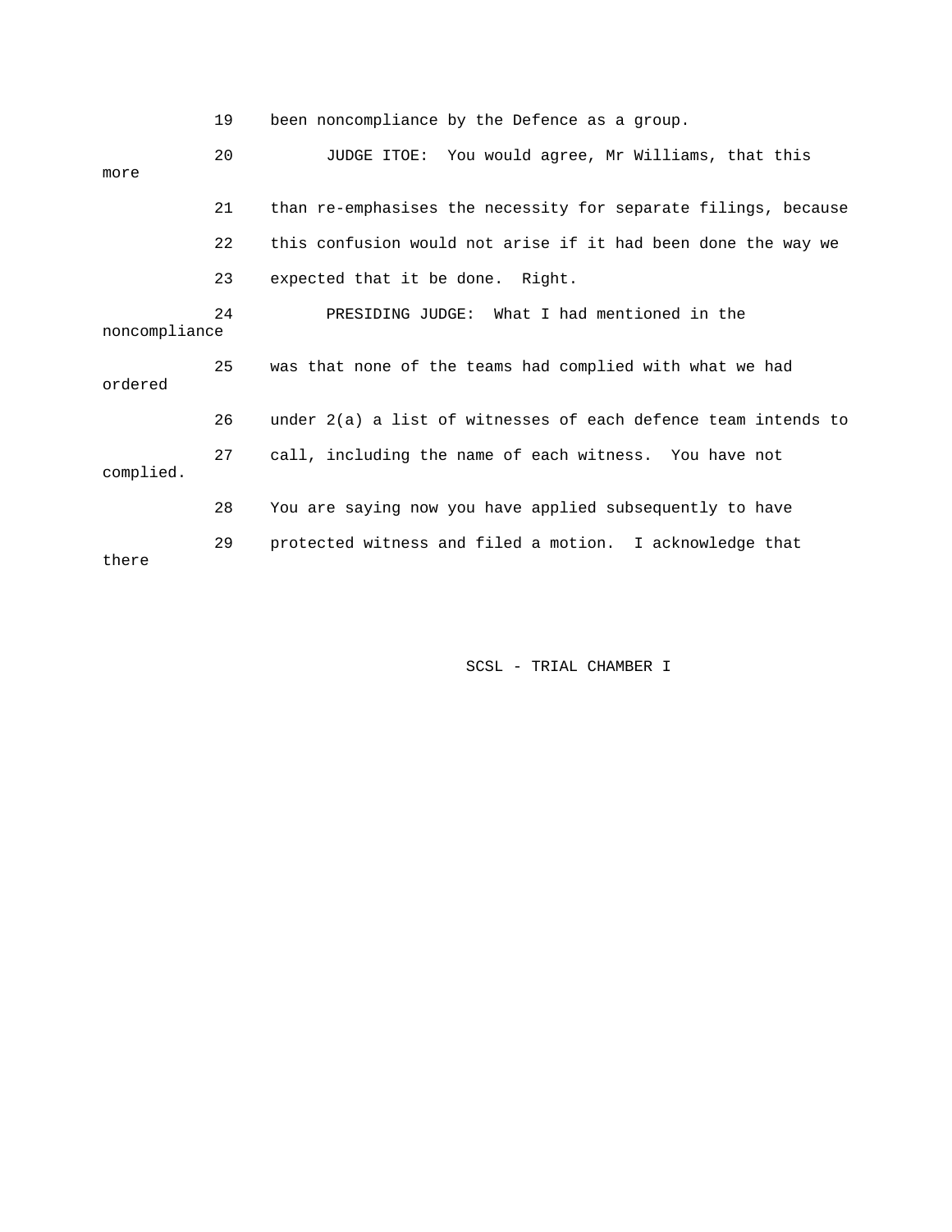19 been noncompliance by the Defence as a group.

20 JUDGE ITOE: You would agree, Mr Williams, that this more

21 than re-emphasises the necessity for separate filings, because

22 this confusion would not arise if it had been done the way we

23 expected that it be done. Right.

24 PRESIDING JUDGE: What I had mentioned in the noncompliance

25 was that none of the teams had complied with what we had ordered

26 under 2(a) a list of witnesses of each defence team intends to

27 call, including the name of each witness. You have not complied.

28 You are saying now you have applied subsequently to have

29 protected witness and filed a motion. I acknowledge that there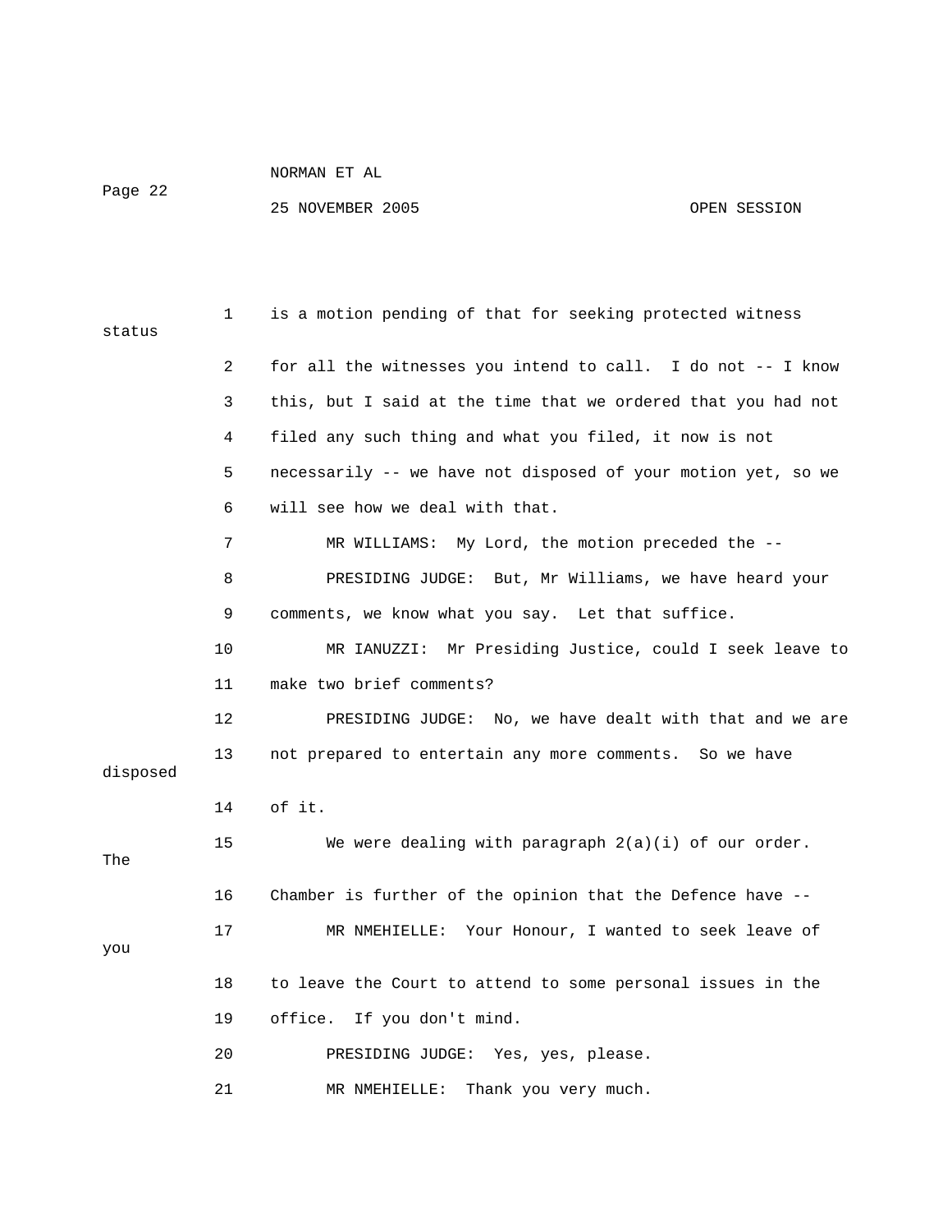1 is a motion pending of that for seeking protected witness status

2 for all the witnesses you intend to call. I do not -- I know

3 this, but I said at the time that we ordered that you had not

4 filed any such thing and what you filed, it now is not

5 necessarily -- we have not disposed of your motion yet, so we

6 will see how we deal with that.

7 MR WILLIAMS: My Lord, the motion preceded the --

8 PRESIDING JUDGE: But, Mr Williams, we have heard your

9 comments, we know what you say. Let that suffice.

10 MR IANUZZI: Mr Presiding Justice, could I seek leave to

11 make two brief comments?

12 PRESIDING JUDGE: No, we have dealt with that and we are

13 not prepared to entertain any more comments. So we have disposed

14 of it.

15 We were dealing with paragraph 2(a)(i) of our order. The

16 Chamber is further of the opinion that the Defence have --

17 MR NMEHIELLE: Your Honour, I wanted to seek leave of you

18 to leave the Court to attend to some personal issues in the

19 office. If you don't mind.

20 PRESIDING JUDGE: Yes, yes, please.

21 MR NMEHIELLE: Thank you very much.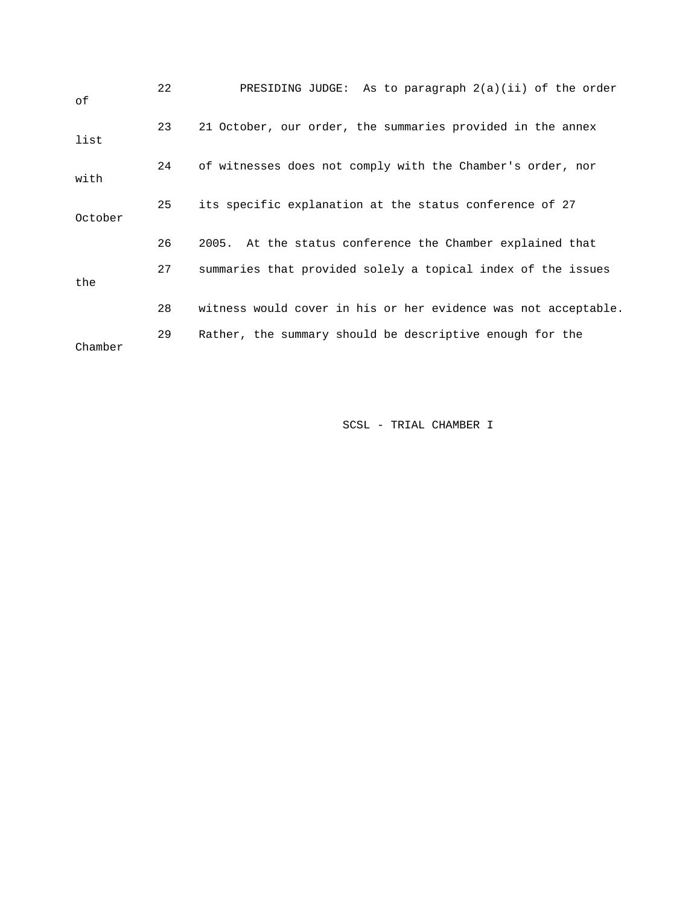22 PRESIDING JUDGE: As to paragraph 2(a)(ii) of the order of

23 21 October, our order, the summaries provided in the annex list

24 of witnesses does not comply with the Chamber's order, nor with

25 its specific explanation at the status conference of 27 October

26 2005. At the status conference the Chamber explained that

27 summaries that provided solely a topical index of the issues the

28 witness would cover in his or her evidence was not acceptable.

29 Rather, the summary should be descriptive enough for the Chamber

SCSL - TRIAL CHAMBER I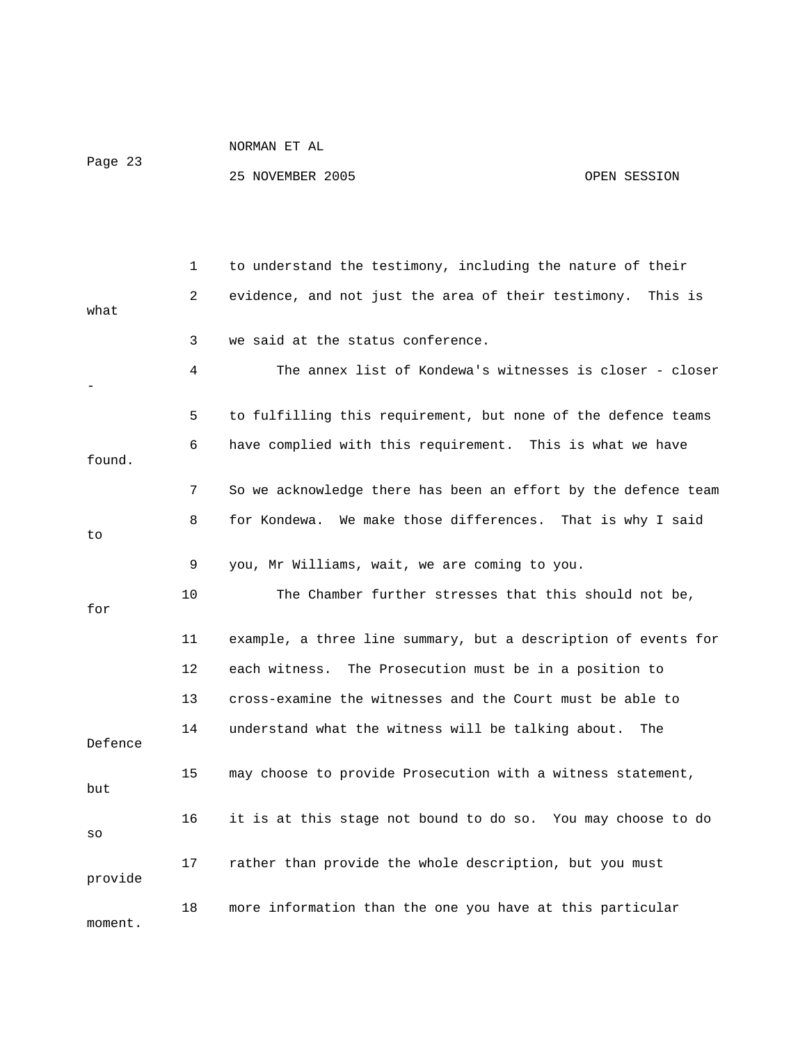to understand the testimony, including the nature of their evidence, and not just the area of their testimony. This is what we said at the status conference.

The annex list of Kondewa's witnesses is closer - closer - to fulfilling this requirement, but none of the defence teams have complied with this requirement. This is what we have found. So we acknowledge there has been an effort by the defence team for Kondewa. We make those differences. That is why I said to you, Mr Williams, wait, we are coming to you.

The Chamber further stresses that this should not be, for example, a three line summary, but a description of events for each witness. The Prosecution must be in a position to cross-examine the witnesses and the Court must be able to understand what the witness will be talking about. The Defence may choose to provide Prosecution with a witness statement, but it is at this stage not bound to do so. You may choose to do so rather than provide the whole description, but you must provide more information than the one you have at this particular moment.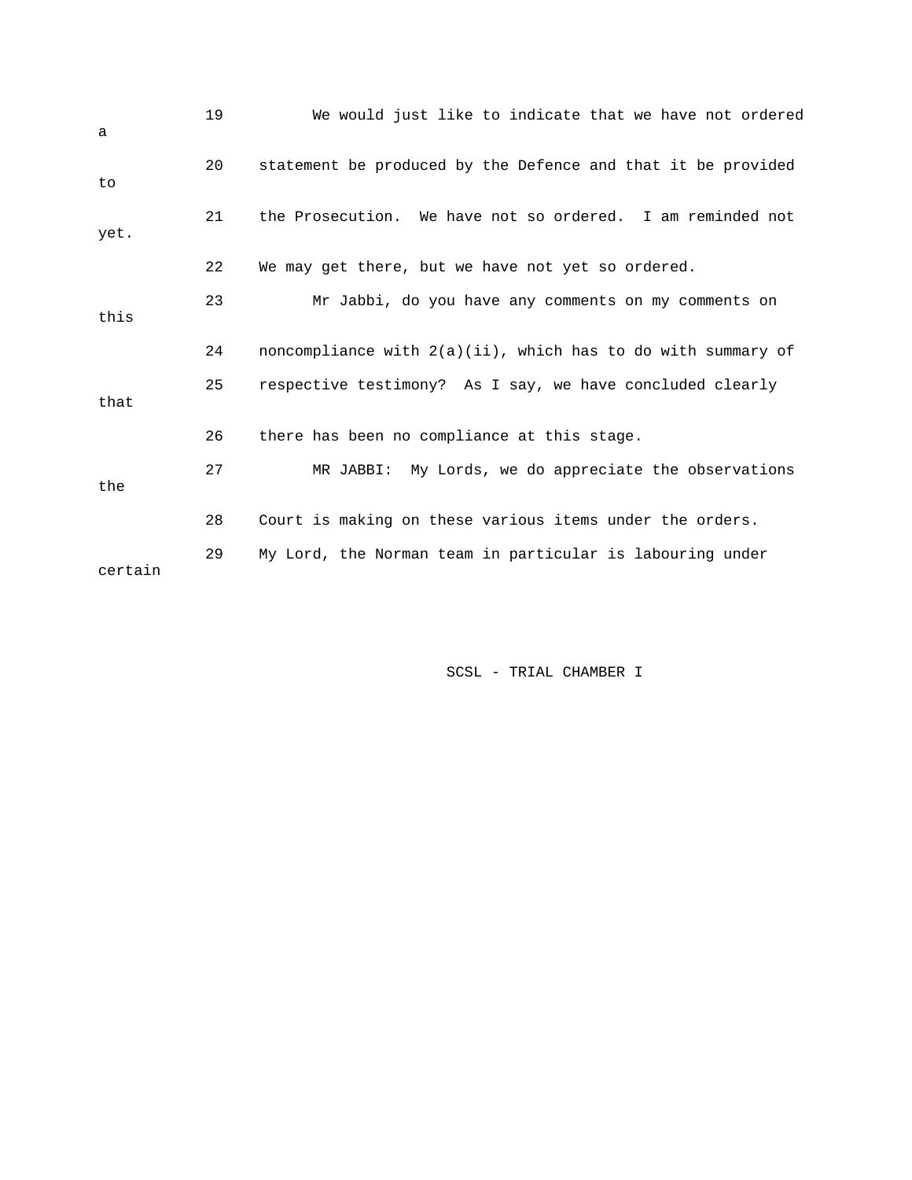19 We would just like to indicate that we have not ordered a

20 statement be produced by the Defence and that it be provided to

21 the Prosecution. We have not so ordered. I am reminded not yet.

22 We may get there, but we have not yet so ordered.

23 Mr Jabbi, do you have any comments on my comments on this

24 noncompliance with 2(a)(ii), which has to do with summary of

25 respective testimony? As I say, we have concluded clearly that

26 there has been no compliance at this stage.

27 MR JABBI: My Lords, we do appreciate the observations the

28 Court is making on these various items under the orders.

29 My Lord, the Norman team in particular is labouring under certain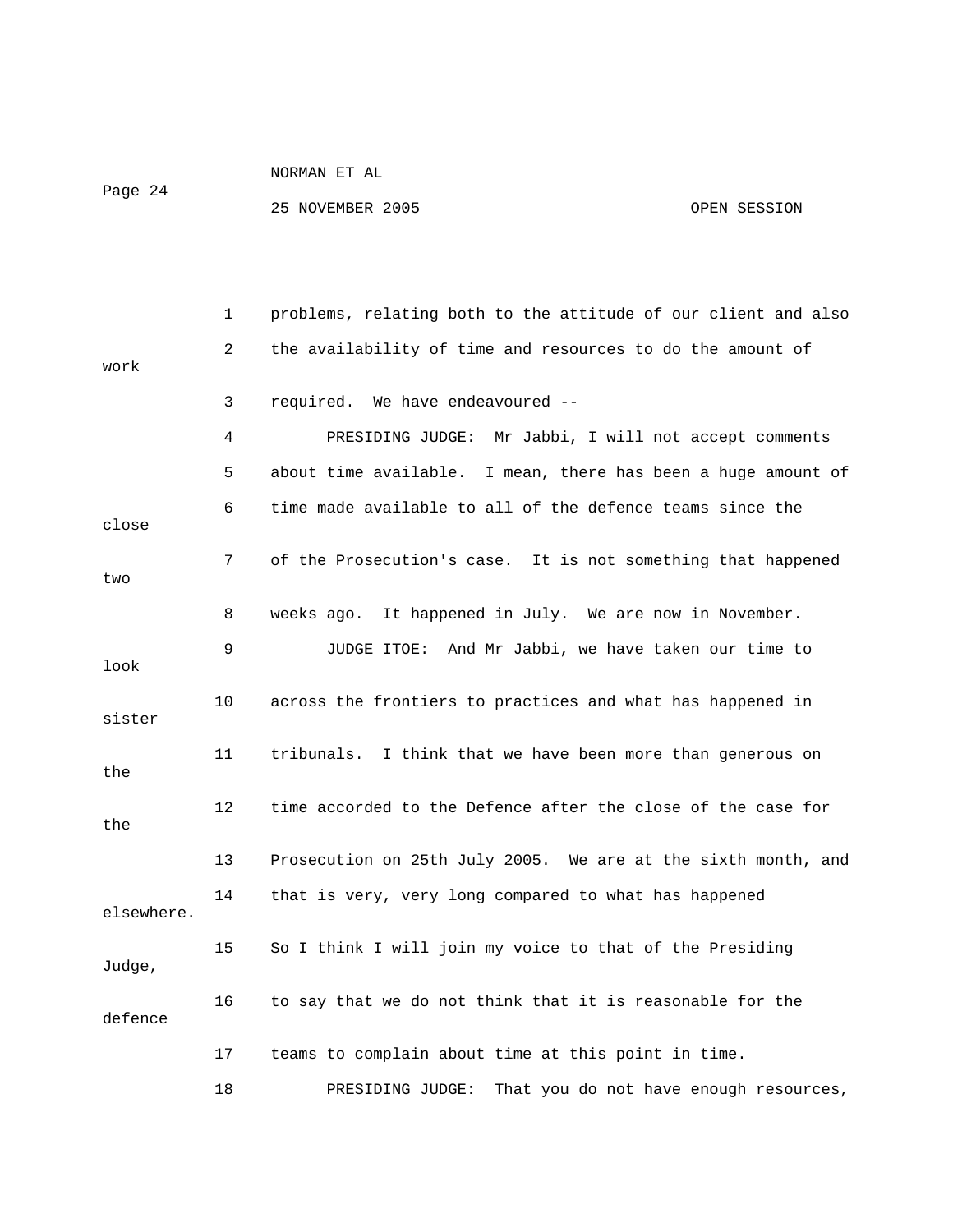problems, relating both to the attitude of our client and also the availability of time and resources to do the amount of work required. We have endeavoured --

PRESIDING JUDGE: Mr Jabbi, I will not accept comments about time available. I mean, there has been a huge amount of time made available to all of the defence teams since the close of the Prosecution's case. It is not something that happened two weeks ago. It happened in July. We are now in November.

JUDGE ITOE: And Mr Jabbi, we have taken our time to look across the frontiers to practices and what has happened in sister tribunals. I think that we have been more than generous on the time accorded to the Defence after the close of the case for the Prosecution on 25th July 2005. We are at the sixth month, and that is very, very long compared to what has happened elsewhere. So I think I will join my voice to that of the Presiding Judge, to say that we do not think that it is reasonable for the defence teams to complain about time at this point in time.

PRESIDING JUDGE: That you do not have enough resources,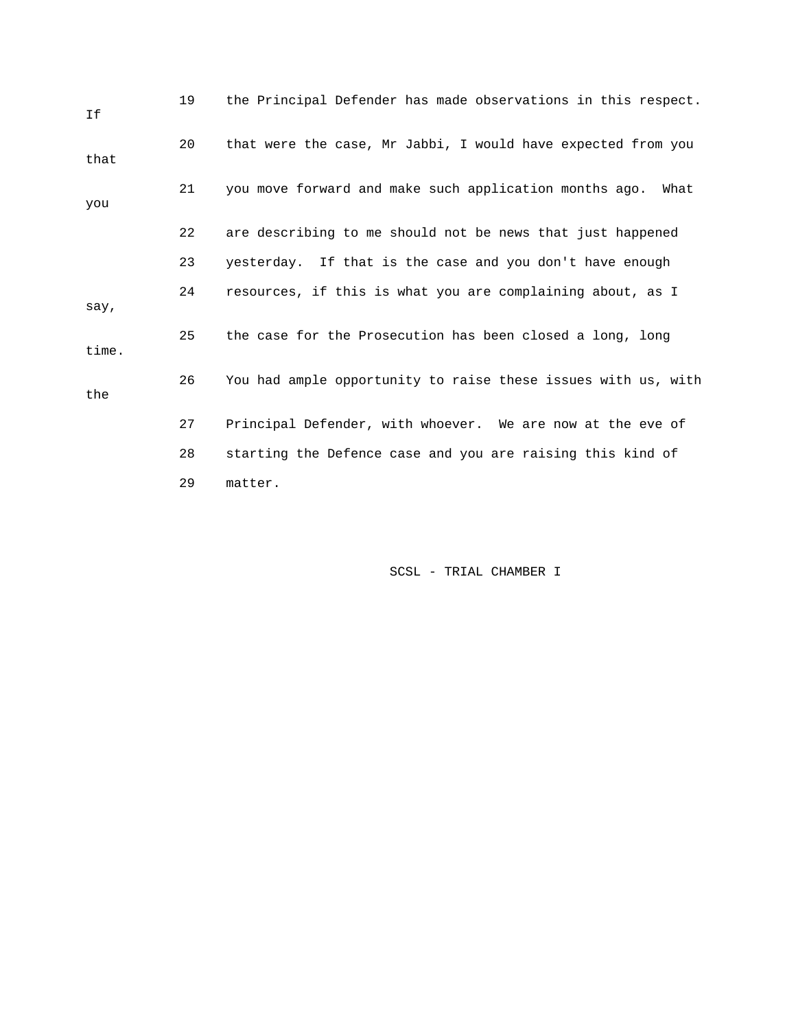19 the Principal Defender has made observations in this respect. If

20 that were the case, Mr Jabbi, I would have expected from you that

21 you move forward and make such application months ago. What you

22 are describing to me should not be news that just happened

23 yesterday. If that is the case and you don't have enough

24 resources, if this is what you are complaining about, as I say,

25 the case for the Prosecution has been closed a long, long time.

26 You had ample opportunity to raise these issues with us, with the

27 Principal Defender, with whoever. We are now at the eve of

28 starting the Defence case and you are raising this kind of

29 matter.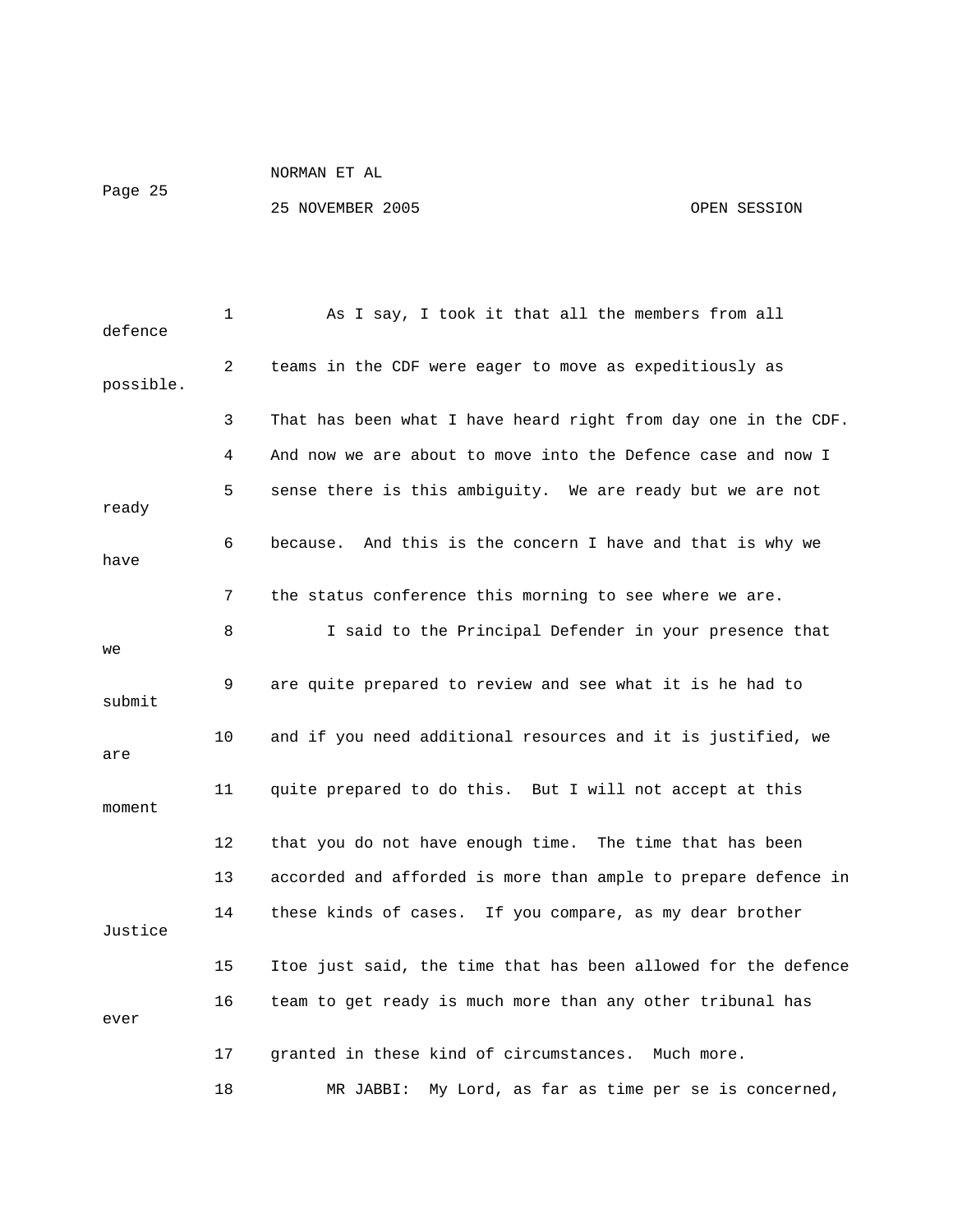As I say, I took it that all the members from all defence teams in the CDF were eager to move as expeditiously as possible. That has been what I have heard right from day one in the CDF. And now we are about to move into the Defence case and now I sense there is this ambiguity. We are ready but we are not ready because. And this is the concern I have and that is why we have the status conference this morning to see where we are.

I said to the Principal Defender in your presence that we are quite prepared to review and see what it is he had to submit and if you need additional resources and it is justified, we are quite prepared to do this. But I will not accept at this moment that you do not have enough time. The time that has been accorded and afforded is more than ample to prepare defence in these kinds of cases. If you compare, as my dear brother Justice Itoe just said, the time that has been allowed for the defence team to get ready is much more than any other tribunal has ever granted in these kind of circumstances. Much more.

MR JABBI: My Lord, as far as time per se is concerned,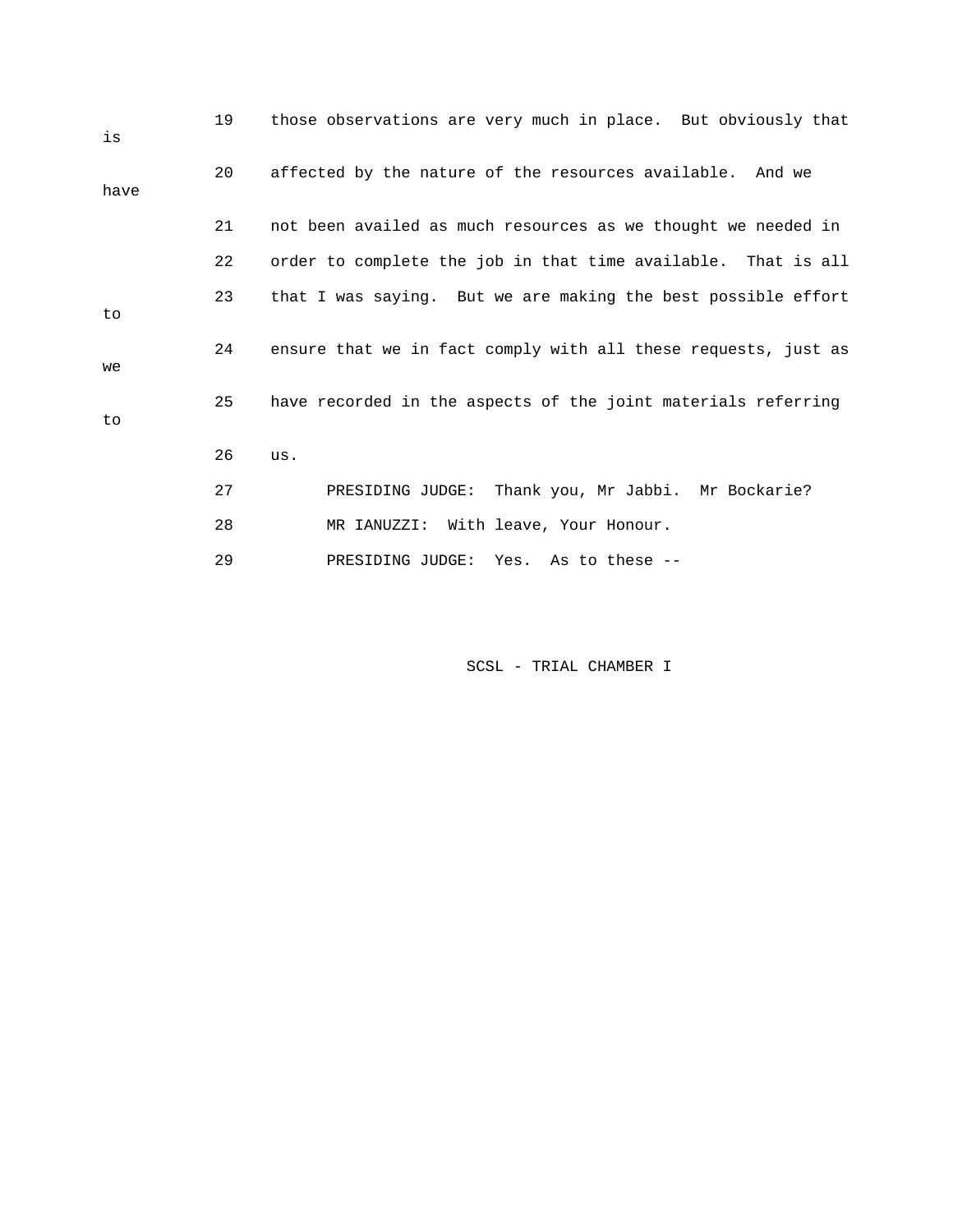19 those observations are very much in place. But obviously that is

20 affected by the nature of the resources available. And we have

21 not been availed as much resources as we thought we needed in

22 order to complete the job in that time available. That is all

23 that I was saying. But we are making the best possible effort to

24 ensure that we in fact comply with all these requests, just as we

25 have recorded in the aspects of the joint materials referring to

26 us.

27 PRESIDING JUDGE: Thank you, Mr Jabbi. Mr Bockarie?

28 MR IANUZZI: With leave, Your Honour.

29 PRESIDING JUDGE: Yes. As to these --

SCSL - TRIAL CHAMBER I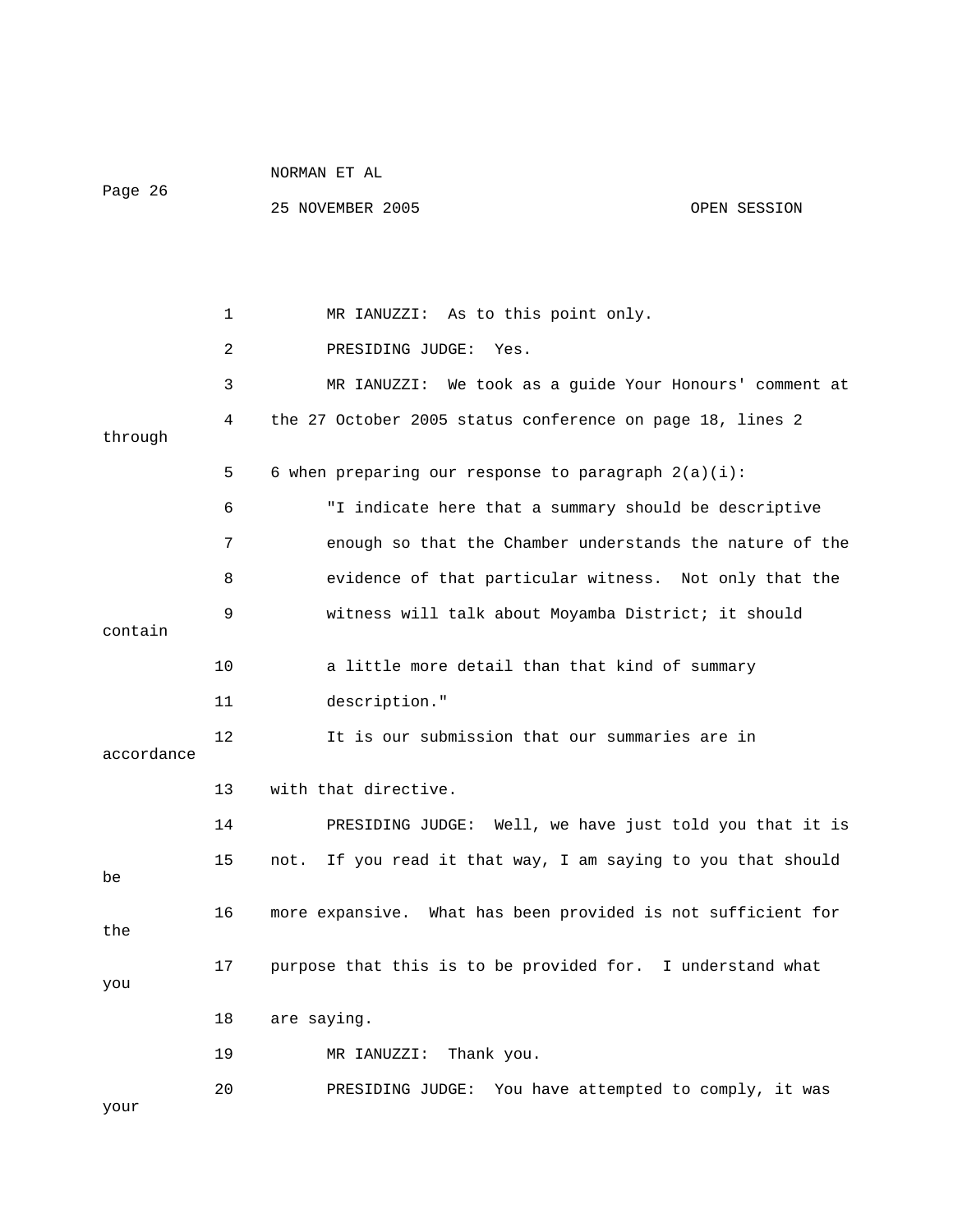MR IANUZZI: As to this point only.

PRESIDING JUDGE: Yes.

MR IANUZZI: We took as a guide Your Honours' comment at the 27 October 2005 status conference on page 18, lines 2 through 6 when preparing our response to paragraph 2(a)(i):

"I indicate here that a summary should be descriptive enough so that the Chamber understands the nature of the evidence of that particular witness. Not only that the witness will talk about Moyamba District; it should contain a little more detail than that kind of summary description."

It is our submission that our summaries are in accordance with that directive.

PRESIDING JUDGE: Well, we have just told you that it is not. If you read it that way, I am saying to you that should be more expansive. What has been provided is not sufficient for the purpose that this is to be provided for. I understand what you are saying.

MR IANUZZI: Thank you.

PRESIDING JUDGE: You have attempted to comply, it was your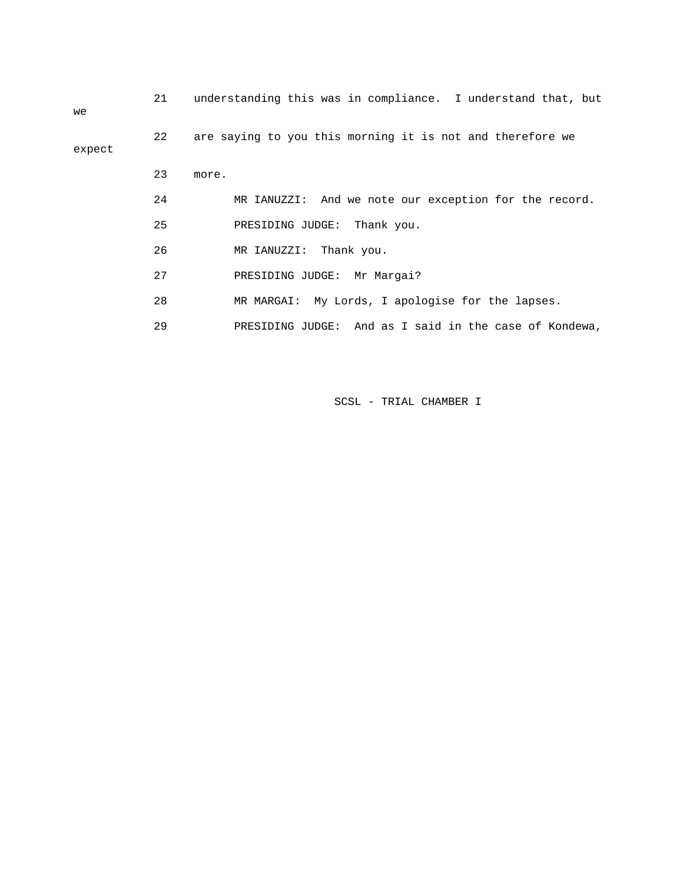21 understanding this was in compliance. I understand that, but we

22 are saying to you this morning it is not and therefore we expect

23 more.

24 MR IANUZZI: And we note our exception for the record.

25 PRESIDING JUDGE: Thank you.

26 MR IANUZZI: Thank you.

27 PRESIDING JUDGE: Mr Margai?

28 MR MARGAI: My Lords, I apologise for the lapses.

29 PRESIDING JUDGE: And as I said in the case of Kondewa,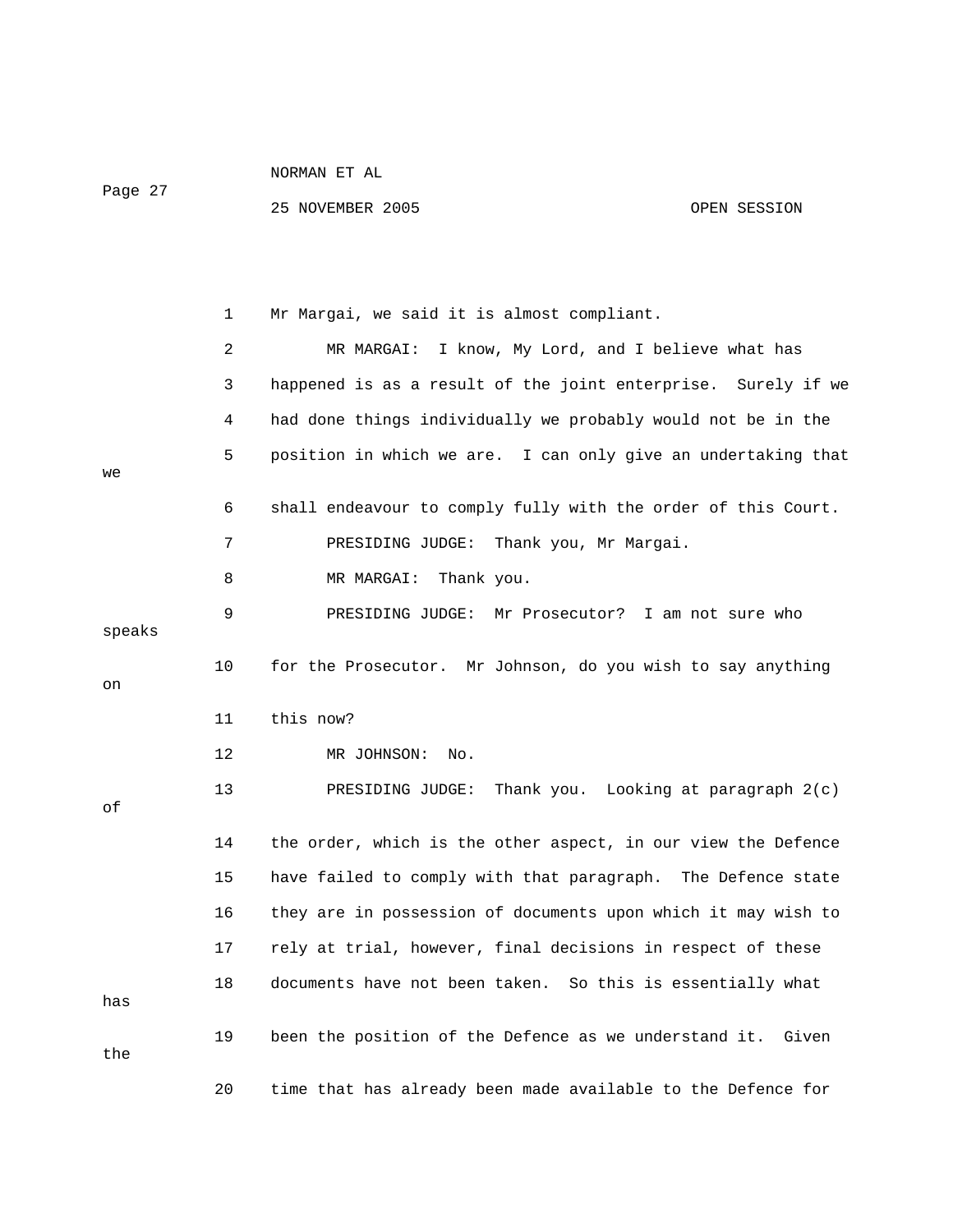Mr Margai, we said it is almost compliant.

MR MARGAI: I know, My Lord, and I believe what has happened is as a result of the joint enterprise. Surely if we had done things individually we probably would not be in the position in which we are. I can only give an undertaking that we shall endeavour to comply fully with the order of this Court.

PRESIDING JUDGE: Thank you, Mr Margai.

MR MARGAI: Thank you.

PRESIDING JUDGE: Mr Prosecutor? I am not sure who speaks for the Prosecutor. Mr Johnson, do you wish to say anything on this now?

MR JOHNSON: No.

PRESIDING JUDGE: Thank you. Looking at paragraph 2(c) of the order, which is the other aspect, in our view the Defence have failed to comply with that paragraph. The Defence state they are in possession of documents upon which it may wish to rely at trial, however, final decisions in respect of these documents have not been taken. So this is essentially what has been the position of the Defence as we understand it. Given the time that has already been made available to the Defence for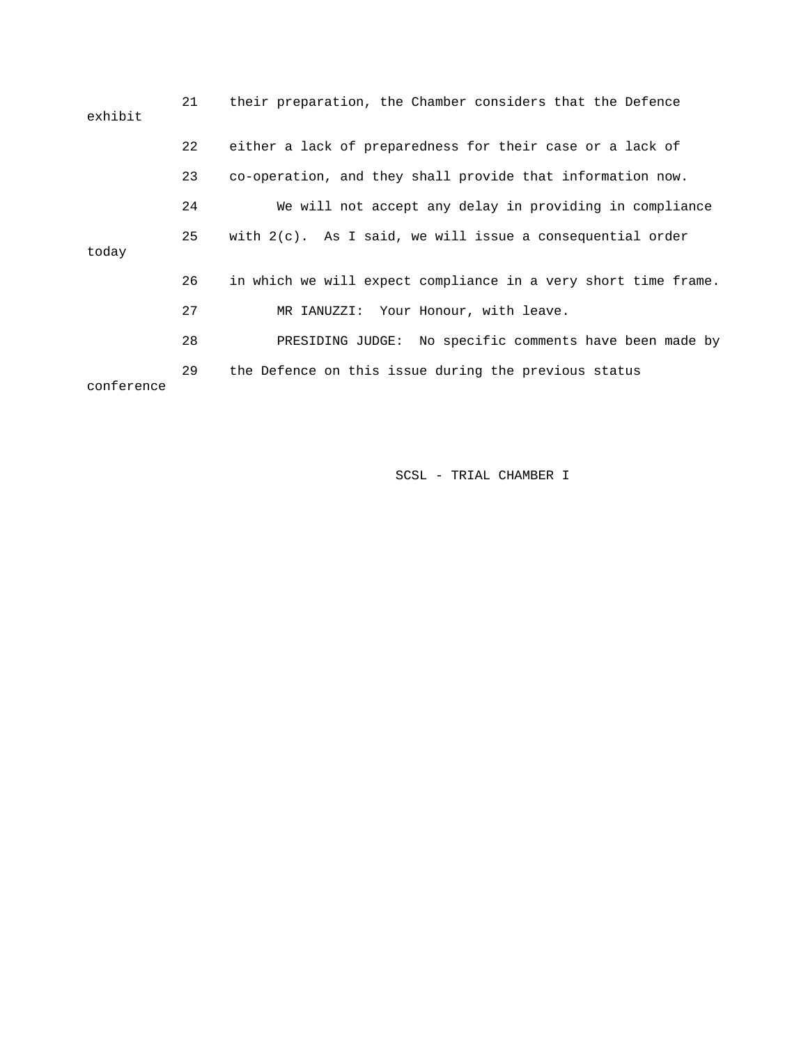21 their preparation, the Chamber considers that the Defence exhibit

22 either a lack of preparedness for their case or a lack of

23 co-operation, and they shall provide that information now.

24 We will not accept any delay in providing in compliance

25 with 2(c). As I said, we will issue a consequential order today

26 in which we will expect compliance in a very short time frame.

27 MR IANUZZI: Your Honour, with leave.

28 PRESIDING JUDGE: No specific comments have been made by

29 the Defence on this issue during the previous status conference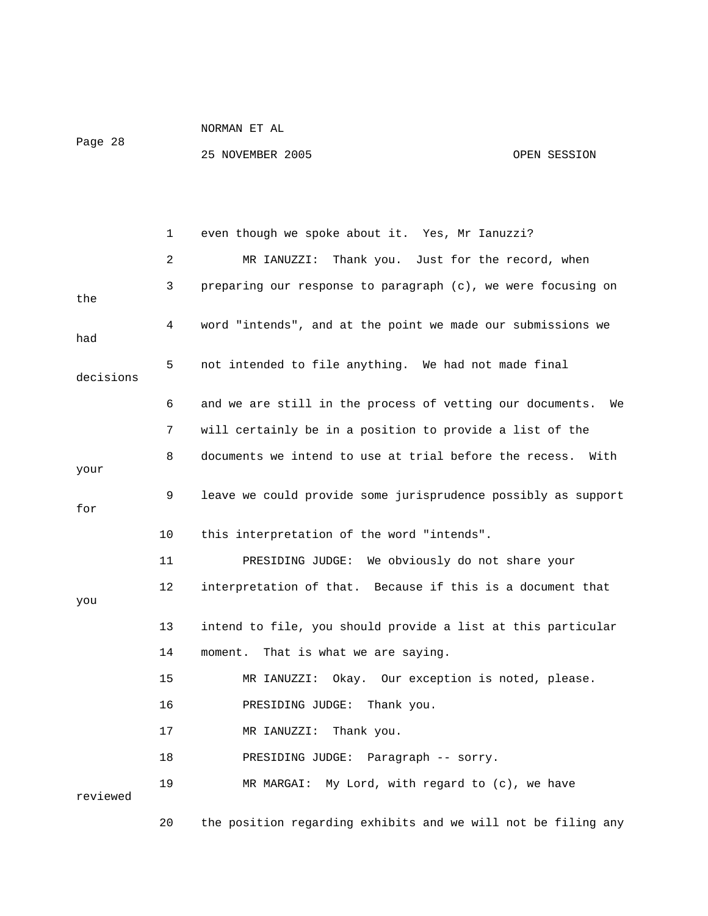1 even though we spoke about it. Yes, Mr Ianuzzi?

2 MR IANUZZI: Thank you. Just for the record, when

3 preparing our response to paragraph (c), we were focusing on the

4 word "intends", and at the point we made our submissions we had

5 not intended to file anything. We had not made final decisions

6 and we are still in the process of vetting our documents. We

7 will certainly be in a position to provide a list of the

8 documents we intend to use at trial before the recess. With your

9 leave we could provide some jurisprudence possibly as support for

10 this interpretation of the word "intends".

11 PRESIDING JUDGE: We obviously do not share your

12 interpretation of that. Because if this is a document that you

13 intend to file, you should provide a list at this particular

14 moment. That is what we are saying.

15 MR IANUZZI: Okay. Our exception is noted, please.

16 PRESIDING JUDGE: Thank you.

17 MR IANUZZI: Thank you.

18 PRESIDING JUDGE: Paragraph -- sorry.

19 MR MARGAI: My Lord, with regard to (c), we have reviewed

20 the position regarding exhibits and we will not be filing any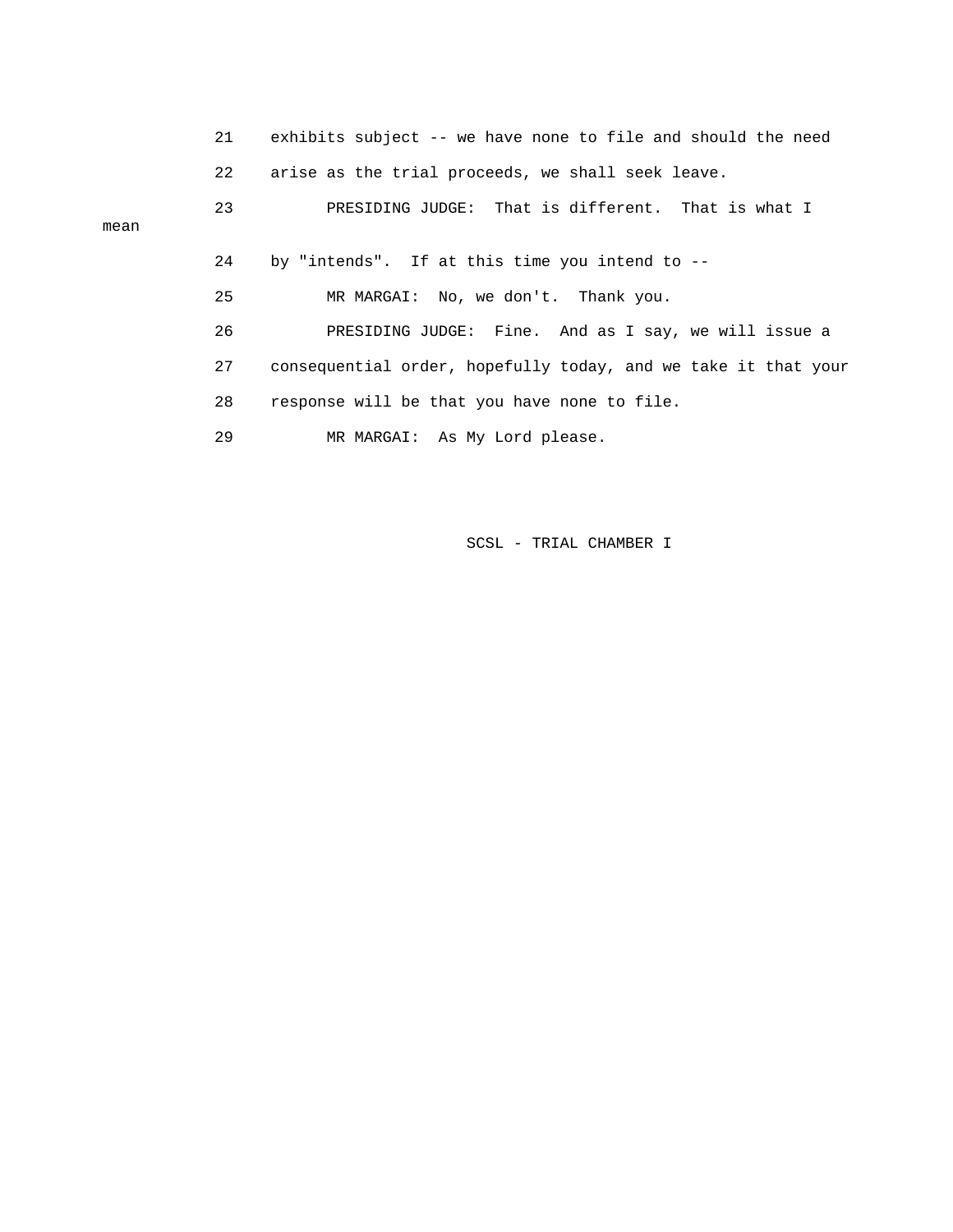21 exhibits subject -- we have none to file and should the need

22 arise as the trial proceeds, we shall seek leave.

23 PRESIDING JUDGE: That is different. That is what I mean

24 by "intends". If at this time you intend to --

25 MR MARGAI: No, we don't. Thank you.

26 PRESIDING JUDGE: Fine. And as I say, we will issue a

27 consequential order, hopefully today, and we take it that your

28 response will be that you have none to file.

29 MR MARGAI: As My Lord please.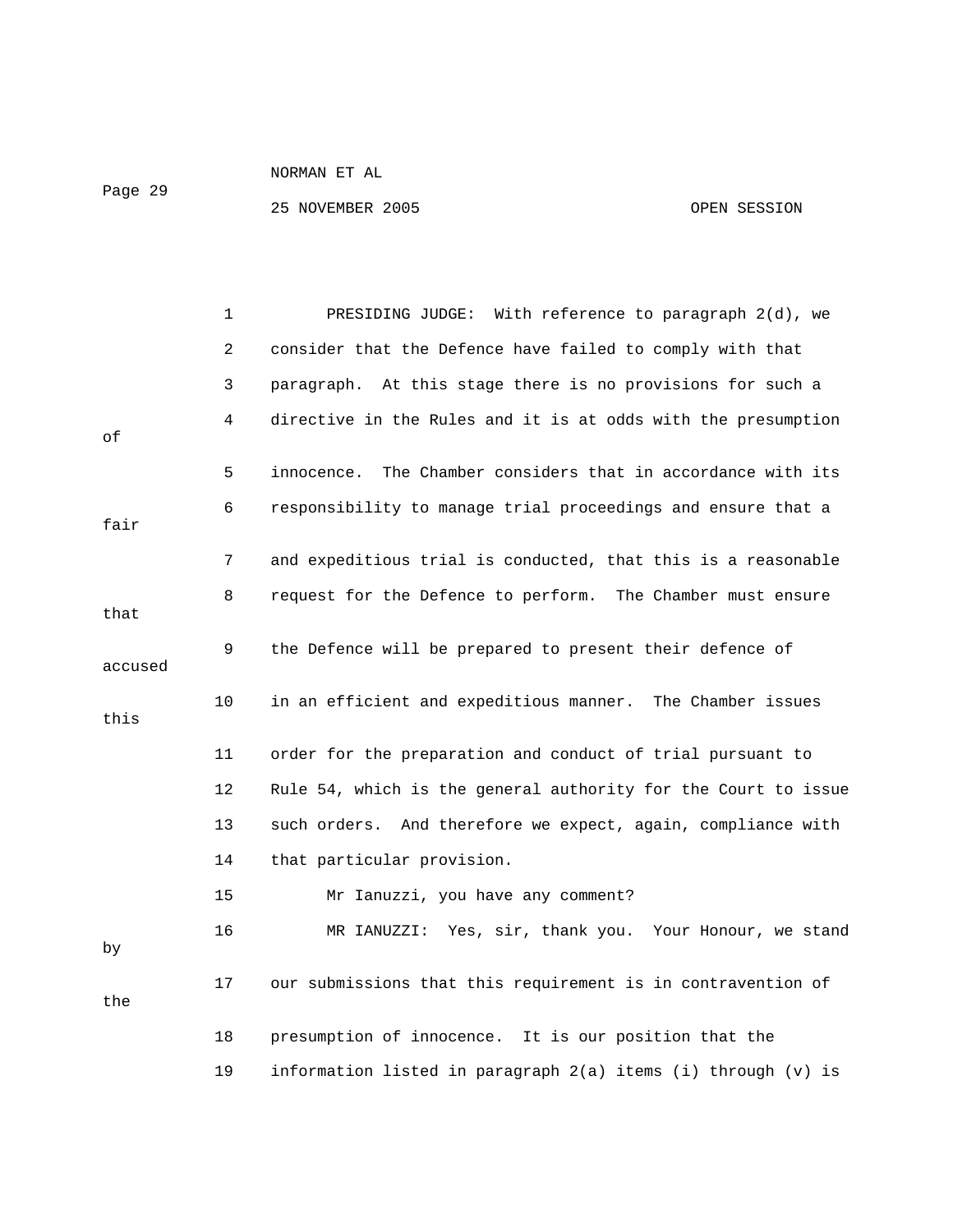PRESIDING JUDGE: With reference to paragraph 2(d), we consider that the Defence have failed to comply with that paragraph. At this stage there is no provisions for such a directive in the Rules and it is at odds with the presumption of innocence. The Chamber considers that in accordance with its responsibility to manage trial proceedings and ensure that a fair and expeditious trial is conducted, that this is a reasonable request for the Defence to perform. The Chamber must ensure that the Defence will be prepared to present their defence of accused in an efficient and expeditious manner. The Chamber issues this order for the preparation and conduct of trial pursuant to Rule 54, which is the general authority for the Court to issue such orders. And therefore we expect, again, compliance with that particular provision.

Mr Ianuzzi, you have any comment?

MR IANUZZI: Yes, sir, thank you. Your Honour, we stand by our submissions that this requirement is in contravention of the presumption of innocence. It is our position that the information listed in paragraph 2(a) items (i) through (v) is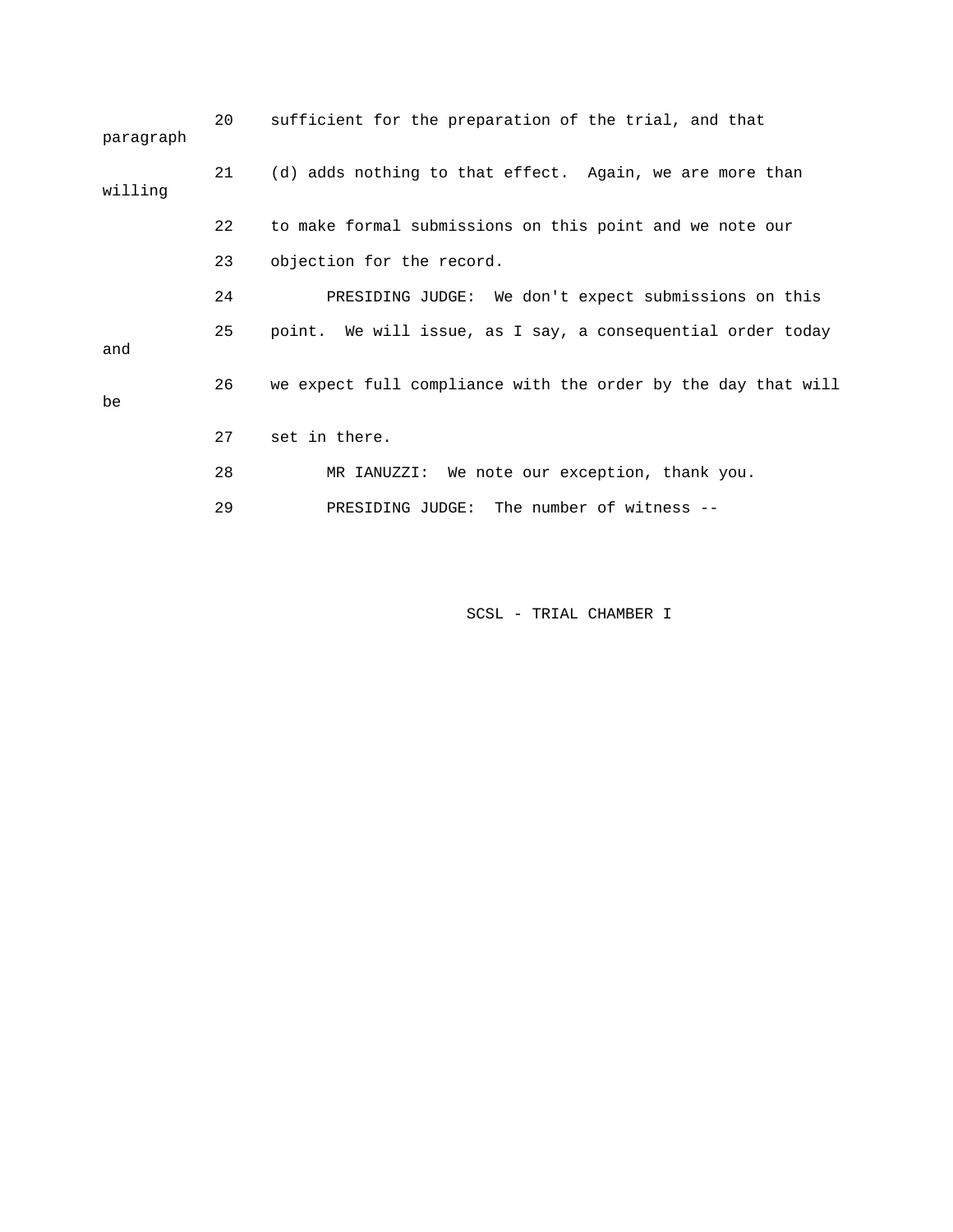20 sufficient for the preparation of the trial, and that paragraph

21 (d) adds nothing to that effect. Again, we are more than willing

22 to make formal submissions on this point and we note our

23 objection for the record.

24 PRESIDING JUDGE: We don't expect submissions on this

25 point. We will issue, as I say, a consequential order today and

26 we expect full compliance with the order by the day that will be

27 set in there.

28 MR IANUZZI: We note our exception, thank you.

29 PRESIDING JUDGE: The number of witness --

SCSL - TRIAL CHAMBER I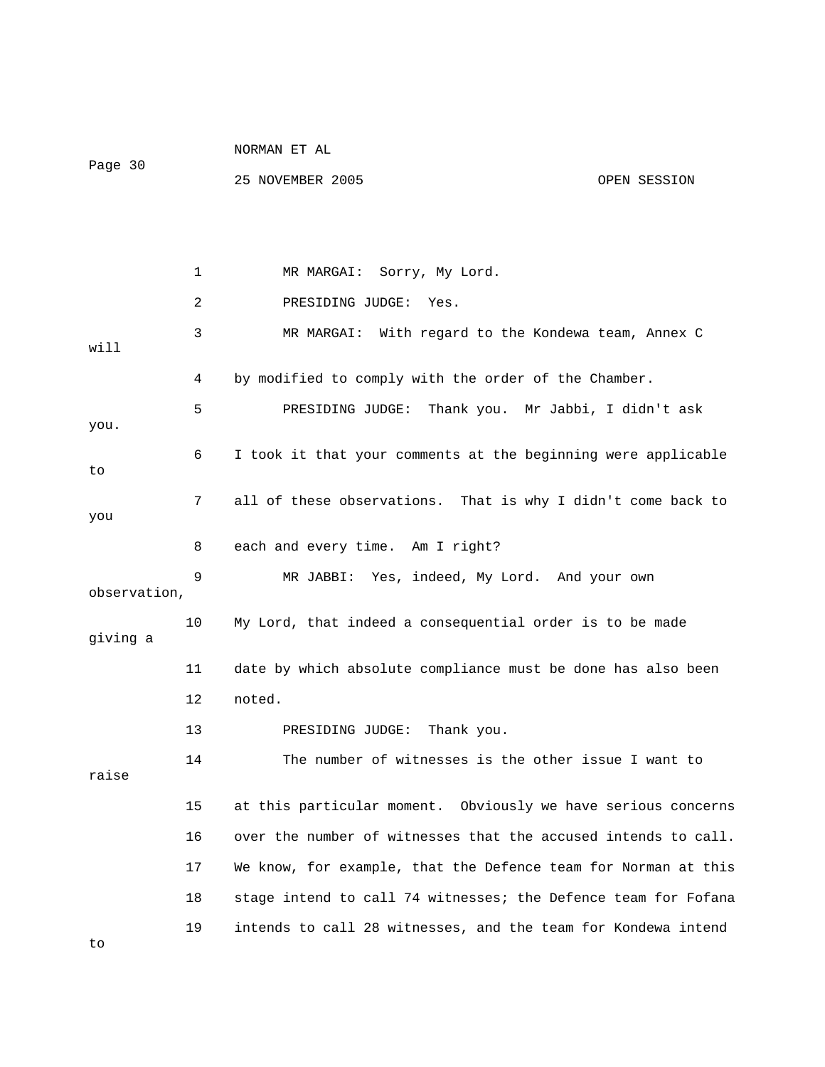1 MR MARGAI: Sorry, My Lord.

2 PRESIDING JUDGE: Yes.

3 MR MARGAI: With regard to the Kondewa team, Annex C will

4 by modified to comply with the order of the Chamber.

5 PRESIDING JUDGE: Thank you. Mr Jabbi, I didn't ask you.

6 I took it that your comments at the beginning were applicable to

7 all of these observations. That is why I didn't come back to you

8 each and every time. Am I right?

9 MR JABBI: Yes, indeed, My Lord. And your own observation,

10 My Lord, that indeed a consequential order is to be made giving a

11 date by which absolute compliance must be done has also been

12 noted.

13 PRESIDING JUDGE: Thank you.

14 The number of witnesses is the other issue I want to raise

15 at this particular moment. Obviously we have serious concerns

16 over the number of witnesses that the accused intends to call.

17 We know, for example, that the Defence team for Norman at this

18 stage intend to call 74 witnesses; the Defence team for Fofana

19 intends to call 28 witnesses, and the team for Kondewa intend to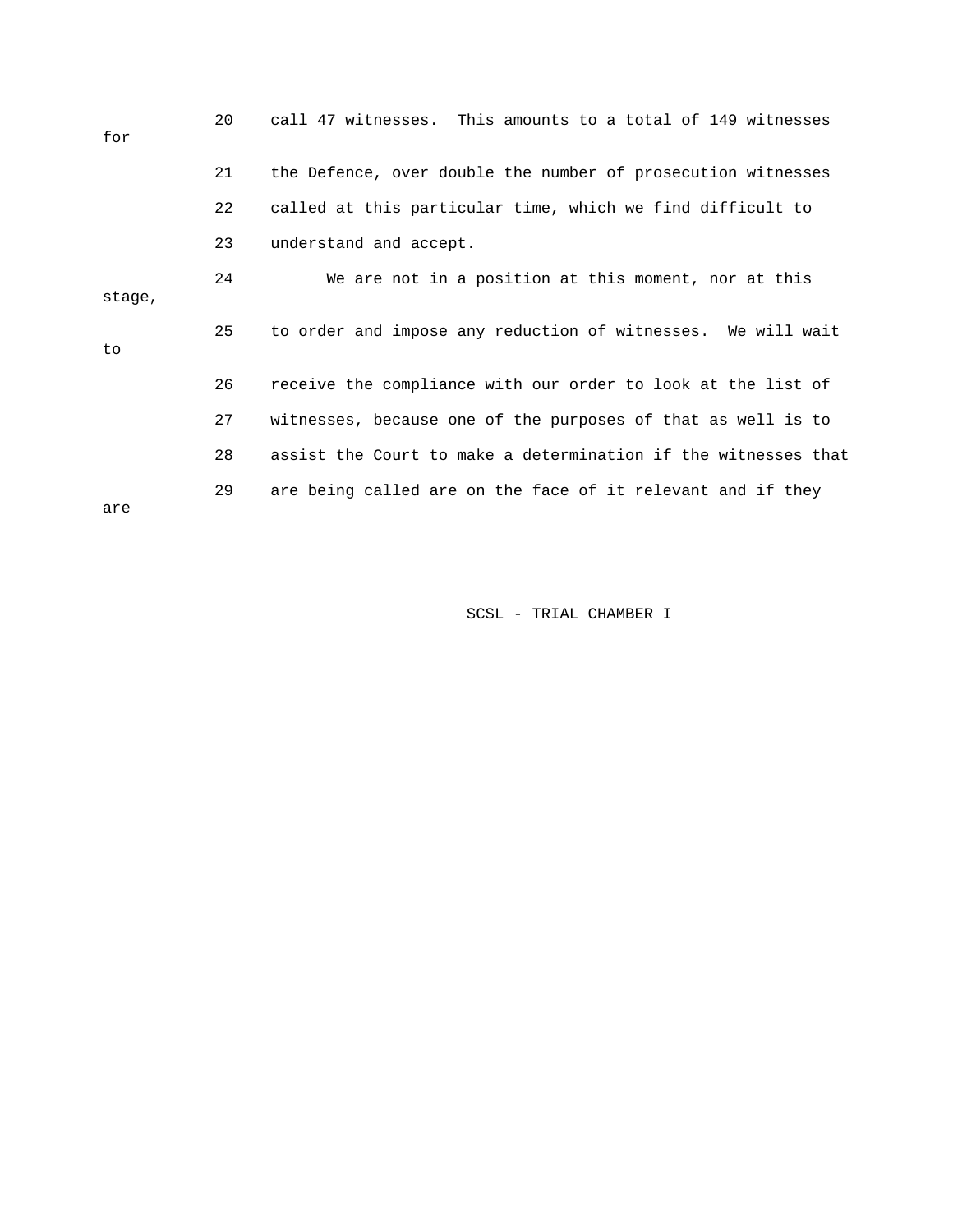20 call 47 witnesses. This amounts to a total of 149 witnesses for

21 the Defence, over double the number of prosecution witnesses

22 called at this particular time, which we find difficult to

23 understand and accept.

24 We are not in a position at this moment, nor at this stage,

25 to order and impose any reduction of witnesses. We will wait to

26 receive the compliance with our order to look at the list of

27 witnesses, because one of the purposes of that as well is to

28 assist the Court to make a determination if the witnesses that

29 are being called are on the face of it relevant and if they are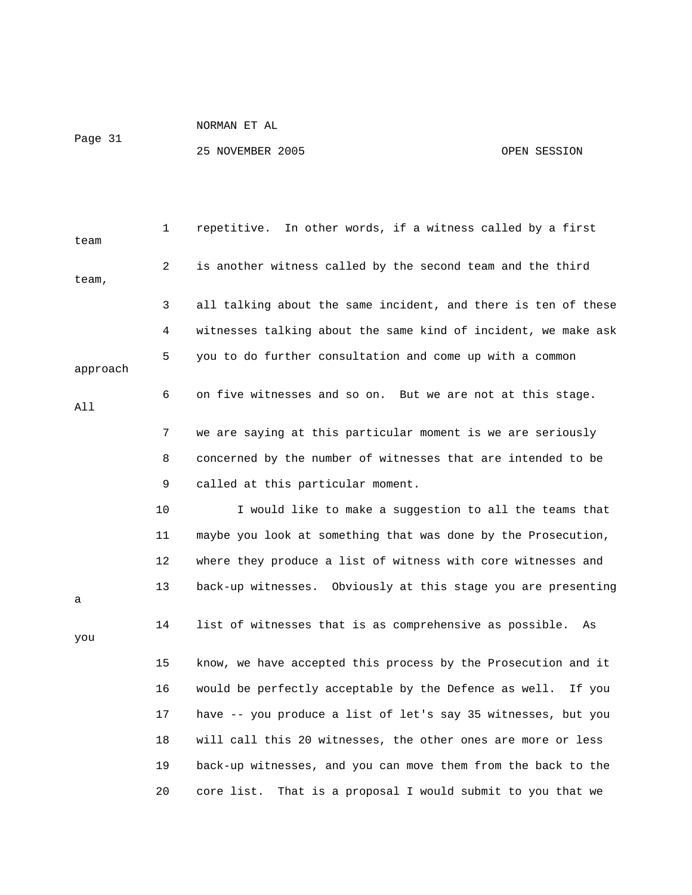repetitive. In other words, if a witness called by a first team is another witness called by the second team and the third team, all talking about the same incident, and there is ten of these witnesses talking about the same kind of incident, we make ask you to do further consultation and come up with a common approach on five witnesses and so on. But we are not at this stage. All we are saying at this particular moment is we are seriously concerned by the number of witnesses that are intended to be called at this particular moment.

I would like to make a suggestion to all the teams that maybe you look at something that was done by the Prosecution, where they produce a list of witness with core witnesses and back-up witnesses. Obviously at this stage you are presenting a list of witnesses that is as comprehensive as possible. As you know, we have accepted this process by the Prosecution and it would be perfectly acceptable by the Defence as well. If you have -- you produce a list of let's say 35 witnesses, but you will call this 20 witnesses, the other ones are more or less back-up witnesses, and you can move them from the back to the core list. That is a proposal I would submit to you that we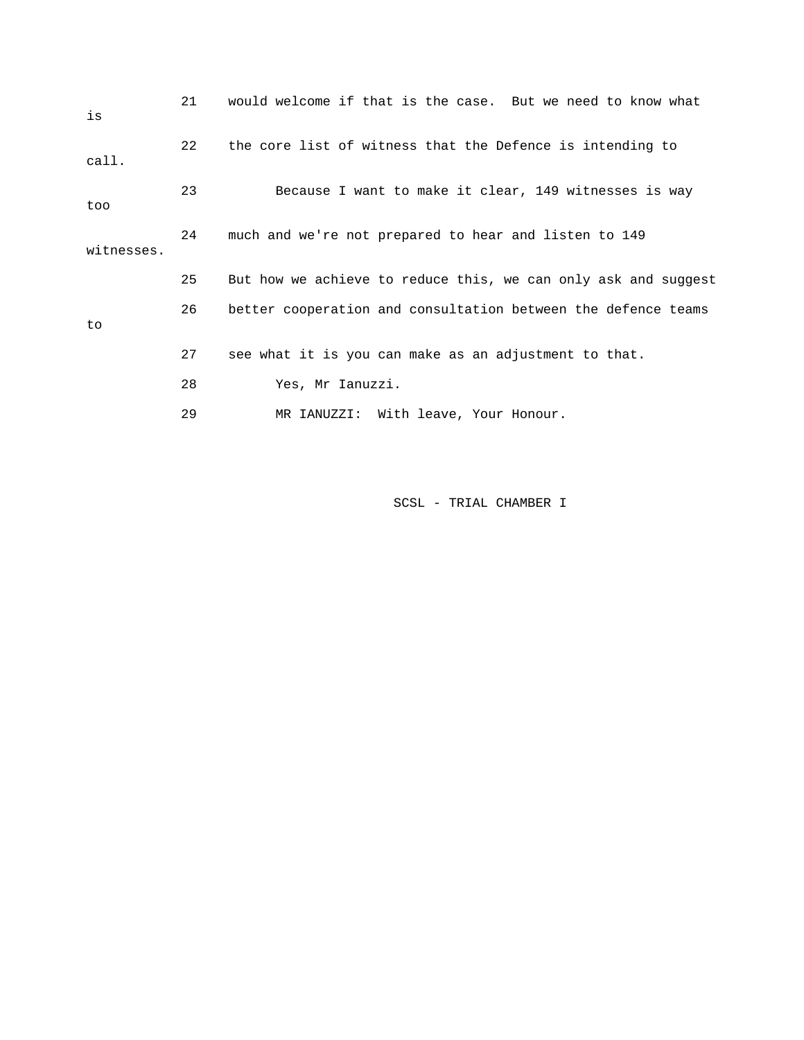21 would welcome if that is the case. But we need to know what is

22 the core list of witness that the Defence is intending to call.

23 Because I want to make it clear, 149 witnesses is way too

24 much and we're not prepared to hear and listen to 149 witnesses.

25 But how we achieve to reduce this, we can only ask and suggest

26 better cooperation and consultation between the defence teams to

27 see what it is you can make as an adjustment to that.

28 Yes, Mr Ianuzzi.

29 MR IANUZZI: With leave, Your Honour.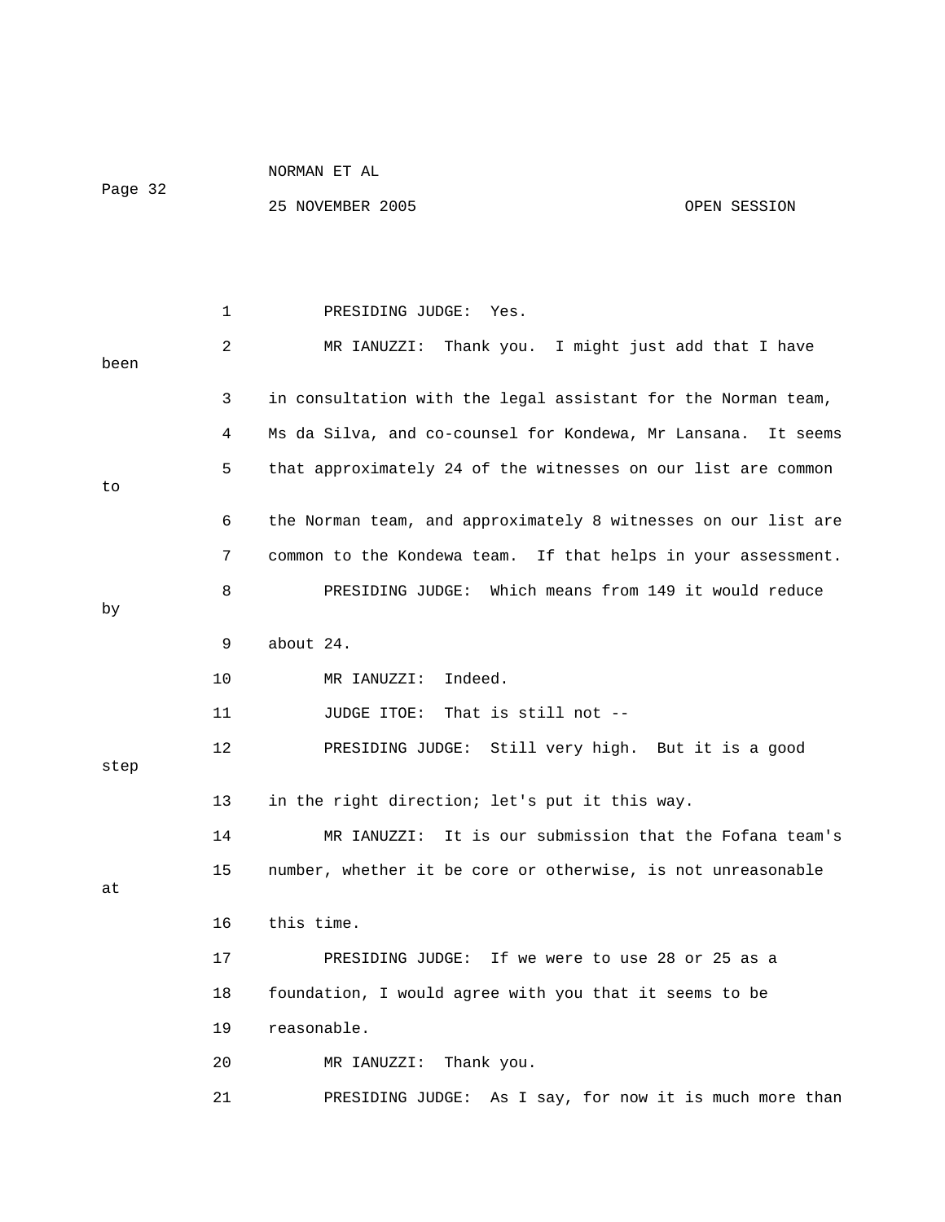1 PRESIDING JUDGE: Yes.

2 MR IANUZZI: Thank you. I might just add that I have been

3 in consultation with the legal assistant for the Norman team,

4 Ms da Silva, and co-counsel for Kondewa, Mr Lansana. It seems

5 that approximately 24 of the witnesses on our list are common to

6 the Norman team, and approximately 8 witnesses on our list are

7 common to the Kondewa team. If that helps in your assessment.

8 PRESIDING JUDGE: Which means from 149 it would reduce by

9 about 24.

10 MR IANUZZI: Indeed.

11 JUDGE ITOE: That is still not --

12 PRESIDING JUDGE: Still very high. But it is a good step

13 in the right direction; let's put it this way.

14 MR IANUZZI: It is our submission that the Fofana team's

15 number, whether it be core or otherwise, is not unreasonable at

16 this time.

17 PRESIDING JUDGE: If we were to use 28 or 25 as a

18 foundation, I would agree with you that it seems to be

19 reasonable.

20 MR IANUZZI: Thank you.

21 PRESIDING JUDGE: As I say, for now it is much more than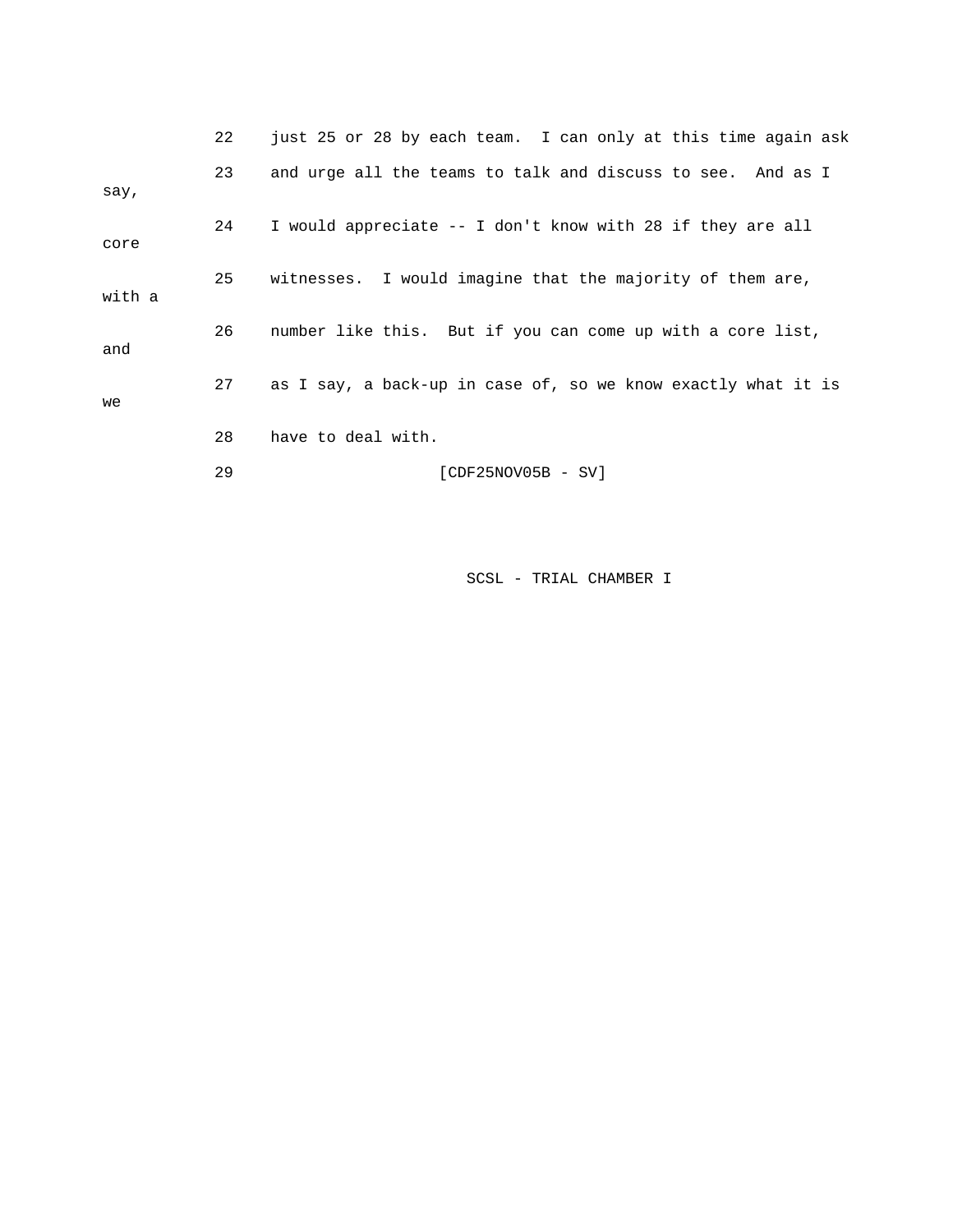22 just 25 or 28 by each team. I can only at this time again ask

23 and urge all the teams to talk and discuss to see. And as I say,

24 I would appreciate -- I don't know with 28 if they are all core

25 witnesses. I would imagine that the majority of them are, with a

26 number like this. But if you can come up with a core list, and

27 as I say, a back-up in case of, so we know exactly what it is we

28 have to deal with.

29 [CDF25NOV05B - SV]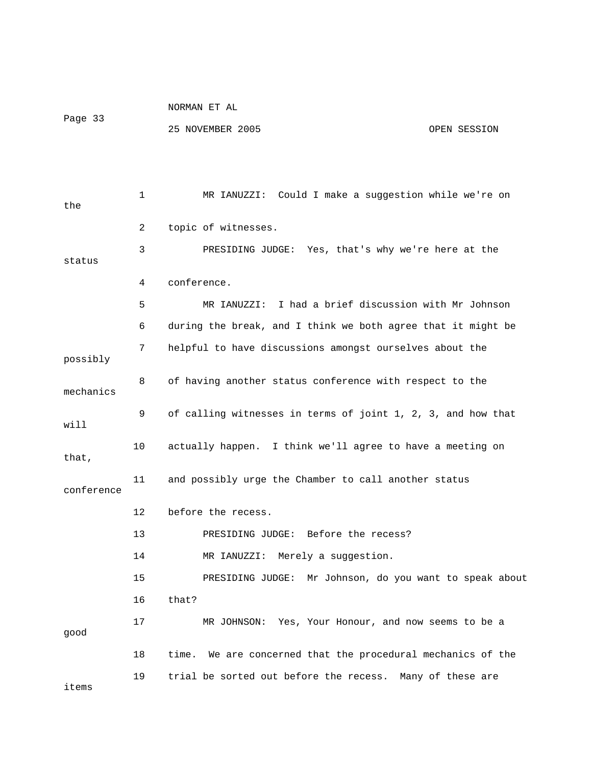1 MR IANUZZI: Could I make a suggestion while we're on the

2 topic of witnesses.

3 PRESIDING JUDGE: Yes, that's why we're here at the status

4 conference.

5 MR IANUZZI: I had a brief discussion with Mr Johnson

6 during the break, and I think we both agree that it might be

7 helpful to have discussions amongst ourselves about the possibly

8 of having another status conference with respect to the mechanics

9 of calling witnesses in terms of joint 1, 2, 3, and how that will

10 actually happen. I think we'll agree to have a meeting on that,

11 and possibly urge the Chamber to call another status conference

12 before the recess.

13 PRESIDING JUDGE: Before the recess?

14 MR IANUZZI: Merely a suggestion.

15 PRESIDING JUDGE: Mr Johnson, do you want to speak about

16 that?

17 MR JOHNSON: Yes, Your Honour, and now seems to be a good

18 time. We are concerned that the procedural mechanics of the

19 trial be sorted out before the recess. Many of these are items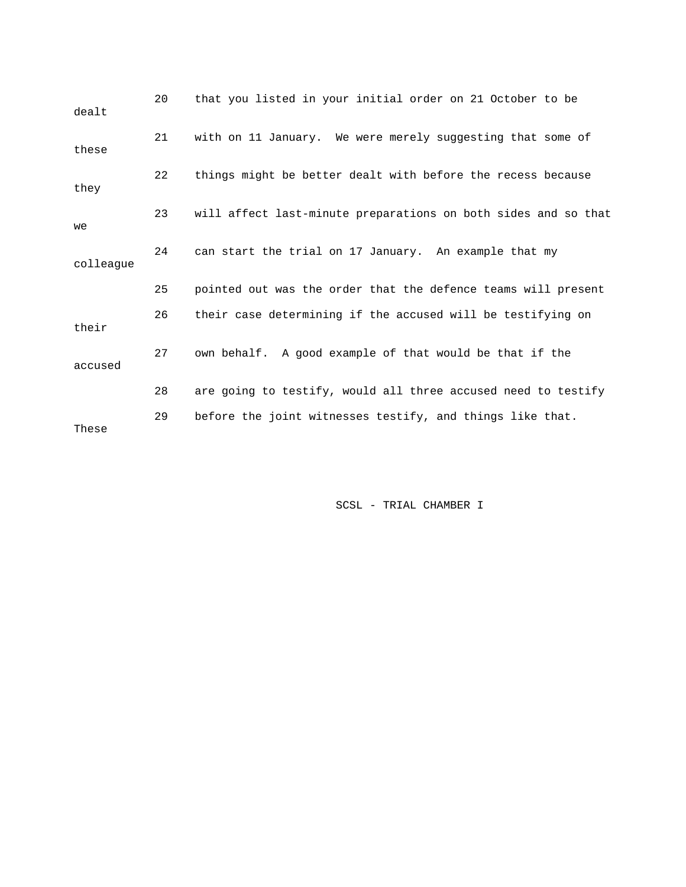20 that you listed in your initial order on 21 October to be dealt

21 with on 11 January. We were merely suggesting that some of these

22 things might be better dealt with before the recess because they

23 will affect last-minute preparations on both sides and so that we

24 can start the trial on 17 January. An example that my colleague

25 pointed out was the order that the defence teams will present

26 their case determining if the accused will be testifying on their

27 own behalf. A good example of that would be that if the accused

28 are going to testify, would all three accused need to testify

29 before the joint witnesses testify, and things like that. These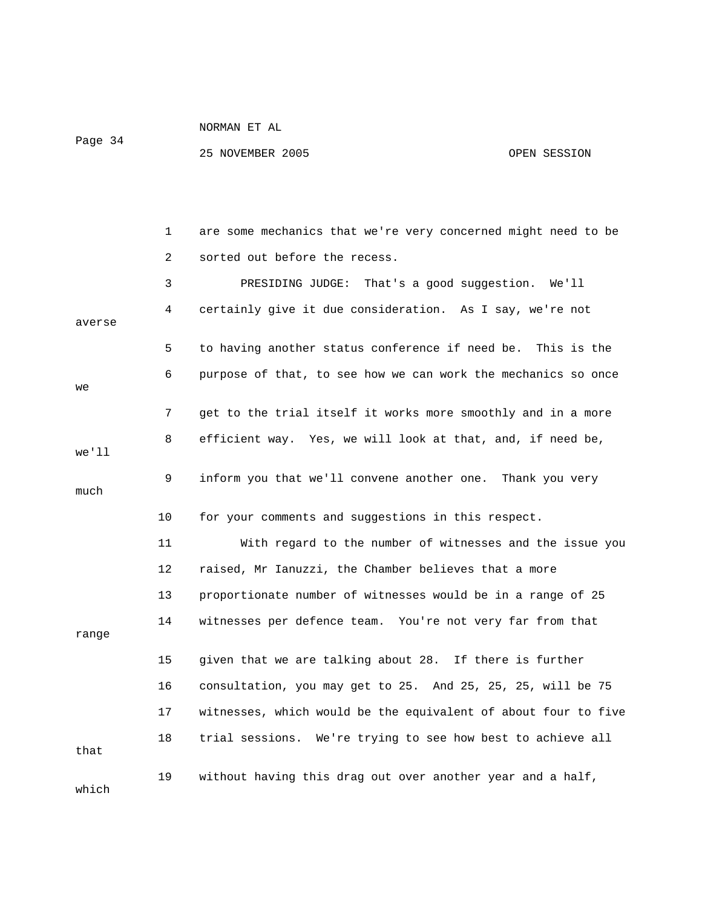are some mechanics that we're very concerned might need to be sorted out before the recess.

PRESIDING JUDGE: That's a good suggestion. We'll certainly give it due consideration. As I say, we're not averse to having another status conference if need be. This is the purpose of that, to see how we can work the mechanics so once we get to the trial itself it works more smoothly and in a more efficient way. Yes, we will look at that, and, if need be, we'll inform you that we'll convene another one. Thank you very much for your comments and suggestions in this respect.

With regard to the number of witnesses and the issue you raised, Mr Ianuzzi, the Chamber believes that a more proportionate number of witnesses would be in a range of 25 witnesses per defence team. You're not very far from that range given that we are talking about 28. If there is further consultation, you may get to 25. And 25, 25, 25, will be 75 witnesses, which would be the equivalent of about four to five trial sessions. We're trying to see how best to achieve all that without having this drag out over another year and a half, which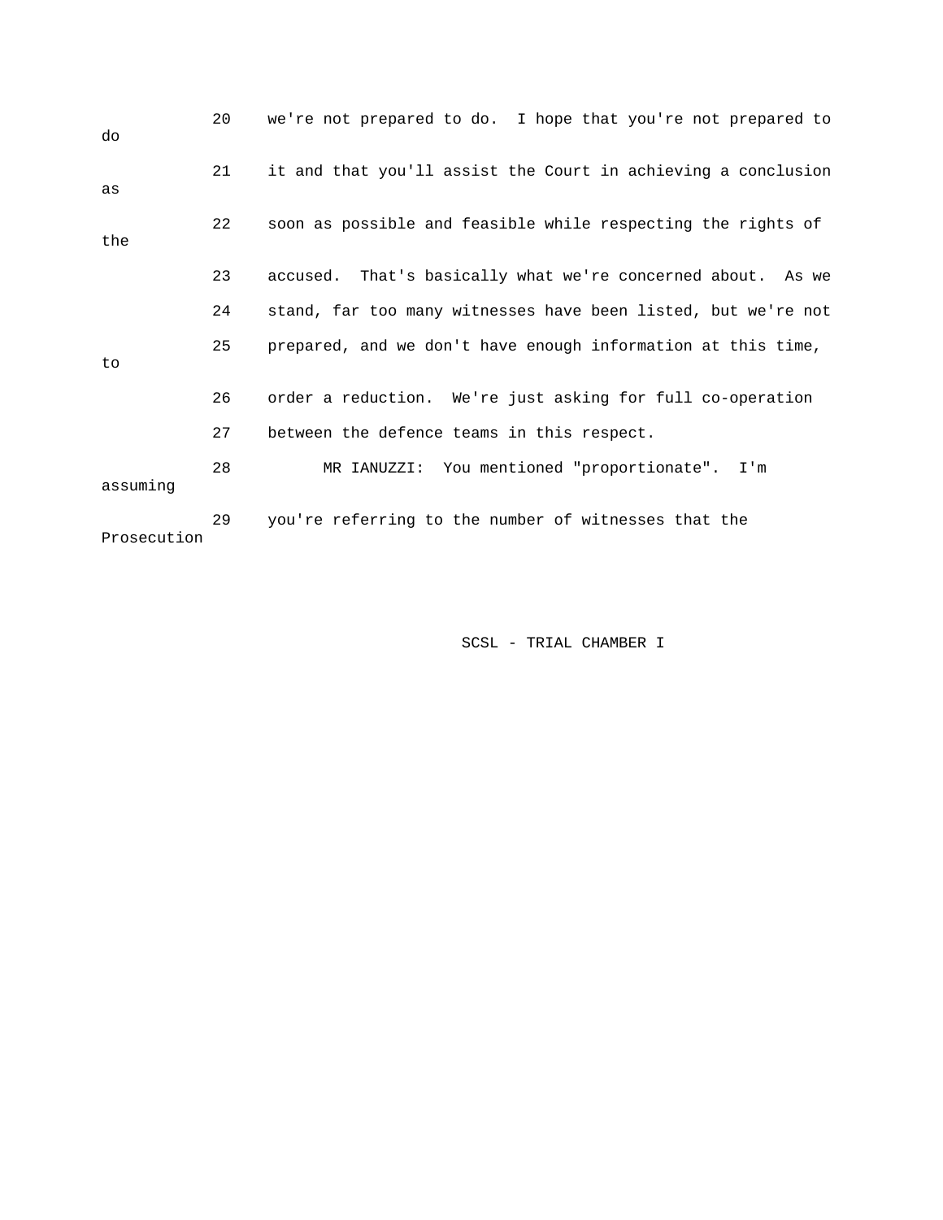20 we're not prepared to do. I hope that you're not prepared to do

21 it and that you'll assist the Court in achieving a conclusion as

22 soon as possible and feasible while respecting the rights of the

23 accused. That's basically what we're concerned about. As we

24 stand, far too many witnesses have been listed, but we're not

25 prepared, and we don't have enough information at this time, to

26 order a reduction. We're just asking for full co-operation

27 between the defence teams in this respect.

28 MR IANUZZI: You mentioned "proportionate". I'm assuming

29 you're referring to the number of witnesses that the Prosecution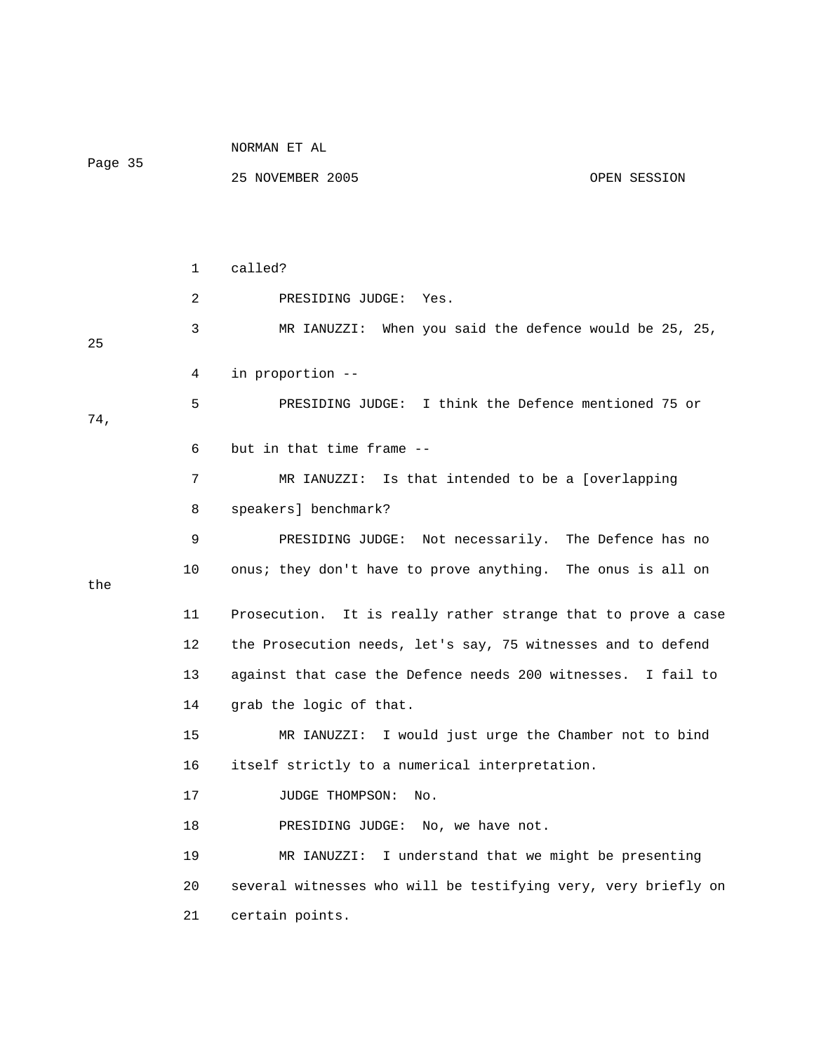called?

PRESIDING JUDGE: Yes.

MR IANUZZI: When you said the defence would be 25, 25, 25 in proportion --

PRESIDING JUDGE: I think the Defence mentioned 75 or 74, but in that time frame --

MR IANUZZI: Is that intended to be a [overlapping speakers] benchmark?

PRESIDING JUDGE: Not necessarily. The Defence has no onus; they don't have to prove anything. The onus is all on the Prosecution. It is really rather strange that to prove a case the Prosecution needs, let's say, 75 witnesses and to defend against that case the Defence needs 200 witnesses. I fail to grab the logic of that.

MR IANUZZI: I would just urge the Chamber not to bind itself strictly to a numerical interpretation.

JUDGE THOMPSON: No.

PRESIDING JUDGE: No, we have not.

MR IANUZZI: I understand that we might be presenting several witnesses who will be testifying very, very briefly on certain points.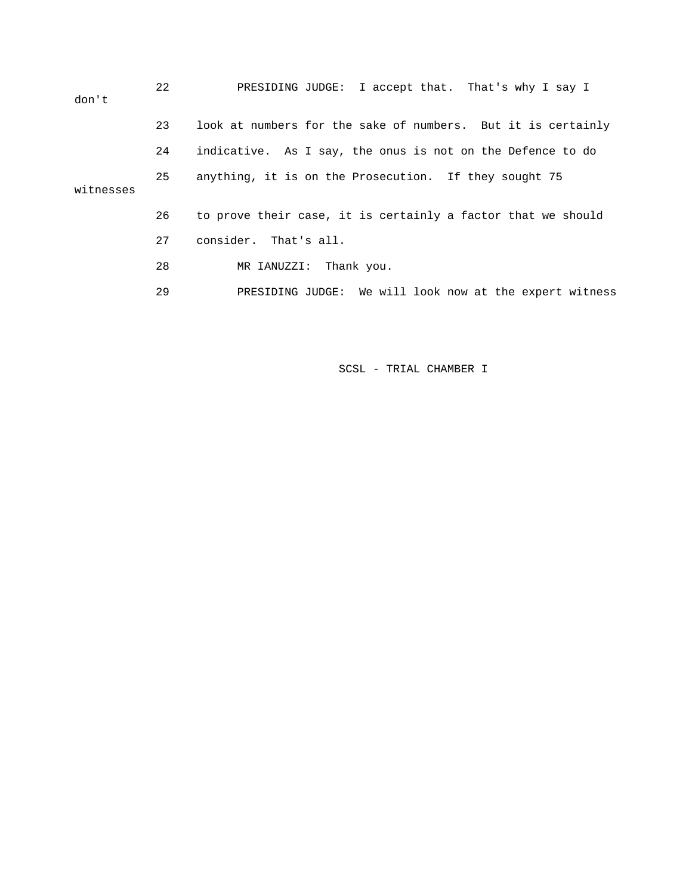22 PRESIDING JUDGE: I accept that. That's why I say I don't

23 look at numbers for the sake of numbers. But it is certainly

24 indicative. As I say, the onus is not on the Defence to do

25 anything, it is on the Prosecution. If they sought 75 witnesses

26 to prove their case, it is certainly a factor that we should

27 consider. That's all.

28 MR IANUZZI: Thank you.

29 PRESIDING JUDGE: We will look now at the expert witness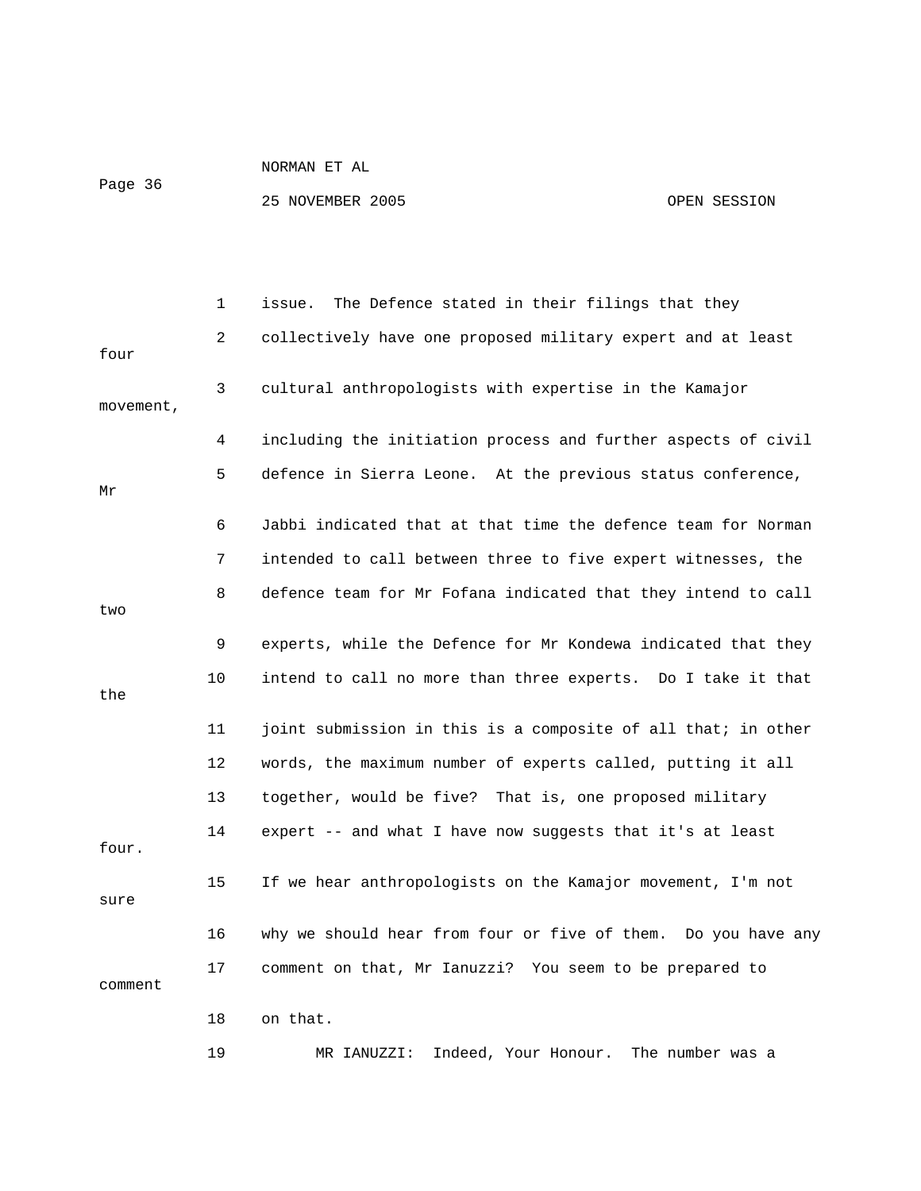1 issue. The Defence stated in their filings that they
2 collectively have one proposed military expert and at least four
3 cultural anthropologists with expertise in the Kamajor movement,
4 including the initiation process and further aspects of civil
5 defence in Sierra Leone. At the previous status conference, Mr
6 Jabbi indicated that at that time the defence team for Norman
7 intended to call between three to five expert witnesses, the
8 defence team for Mr Fofana indicated that they intend to call two
9 experts, while the Defence for Mr Kondewa indicated that they
10 intend to call no more than three experts. Do I take it that the
11 joint submission in this is a composite of all that; in other
12 words, the maximum number of experts called, putting it all
13 together, would be five? That is, one proposed military
14 expert -- and what I have now suggests that it's at least four.
15 If we hear anthropologists on the Kamajor movement, I'm not sure
16 why we should hear from four or five of them. Do you have any
17 comment on that, Mr Ianuzzi? You seem to be prepared to comment
18 on that.
19 MR IANUZZI: Indeed, Your Honour. The number was a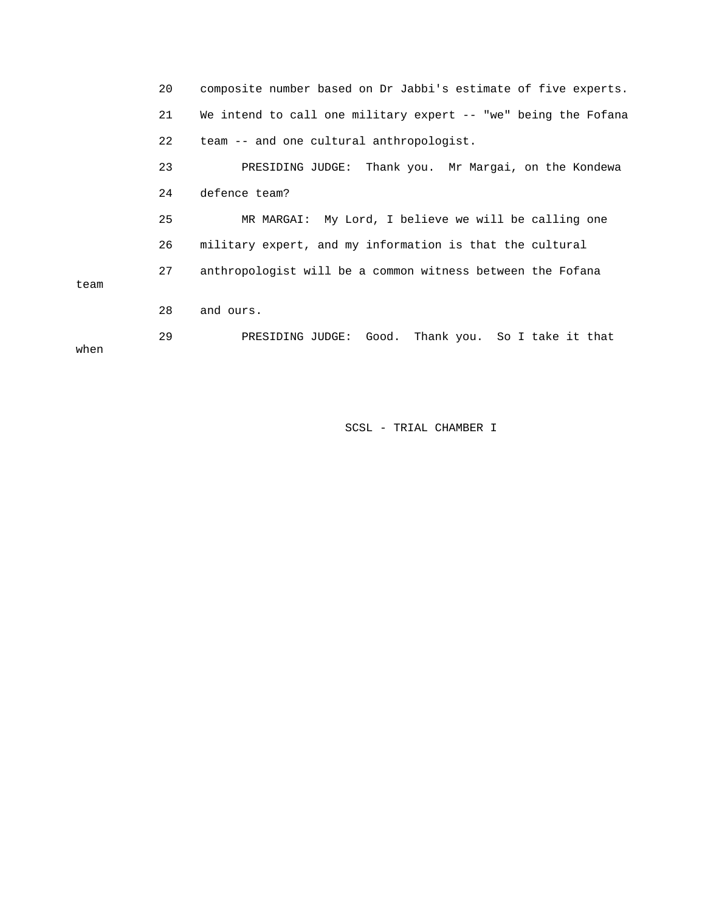20 composite number based on Dr Jabbi's estimate of five experts.

21 We intend to call one military expert -- "we" being the Fofana

22 team -- and one cultural anthropologist.

23 PRESIDING JUDGE: Thank you. Mr Margai, on the Kondewa

24 defence team?

25 MR MARGAI: My Lord, I believe we will be calling one

26 military expert, and my information is that the cultural

27 anthropologist will be a common witness between the Fofana team

28 and ours.

29 PRESIDING JUDGE: Good. Thank you. So I take it that when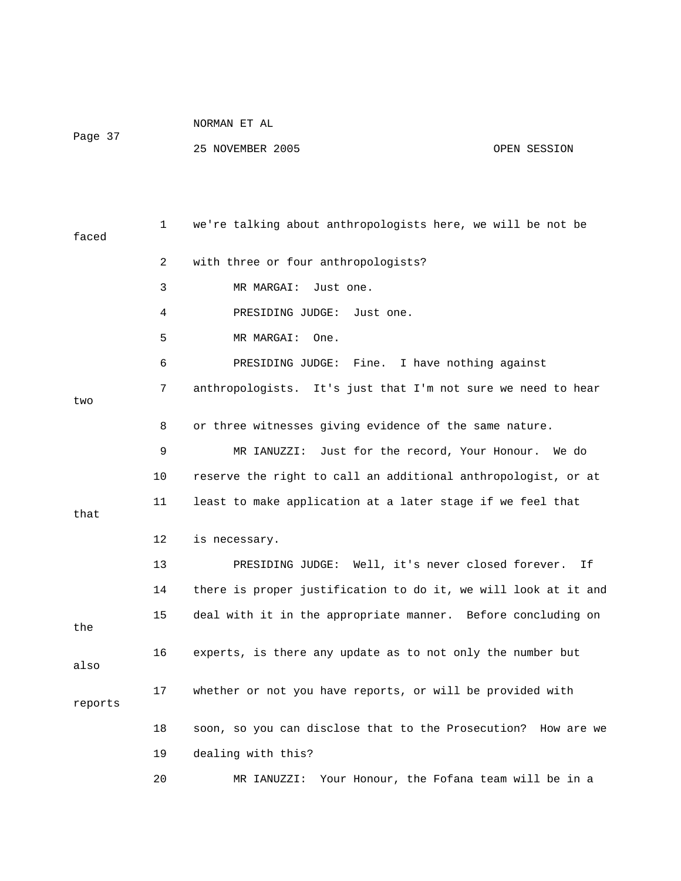1 we're talking about anthropologists here, we will be not be faced

2 with three or four anthropologists?

3 MR MARGAI: Just one.

4 PRESIDING JUDGE: Just one.

5 MR MARGAI: One.

6 PRESIDING JUDGE: Fine. I have nothing against

7 anthropologists. It's just that I'm not sure we need to hear two

8 or three witnesses giving evidence of the same nature.

9 MR IANUZZI: Just for the record, Your Honour. We do

10 reserve the right to call an additional anthropologist, or at

11 least to make application at a later stage if we feel that

12 is necessary.

13 PRESIDING JUDGE: Well, it's never closed forever. If

14 there is proper justification to do it, we will look at it and

15 deal with it in the appropriate manner. Before concluding on the

16 experts, is there any update as to not only the number but also

17 whether or not you have reports, or will be provided with reports

18 soon, so you can disclose that to the Prosecution? How are we

19 dealing with this?

20 MR IANUZZI: Your Honour, the Fofana team will be in a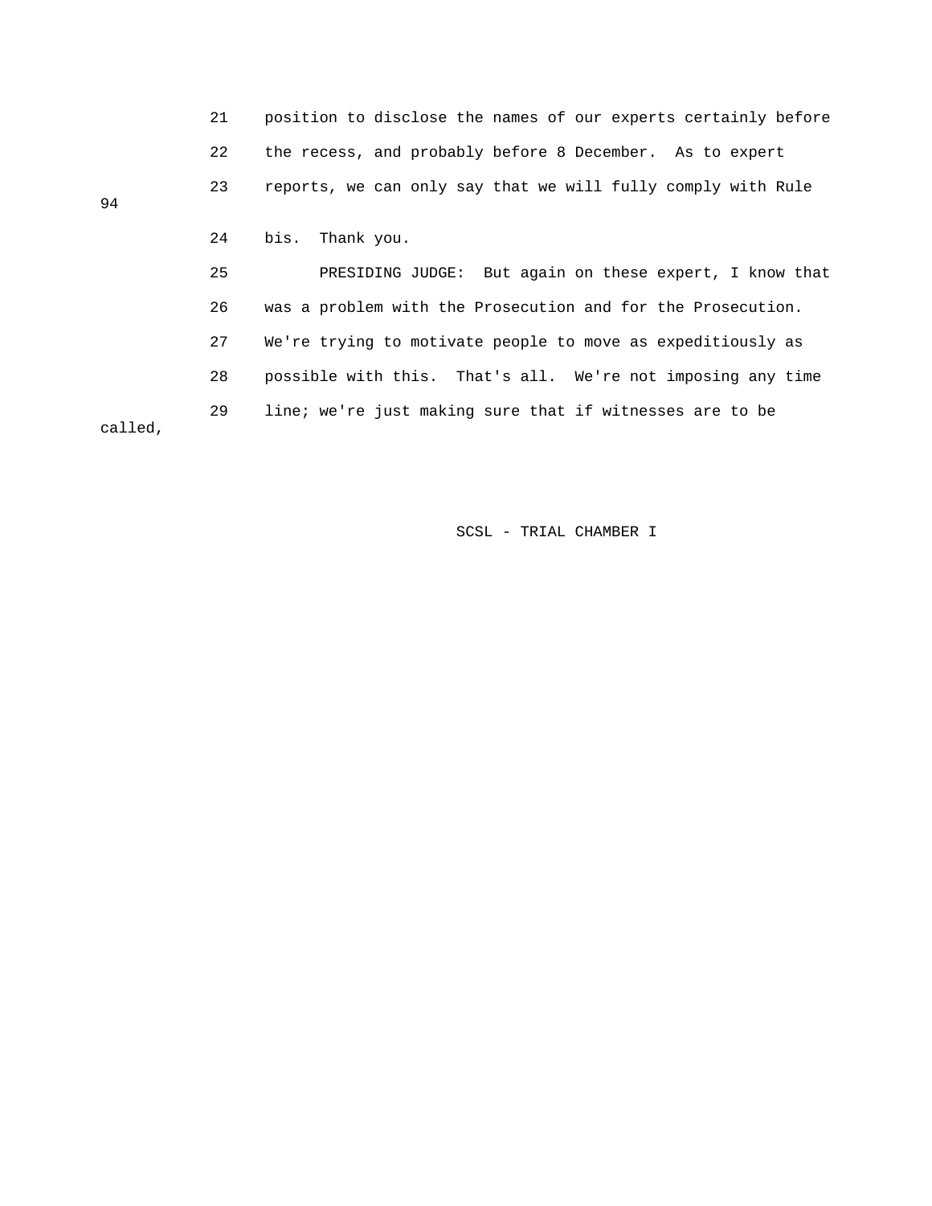21 position to disclose the names of our experts certainly before

22 the recess, and probably before 8 December. As to expert

23 reports, we can only say that we will fully comply with Rule 94

24 bis. Thank you.

25 PRESIDING JUDGE: But again on these expert, I know that

26 was a problem with the Prosecution and for the Prosecution.

27 We're trying to motivate people to move as expeditiously as

28 possible with this. That's all. We're not imposing any time

29 line; we're just making sure that if witnesses are to be called,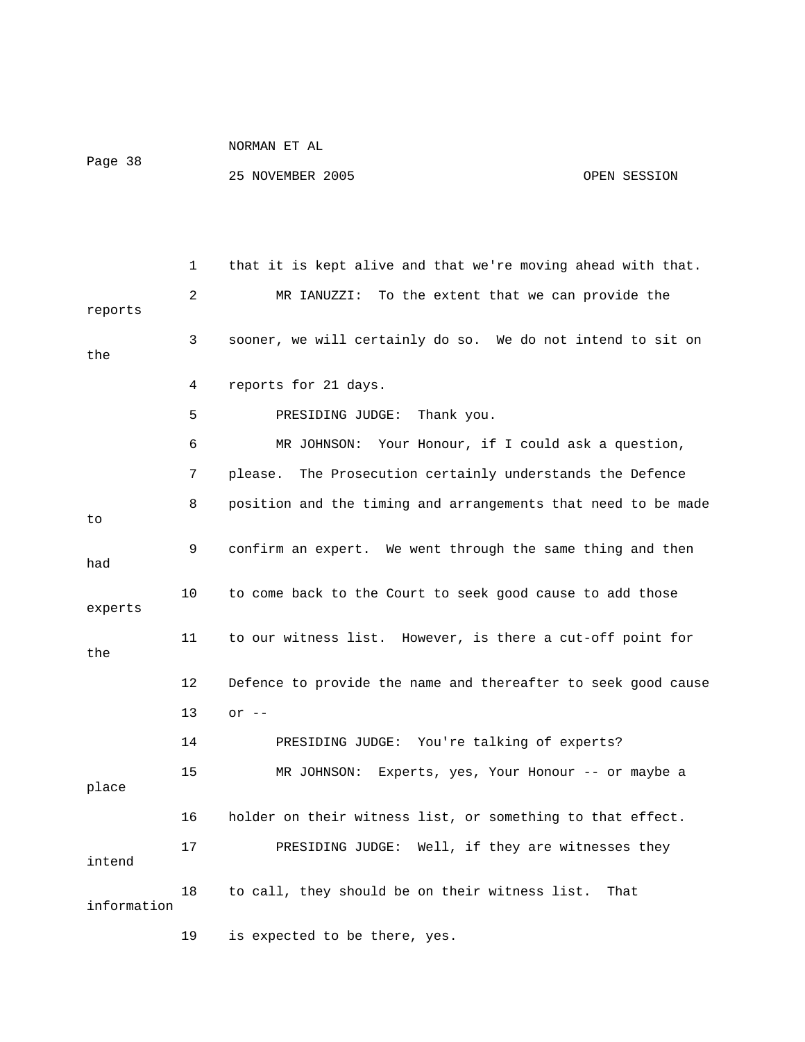1 that it is kept alive and that we're moving ahead with that.

2 MR IANUZZI: To the extent that we can provide the reports

3 sooner, we will certainly do so. We do not intend to sit on the

4 reports for 21 days.

5 PRESIDING JUDGE: Thank you.

6 MR JOHNSON: Your Honour, if I could ask a question,

7 please. The Prosecution certainly understands the Defence

8 position and the timing and arrangements that need to be made to

9 confirm an expert. We went through the same thing and then had

10 to come back to the Court to seek good cause to add those experts

11 to our witness list. However, is there a cut-off point for the

12 Defence to provide the name and thereafter to seek good cause

13 or --

14 PRESIDING JUDGE: You're talking of experts?

15 MR JOHNSON: Experts, yes, Your Honour -- or maybe a place

16 holder on their witness list, or something to that effect.

17 PRESIDING JUDGE: Well, if they are witnesses they intend

18 to call, they should be on their witness list. That information

19 is expected to be there, yes.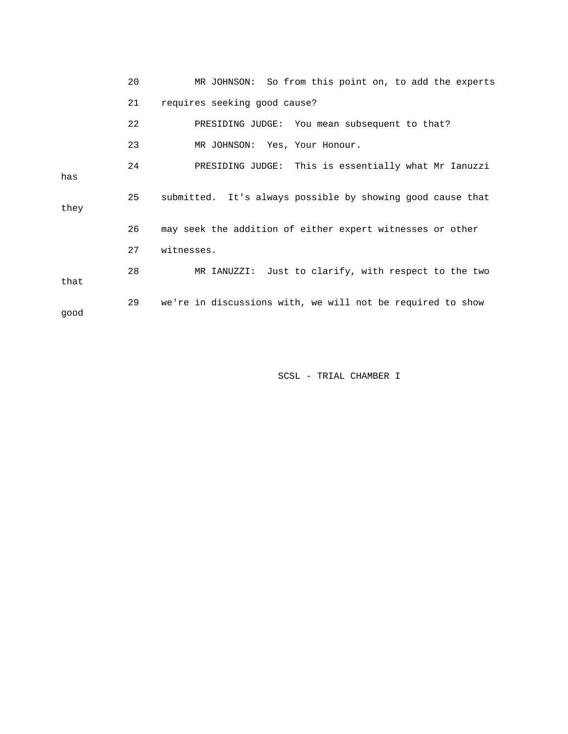20 MR JOHNSON: So from this point on, to add the experts

21 requires seeking good cause?

22 PRESIDING JUDGE: You mean subsequent to that?

23 MR JOHNSON: Yes, Your Honour.

24 PRESIDING JUDGE: This is essentially what Mr Ianuzzi has

25 submitted. It's always possible by showing good cause that they

26 may seek the addition of either expert witnesses or other

27 witnesses.

28 MR IANUZZI: Just to clarify, with respect to the two that

29 we're in discussions with, we will not be required to show good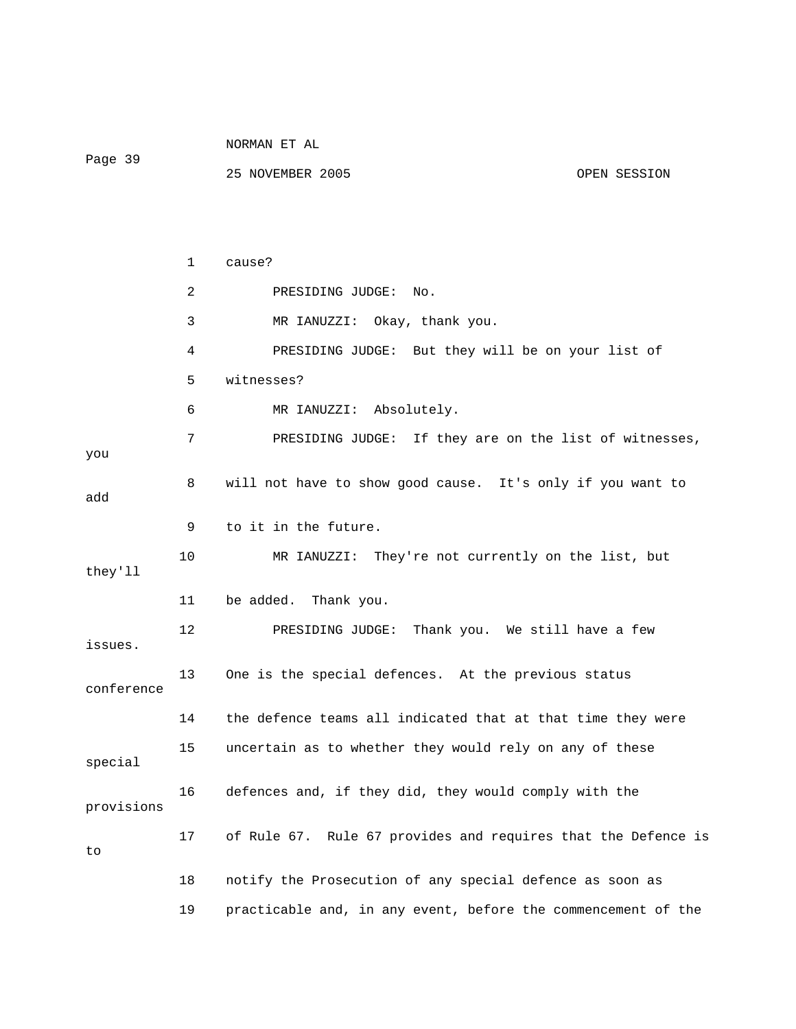1 cause?

2 PRESIDING JUDGE: No.

3 MR IANUZZI: Okay, thank you.

4 PRESIDING JUDGE: But they will be on your list of

5 witnesses?

6 MR IANUZZI: Absolutely.

7 PRESIDING JUDGE: If they are on the list of witnesses, you

8 will not have to show good cause. It's only if you want to add

9 to it in the future.

10 MR IANUZZI: They're not currently on the list, but they'll

11 be added. Thank you.

12 PRESIDING JUDGE: Thank you. We still have a few issues.

13 One is the special defences. At the previous status conference

14 the defence teams all indicated that at that time they were

15 uncertain as to whether they would rely on any of these special

16 defences and, if they did, they would comply with the provisions

17 of Rule 67. Rule 67 provides and requires that the Defence is to

18 notify the Prosecution of any special defence as soon as

19 practicable and, in any event, before the commencement of the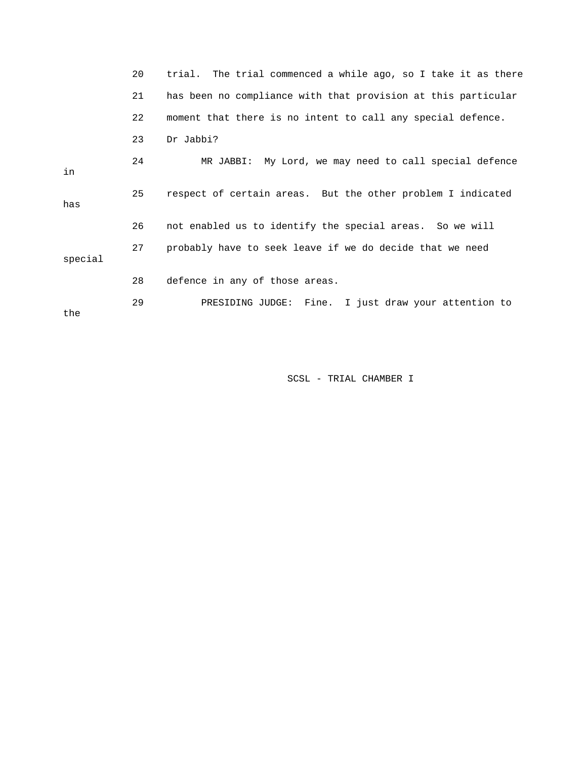20 trial. The trial commenced a while ago, so I take it as there

21 has been no compliance with that provision at this particular

22 moment that there is no intent to call any special defence.

23 Dr Jabbi?

24 MR JABBI: My Lord, we may need to call special defence in

25 respect of certain areas. But the other problem I indicated has

26 not enabled us to identify the special areas. So we will

27 probably have to seek leave if we do decide that we need special

28 defence in any of those areas.

29 PRESIDING JUDGE: Fine. I just draw your attention to the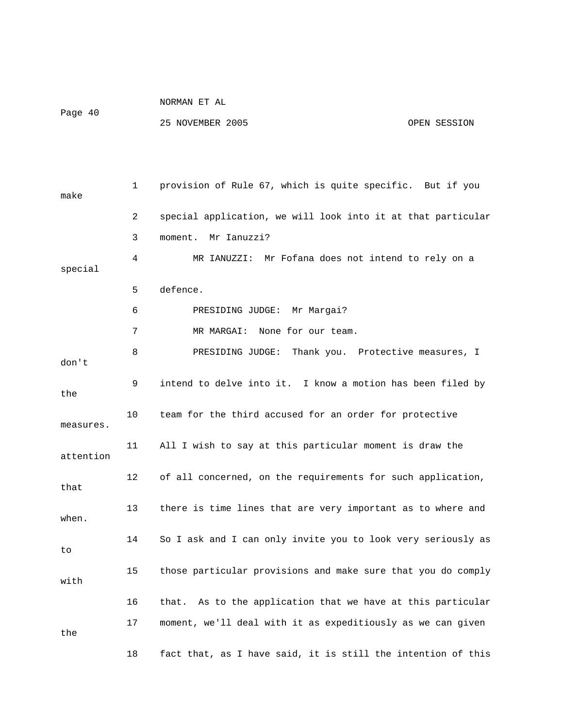1 provision of Rule 67, which is quite specific. But if you make

2 special application, we will look into it at that particular

3 moment. Mr Ianuzzi?

4 MR IANUZZI: Mr Fofana does not intend to rely on a special

5 defence.

6 PRESIDING JUDGE: Mr Margai?

7 MR MARGAI: None for our team.

8 PRESIDING JUDGE: Thank you. Protective measures, I don't

9 intend to delve into it. I know a motion has been filed by the

10 team for the third accused for an order for protective measures.

11 All I wish to say at this particular moment is draw the attention

12 of all concerned, on the requirements for such application, that

13 there is time lines that are very important as to where and when.

14 So I ask and I can only invite you to look very seriously as to

15 those particular provisions and make sure that you do comply with

16 that. As to the application that we have at this particular

17 moment, we'll deal with it as expeditiously as we can given the

18 fact that, as I have said, it is still the intention of this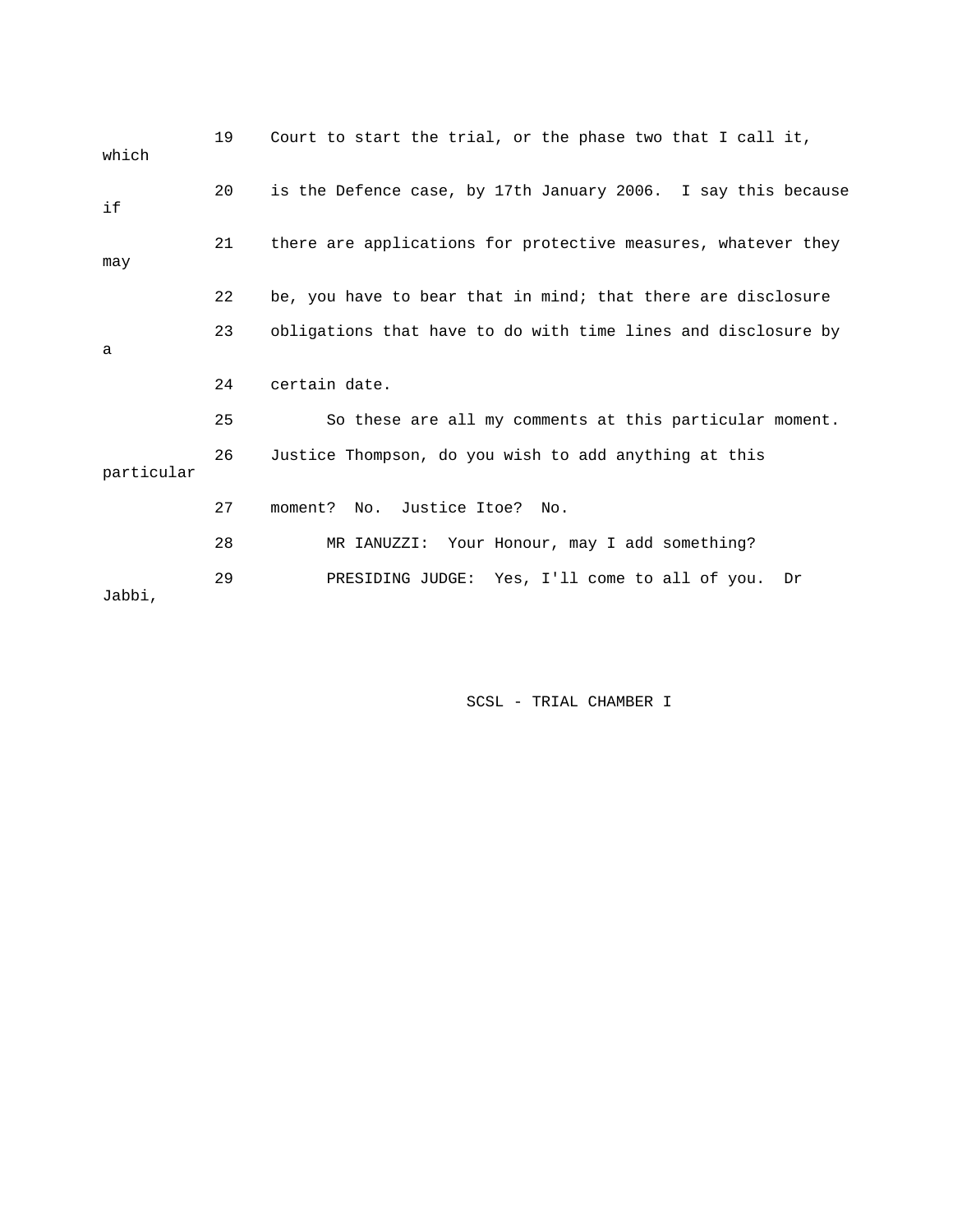19 Court to start the trial, or the phase two that I call it, which

20 is the Defence case, by 17th January 2006. I say this because if

21 there are applications for protective measures, whatever they may

22 be, you have to bear that in mind; that there are disclosure

23 obligations that have to do with time lines and disclosure by a

24 certain date.

25 So these are all my comments at this particular moment.

26 Justice Thompson, do you wish to add anything at this particular

27 moment? No. Justice Itoe? No.

28 MR IANUZZI: Your Honour, may I add something?

29 PRESIDING JUDGE: Yes, I'll come to all of you. Dr Jabbi,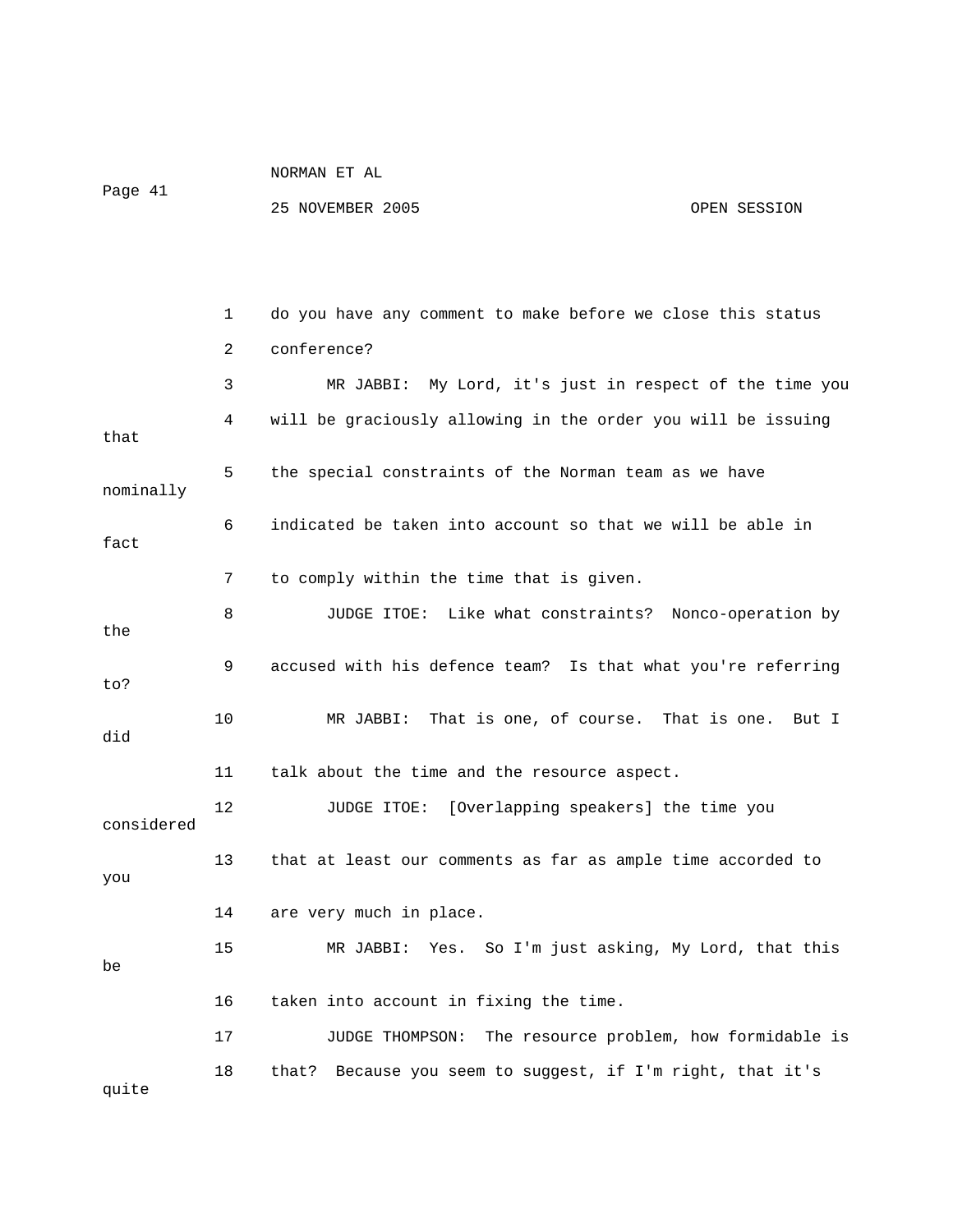1 do you have any comment to make before we close this status

2 conference?

3 MR JABBI: My Lord, it's just in respect of the time you

4 will be graciously allowing in the order you will be issuing that

5 the special constraints of the Norman team as we have nominally

6 indicated be taken into account so that we will be able in fact

7 to comply within the time that is given.

8 JUDGE ITOE: Like what constraints? Nonco-operation by the

9 accused with his defence team? Is that what you're referring to?

10 MR JABBI: That is one, of course. That is one. But I did

11 talk about the time and the resource aspect.

12 JUDGE ITOE: [Overlapping speakers] the time you considered

13 that at least our comments as far as ample time accorded to you

14 are very much in place.

15 MR JABBI: Yes. So I'm just asking, My Lord, that this be

16 taken into account in fixing the time.

17 JUDGE THOMPSON: The resource problem, how formidable is

18 that? Because you seem to suggest, if I'm right, that it's quite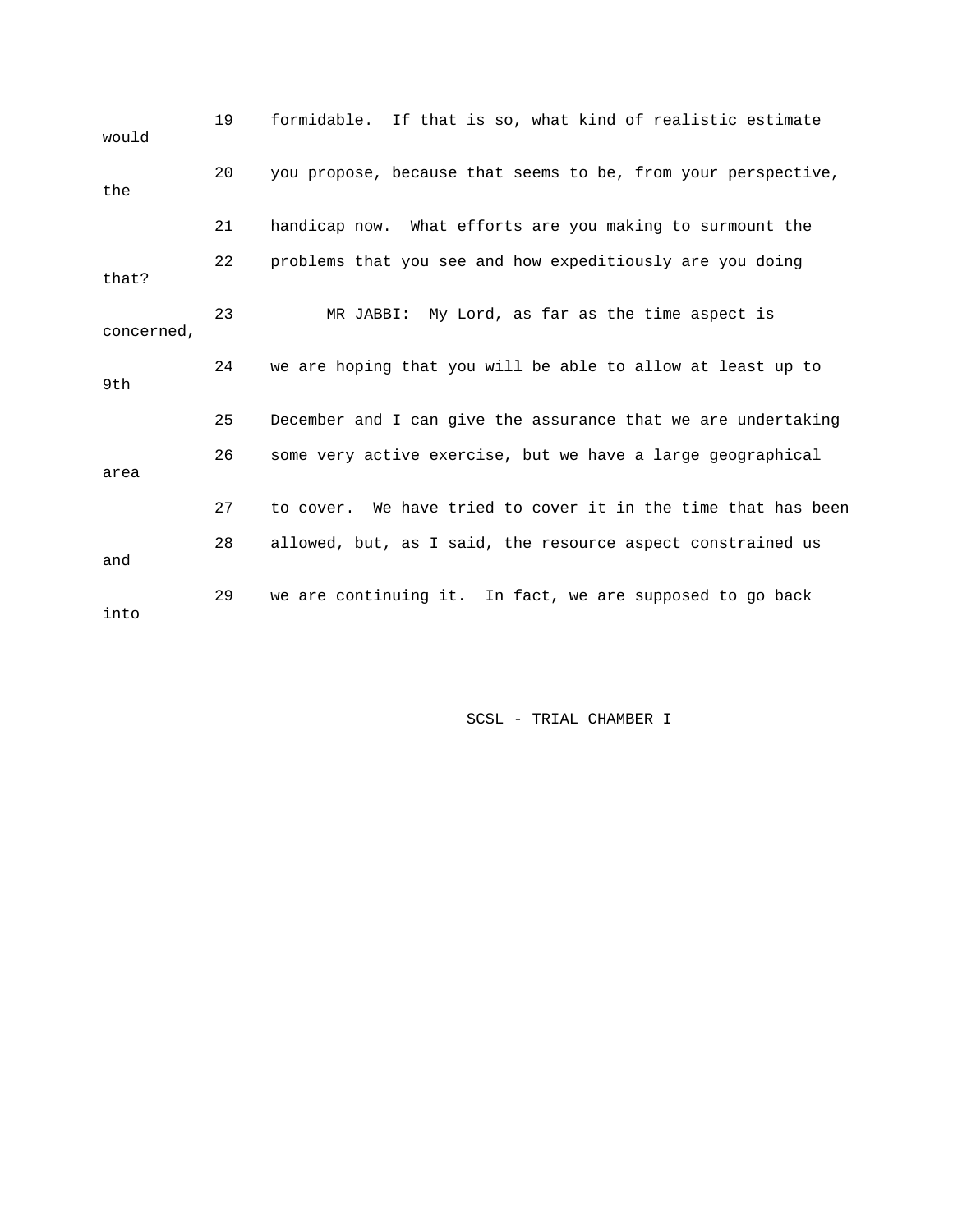19 formidable. If that is so, what kind of realistic estimate would

20 you propose, because that seems to be, from your perspective, the

21 handicap now. What efforts are you making to surmount the

22 problems that you see and how expeditiously are you doing that?

23 MR JABBI: My Lord, as far as the time aspect is concerned,

24 we are hoping that you will be able to allow at least up to 9th

25 December and I can give the assurance that we are undertaking

26 some very active exercise, but we have a large geographical area

27 to cover. We have tried to cover it in the time that has been

28 allowed, but, as I said, the resource aspect constrained us and

29 we are continuing it. In fact, we are supposed to go back into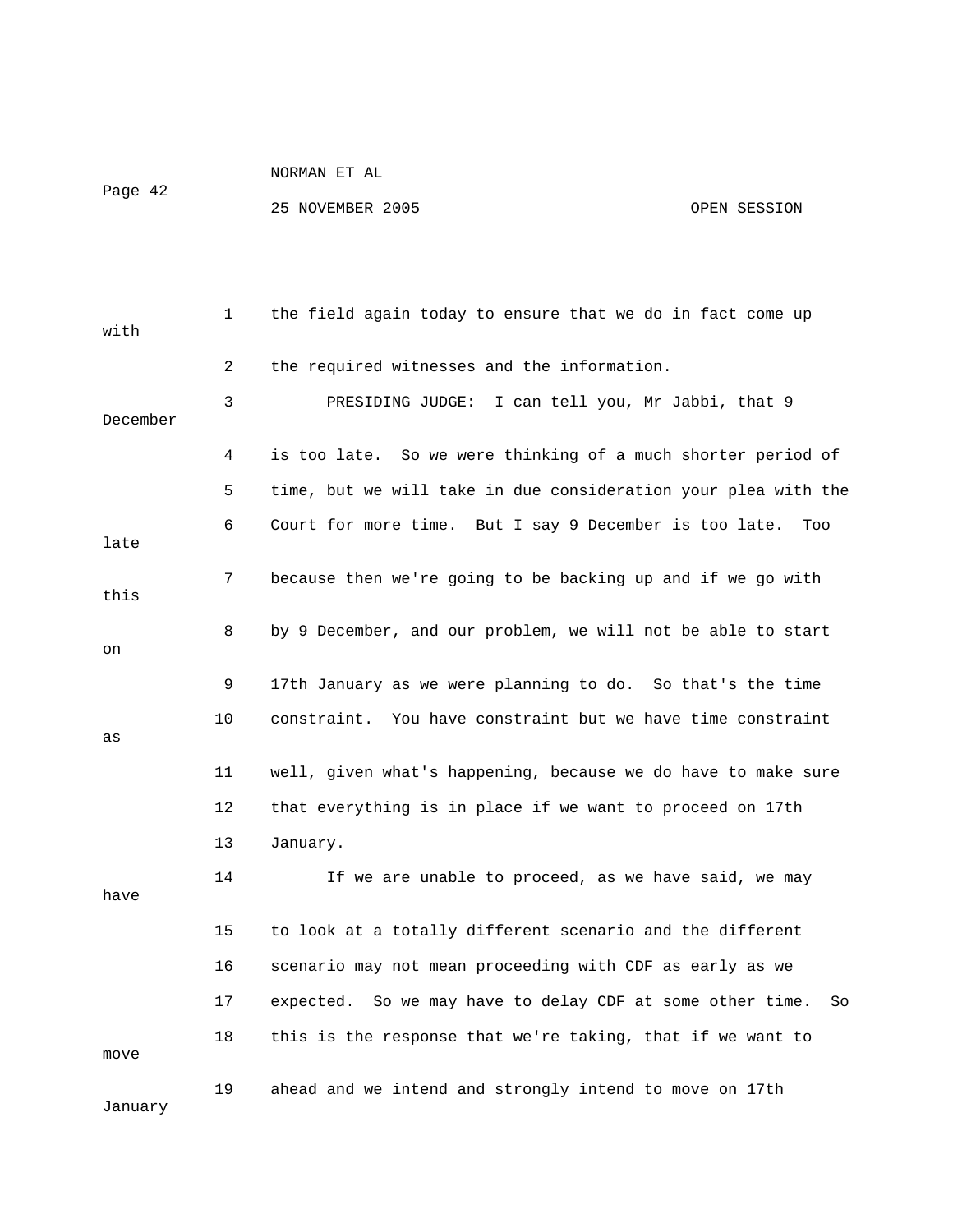1 the field again today to ensure that we do in fact come up with

2 the required witnesses and the information.

3 PRESIDING JUDGE: I can tell you, Mr Jabbi, that 9 December

4 is too late. So we were thinking of a much shorter period of

5 time, but we will take in due consideration your plea with the

6 Court for more time. But I say 9 December is too late. Too late

7 because then we're going to be backing up and if we go with this

8 by 9 December, and our problem, we will not be able to start on

9 17th January as we were planning to do. So that's the time

10 constraint. You have constraint but we have time constraint as

11 well, given what's happening, because we do have to make sure

12 that everything is in place if we want to proceed on 17th

13 January.

14 If we are unable to proceed, as we have said, we may have

15 to look at a totally different scenario and the different

16 scenario may not mean proceeding with CDF as early as we

17 expected. So we may have to delay CDF at some other time. So

18 this is the response that we're taking, that if we want to move

19 ahead and we intend and strongly intend to move on 17th January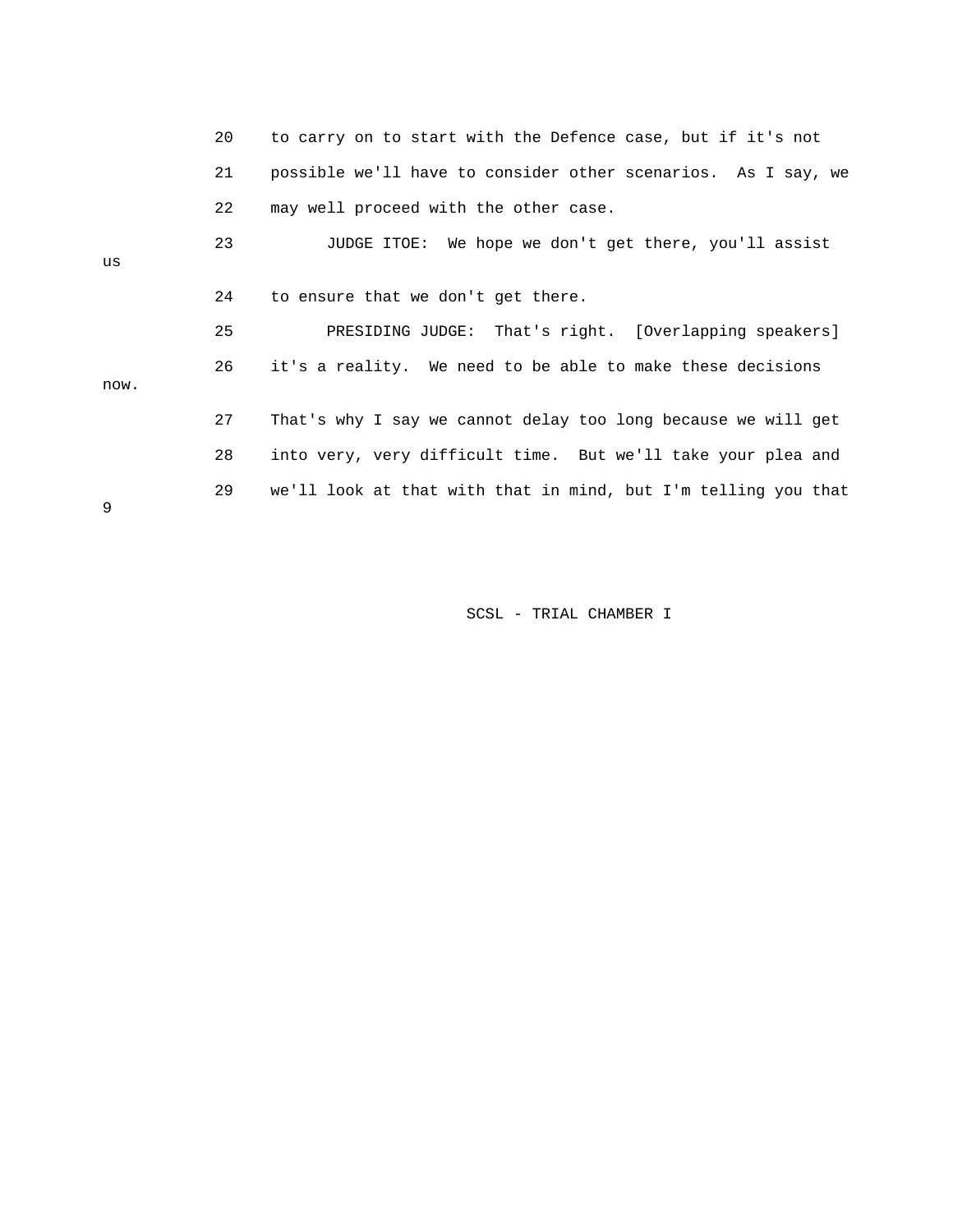20 to carry on to start with the Defence case, but if it's not

21 possible we'll have to consider other scenarios. As I say, we

22 may well proceed with the other case.

23 JUDGE ITOE: We hope we don't get there, you'll assist us

24 to ensure that we don't get there.

25 PRESIDING JUDGE: That's right. [Overlapping speakers]

26 it's a reality. We need to be able to make these decisions now.

27 That's why I say we cannot delay too long because we will get

28 into very, very difficult time. But we'll take your plea and

29 we'll look at that with that in mind, but I'm telling you that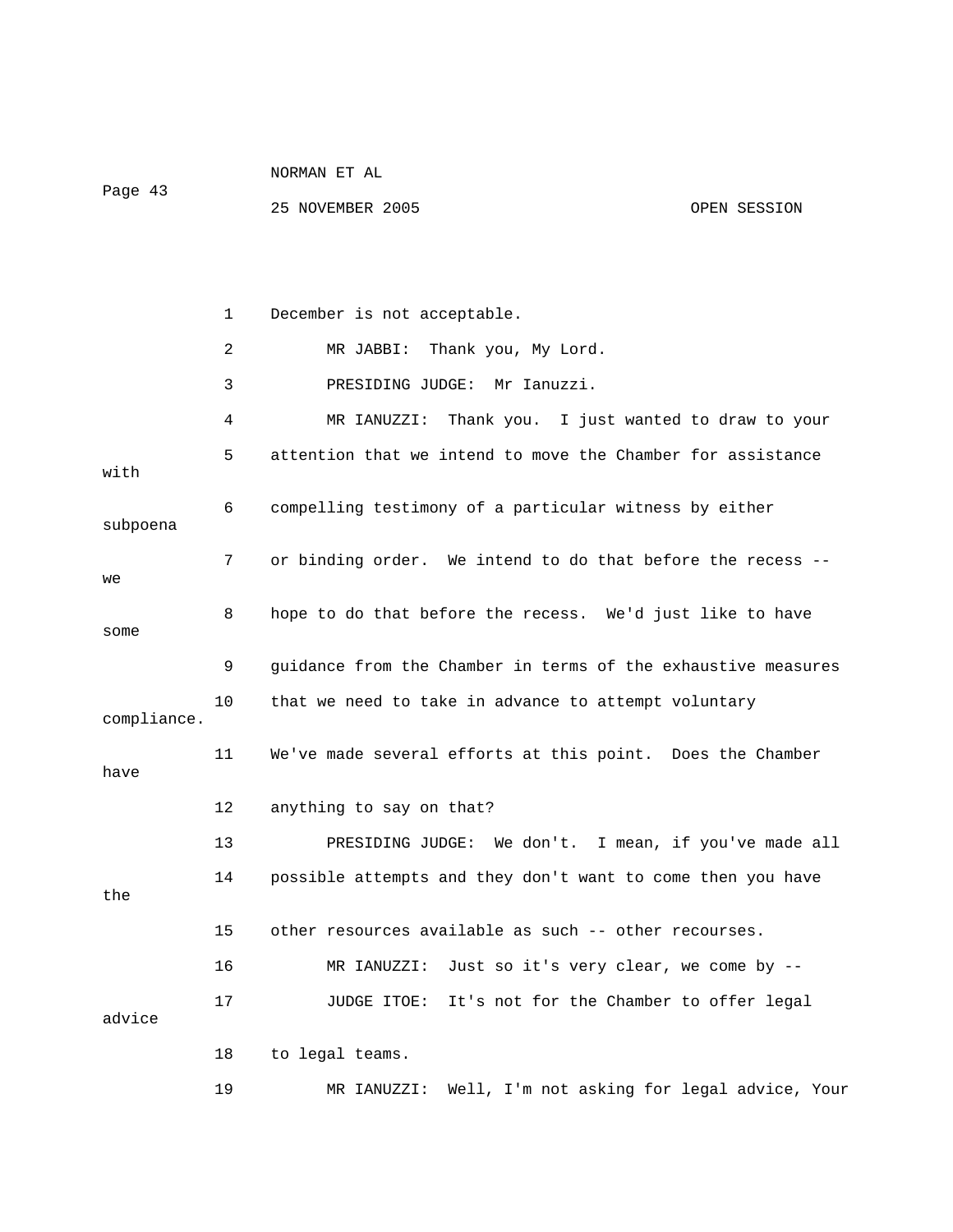December is not acceptable.

MR JABBI: Thank you, My Lord.

PRESIDING JUDGE: Mr Ianuzzi.

MR IANUZZI: Thank you. I just wanted to draw to your attention that we intend to move the Chamber for assistance with compelling testimony of a particular witness by either subpoena or binding order. We intend to do that before the recess -- we hope to do that before the recess. We'd just like to have some guidance from the Chamber in terms of the exhaustive measures that we need to take in advance to attempt voluntary compliance. We've made several efforts at this point. Does the Chamber have anything to say on that?

PRESIDING JUDGE: We don't. I mean, if you've made all possible attempts and they don't want to come then you have the other resources available as such -- other recourses.

MR IANUZZI: Just so it's very clear, we come by --

JUDGE ITOE: It's not for the Chamber to offer legal advice to legal teams.

MR IANUZZI: Well, I'm not asking for legal advice, Your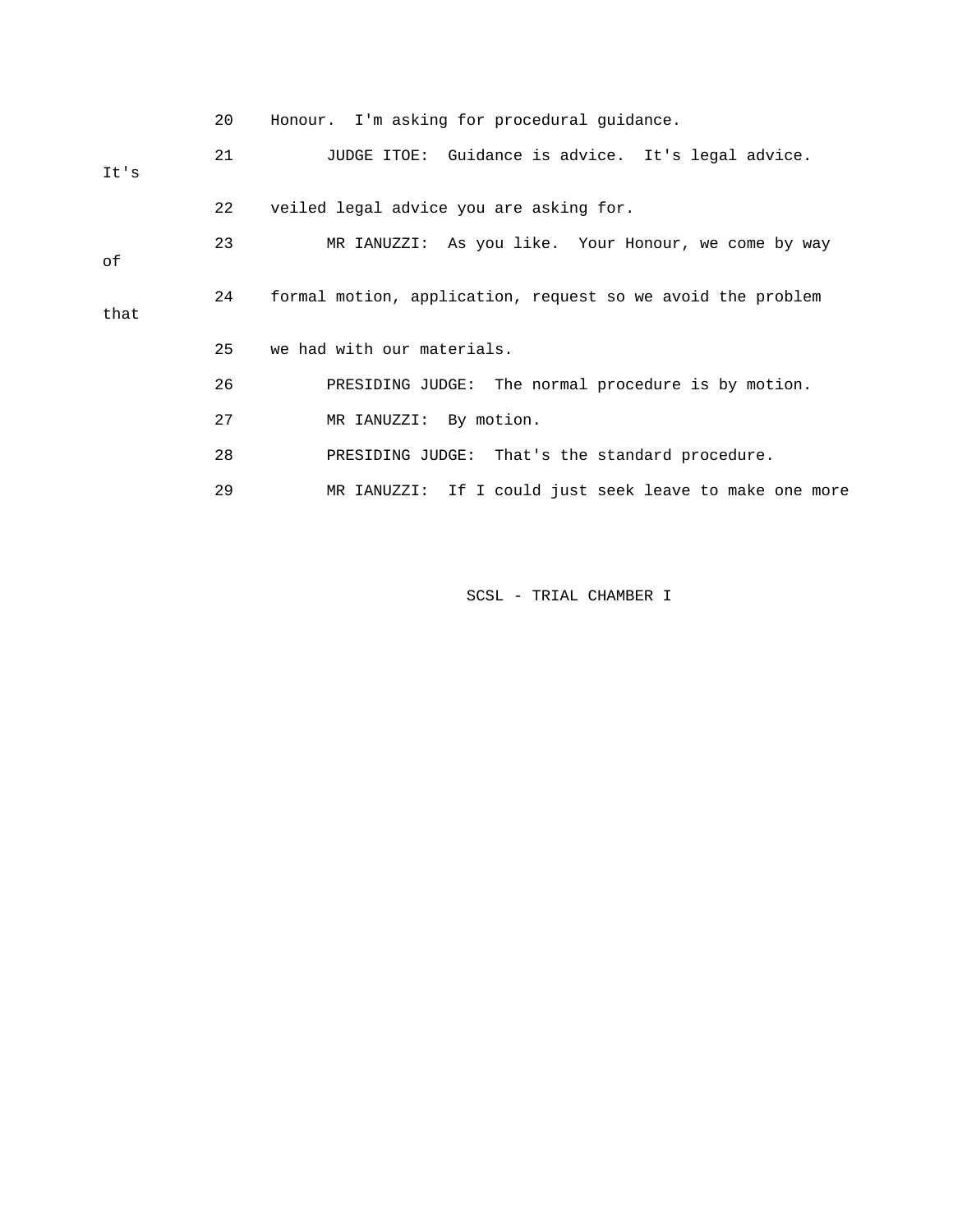20 Honour. I'm asking for procedural guidance.

21 JUDGE ITOE: Guidance is advice. It's legal advice. It's

22 veiled legal advice you are asking for.

23 MR IANUZZI: As you like. Your Honour, we come by way of

24 formal motion, application, request so we avoid the problem that

25 we had with our materials.

26 PRESIDING JUDGE: The normal procedure is by motion.

27 MR IANUZZI: By motion.

28 PRESIDING JUDGE: That's the standard procedure.

29 MR IANUZZI: If I could just seek leave to make one more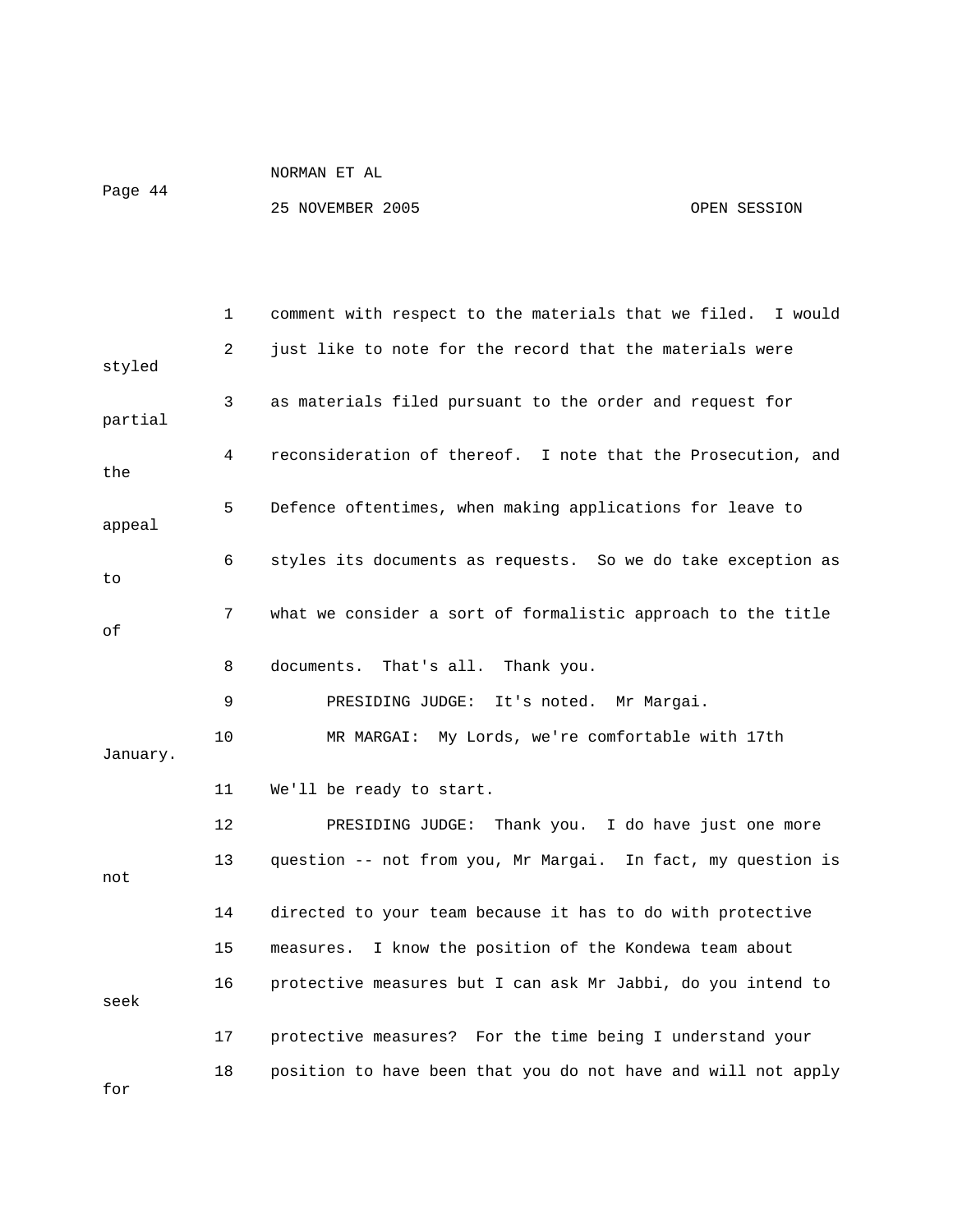1 comment with respect to the materials that we filed. I would

2 just like to note for the record that the materials were styled

3 as materials filed pursuant to the order and request for partial

4 reconsideration of thereof. I note that the Prosecution, and the

5 Defence oftentimes, when making applications for leave to appeal

6 styles its documents as requests. So we do take exception as to

7 what we consider a sort of formalistic approach to the title of

8 documents. That's all. Thank you.

9 PRESIDING JUDGE: It's noted. Mr Margai.

10 MR MARGAI: My Lords, we're comfortable with 17th January.

11 We'll be ready to start.

12 PRESIDING JUDGE: Thank you. I do have just one more

13 question -- not from you, Mr Margai. In fact, my question is not

14 directed to your team because it has to do with protective

15 measures. I know the position of the Kondewa team about

16 protective measures but I can ask Mr Jabbi, do you intend to seek

17 protective measures? For the time being I understand your

18 position to have been that you do not have and will not apply for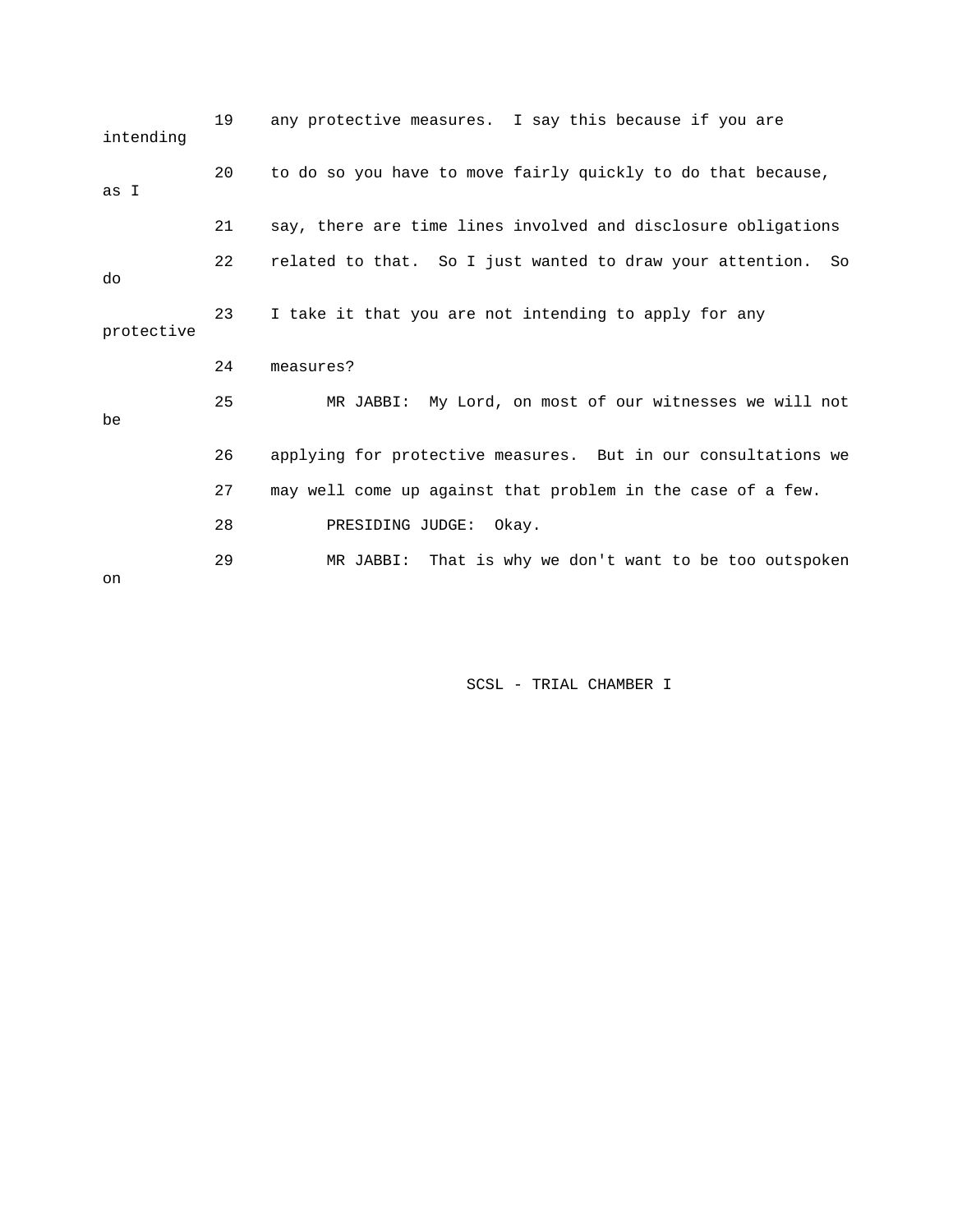19 any protective measures. I say this because if you are intending

20 to do so you have to move fairly quickly to do that because, as I

21 say, there are time lines involved and disclosure obligations

22 related to that. So I just wanted to draw your attention. So do

23 I take it that you are not intending to apply for any protective

24 measures?

25 MR JABBI: My Lord, on most of our witnesses we will not be

26 applying for protective measures. But in our consultations we

27 may well come up against that problem in the case of a few.

28 PRESIDING JUDGE: Okay.

29 MR JABBI: That is why we don't want to be too outspoken on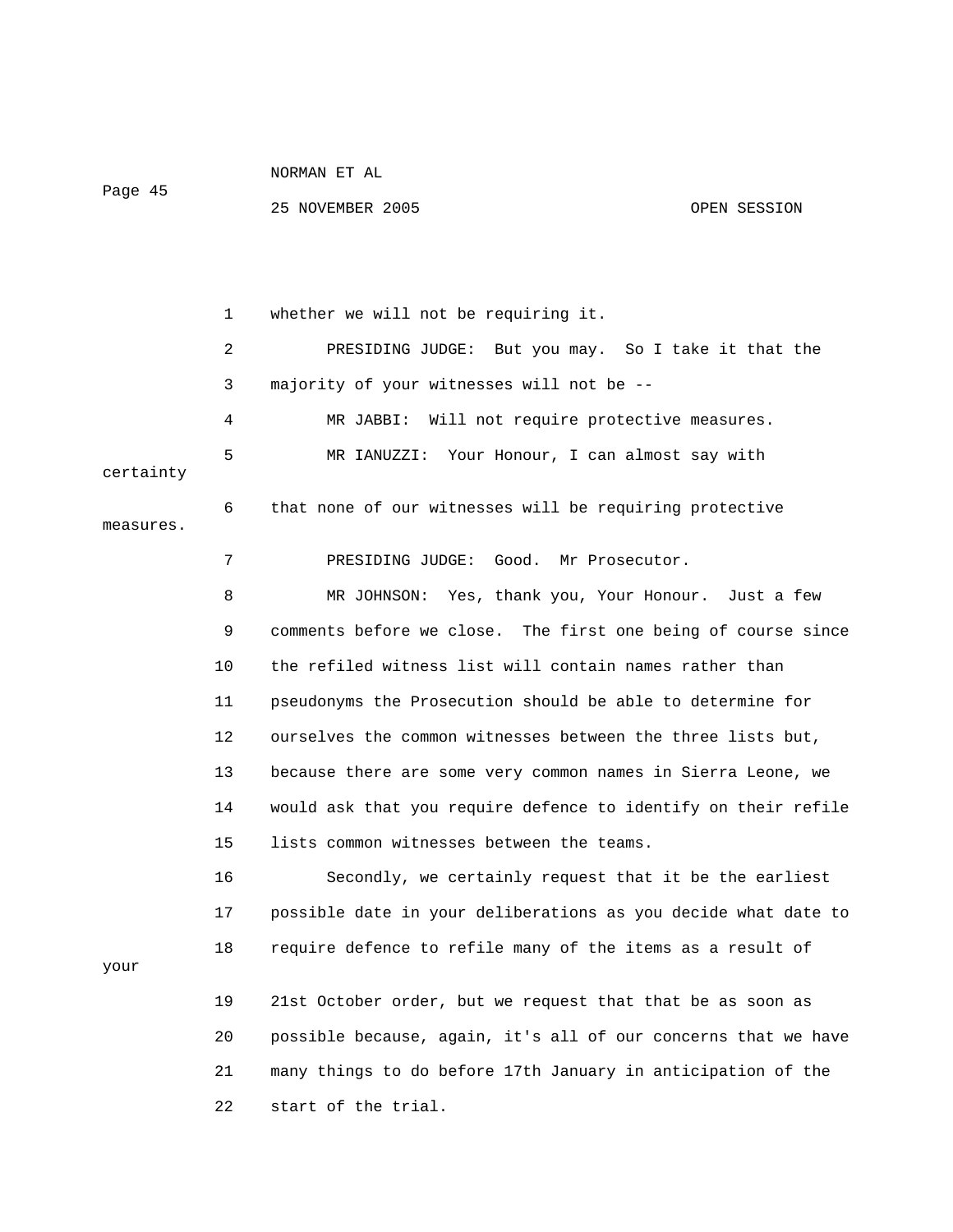whether we will not be requiring it.

PRESIDING JUDGE: But you may. So I take it that the majority of your witnesses will not be --

MR JABBI: Will not require protective measures.

MR IANUZZI: Your Honour, I can almost say with certainty that none of our witnesses will be requiring protective measures.

PRESIDING JUDGE: Good. Mr Prosecutor.

MR JOHNSON: Yes, thank you, Your Honour. Just a few comments before we close. The first one being of course since the refiled witness list will contain names rather than pseudonyms the Prosecution should be able to determine for ourselves the common witnesses between the three lists but, because there are some very common names in Sierra Leone, we would ask that you require defence to identify on their refile lists common witnesses between the teams.

Secondly, we certainly request that it be the earliest possible date in your deliberations as you decide what date to require defence to refile many of the items as a result of your 21st October order, but we request that that be as soon as possible because, again, it's all of our concerns that we have many things to do before 17th January in anticipation of the start of the trial.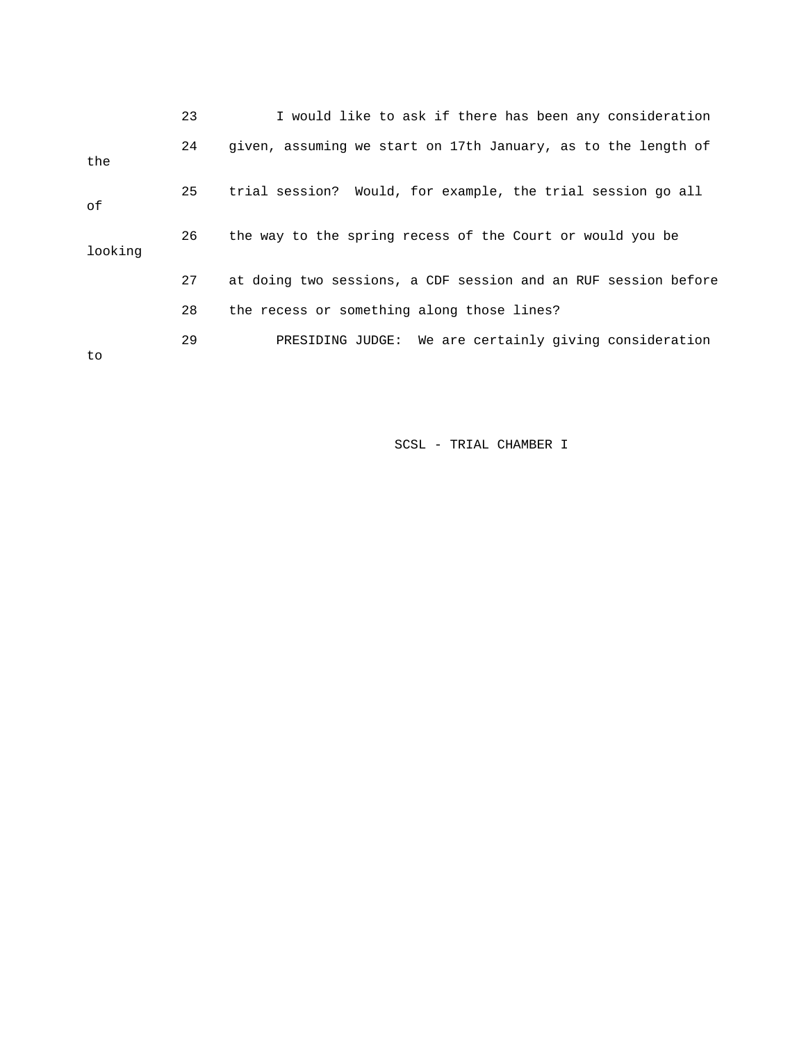23 I would like to ask if there has been any consideration

24 given, assuming we start on 17th January, as to the length of the

25 trial session? Would, for example, the trial session go all of

26 the way to the spring recess of the Court or would you be looking

27 at doing two sessions, a CDF session and an RUF session before

28 the recess or something along those lines?

29 PRESIDING JUDGE: We are certainly giving consideration to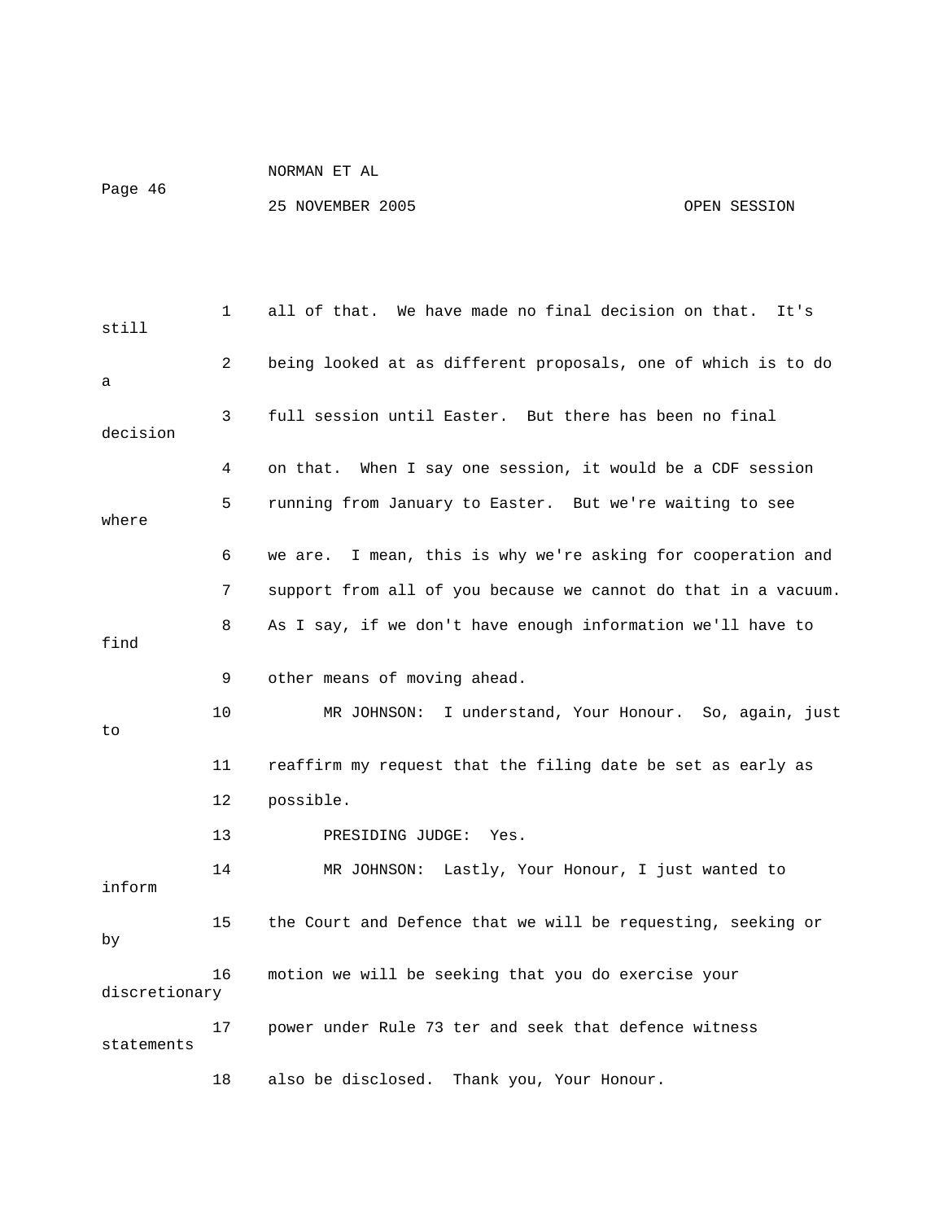1 all of that. We have made no final decision on that. It's still

2 being looked at as different proposals, one of which is to do a

3 full session until Easter. But there has been no final decision

4 on that. When I say one session, it would be a CDF session

5 running from January to Easter. But we're waiting to see where

6 we are. I mean, this is why we're asking for cooperation and

7 support from all of you because we cannot do that in a vacuum.

8 As I say, if we don't have enough information we'll have to find

9 other means of moving ahead.

10 MR JOHNSON: I understand, Your Honour. So, again, just to

11 reaffirm my request that the filing date be set as early as

12 possible.

13 PRESIDING JUDGE: Yes.

14 MR JOHNSON: Lastly, Your Honour, I just wanted to inform

15 the Court and Defence that we will be requesting, seeking or by

16 motion we will be seeking that you do exercise your discretionary

17 power under Rule 73 ter and seek that defence witness statements

18 also be disclosed. Thank you, Your Honour.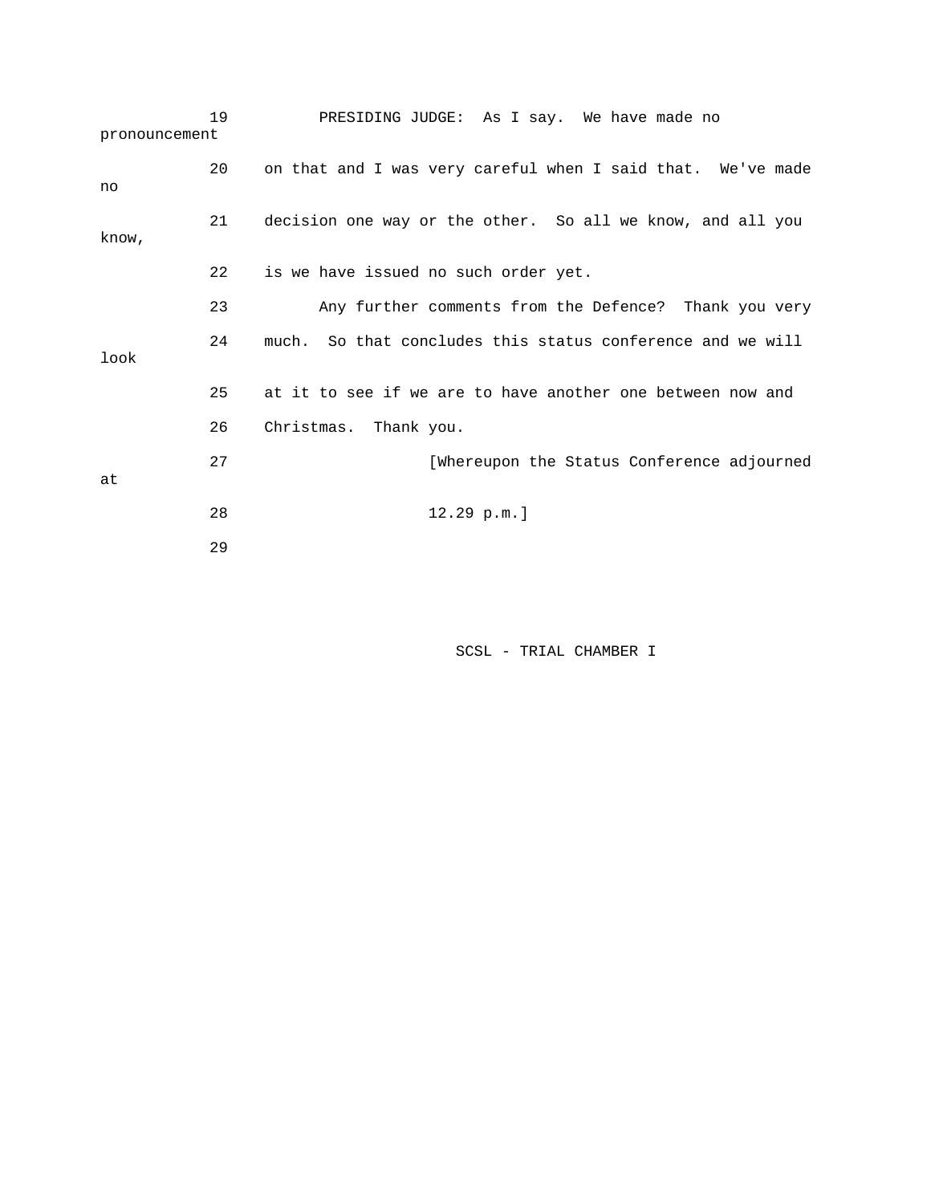19 PRESIDING JUDGE: As I say. We have made no pronouncement

20 on that and I was very careful when I said that. We've made no

21 decision one way or the other. So all we know, and all you know,

22 is we have issued no such order yet.

23 Any further comments from the Defence? Thank you very

24 much. So that concludes this status conference and we will look

25 at it to see if we are to have another one between now and

26 Christmas. Thank you.

27 [Whereupon the Status Conference adjourned at

28 12.29 p.m.]

29

SCSL - TRIAL CHAMBER I